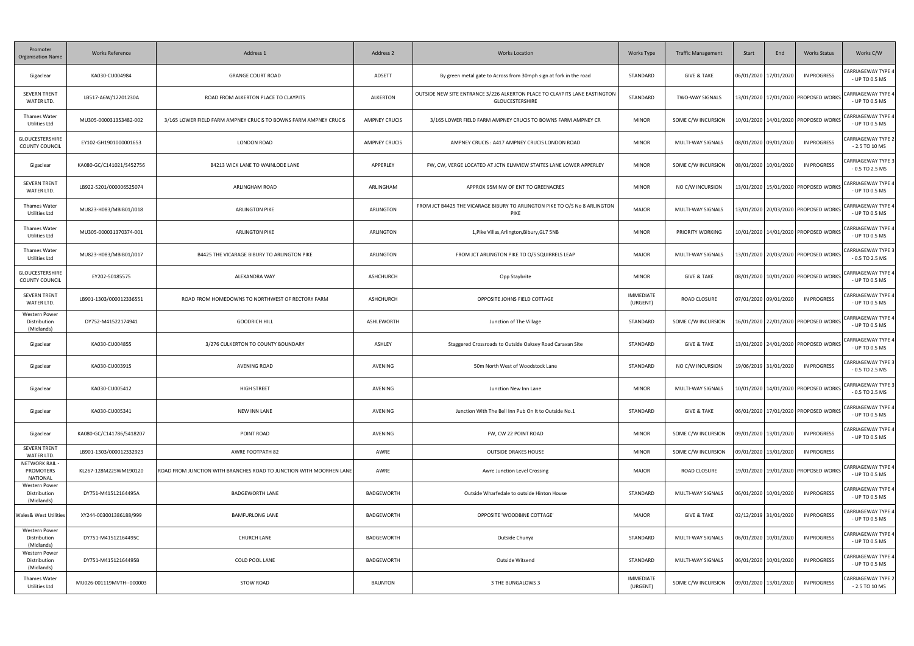| Promoter Organisation Name | Works Reference | Address 1 | Address 2 | Works Location | Works Type | Traffic Management | Start | End | Works Status | Works C/W |
|---|---|---|---|---|---|---|---|---|---|---|
| Gigaclear | KA030-CU004984 | GRANGE COURT ROAD | ADSETT | By green metal gate to Across from 30mph sign at fork in the road | STANDARD | GIVE & TAKE | 06/01/2020 | 17/01/2020 | IN PROGRESS | CARRIAGEWAY TYPE 4 - UP TO 0.5 MS |
| SEVERN TRENT WATER LTD. | LB517-A6W/12201230A | ROAD FROM ALKERTON PLACE TO CLAYPITS | ALKERTON | OUTSIDE NEW SITE ENTRANCE 3/226 ALKERTON PLACE TO CLAYPITS LANE EASTINGTON GLOUCESTERSHIRE | STANDARD | TWO-WAY SIGNALS | 13/01/2020 | 17/01/2020 | PROPOSED WORKS | CARRIAGEWAY TYPE 4 - UP TO 0.5 MS |
| Thames Water Utilities Ltd | MU305-000031353482-002 | 3/165 LOWER FIELD FARM AMPNEY CRUCIS TO BOWNS FARM AMPNEY CRUCIS | AMPNEY CRUCIS | 3/165 LOWER FIELD FARM AMPNEY CRUCIS TO BOWNS FARM AMPNEY CR | MINOR | SOME C/W INCURSION | 10/01/2020 | 14/01/2020 | PROPOSED WORKS | CARRIAGEWAY TYPE 4 - UP TO 0.5 MS |
| GLOUCESTERSHIRE COUNTY COUNCIL | EY102-GH1901000001653 | LONDON ROAD | AMPNEY CRUCIS | AMPNEY CRUCIS : A417 AMPNEY CRUCIS LONDON ROAD | MINOR | MULTI-WAY SIGNALS | 08/01/2020 | 09/01/2020 | IN PROGRESS | CARRIAGEWAY TYPE 2 - 2.5 TO 10 MS |
| Gigaclear | KA080-GC/C141021/S452756 | B4213 WICK LANE TO WAINLODE LANE | APPERLEY | FW, CW, VERGE LOCATED AT JCTN ELMVIEW STAITES LANE LOWER APPERLEY | MINOR | SOME C/W INCURSION | 08/01/2020 | 10/01/2020 | IN PROGRESS | CARRIAGEWAY TYPE 3 - 0.5 TO 2.5 MS |
| SEVERN TRENT WATER LTD. | LB922-5201/000006525074 | ARLINGHAM ROAD | ARLINGHAM | APPROX 95M NW OF ENT TO GREENACRES | MINOR | NO C/W INCURSION | 13/01/2020 | 15/01/2020 | PROPOSED WORKS | CARRIAGEWAY TYPE 4 - UP TO 0.5 MS |
| Thames Water Utilities Ltd | MU823-H083/MBIB01/J018 | ARLINGTON PIKE | ARLINGTON | FROM JCT B4425 THE VICARAGE BIBURY TO ARLINGTON PIKE TO O/S No 8 ARLINGTON PIKE | MAJOR | MULTI-WAY SIGNALS | 13/01/2020 | 20/03/2020 | PROPOSED WORKS | CARRIAGEWAY TYPE 4 - UP TO 0.5 MS |
| Thames Water Utilities Ltd | MU305-000031370374-001 | ARLINGTON PIKE | ARLINGTON | 1,Pike Villas,Arlington,Bibury,GL7 5NB | MINOR | PRIORITY WORKING | 10/01/2020 | 14/01/2020 | PROPOSED WORKS | CARRIAGEWAY TYPE 4 - UP TO 0.5 MS |
| Thames Water Utilities Ltd | MU823-H083/MBIB01/J017 | B4425 THE VICARAGE BIBURY TO ARLINGTON PIKE | ARLINGTON | FROM JCT ARLINGTON PIKE TO O/S SQUIRRELS LEAP | MAJOR | MULTI-WAY SIGNALS | 13/01/2020 | 20/03/2020 | PROPOSED WORKS | CARRIAGEWAY TYPE 3 - 0.5 TO 2.5 MS |
| GLOUCESTERSHIRE COUNTY COUNCIL | EY202-50185575 | ALEXANDRA WAY | ASHCHURCH | Opp Staybrite | MINOR | GIVE & TAKE | 08/01/2020 | 10/01/2020 | PROPOSED WORKS | CARRIAGEWAY TYPE 4 - UP TO 0.5 MS |
| SEVERN TRENT WATER LTD. | LB901-1303/000012336551 | ROAD FROM HOMEDOWNS TO NORTHWEST OF RECTORY FARM | ASHCHURCH | OPPOSITE JOHNS FIELD COTTAGE | IMMEDIATE (URGENT) | ROAD CLOSURE | 07/01/2020 | 09/01/2020 | IN PROGRESS | CARRIAGEWAY TYPE 4 - UP TO 0.5 MS |
| Western Power Distribution (Midlands) | DY752-M41522174941 | GOODRICH HILL | ASHLEWORTH | Junction of The Village | STANDARD | SOME C/W INCURSION | 16/01/2020 | 22/01/2020 | PROPOSED WORKS | CARRIAGEWAY TYPE 4 - UP TO 0.5 MS |
| Gigaclear | KA030-CU004855 | 3/276 CULKERTON TO COUNTY BOUNDARY | ASHLEY | Staggered Crossroads to Outside Oaksey Road Caravan Site | STANDARD | GIVE & TAKE | 13/01/2020 | 24/01/2020 | PROPOSED WORKS | CARRIAGEWAY TYPE 4 - UP TO 0.5 MS |
| Gigaclear | KA030-CU003915 | AVENING ROAD | AVENING | 50m North West of Woodstock Lane | STANDARD | NO C/W INCURSION | 19/06/2019 | 31/01/2020 | IN PROGRESS | CARRIAGEWAY TYPE 3 - 0.5 TO 2.5 MS |
| Gigaclear | KA030-CU005412 | HIGH STREET | AVENING | Junction New Inn Lane | MINOR | MULTI-WAY SIGNALS | 10/01/2020 | 14/01/2020 | PROPOSED WORKS | CARRIAGEWAY TYPE 3 - 0.5 TO 2.5 MS |
| Gigaclear | KA030-CU005341 | NEW INN LANE | AVENING | Junction With The Bell Inn Pub On It to Outside No.1 | STANDARD | GIVE & TAKE | 06/01/2020 | 17/01/2020 | PROPOSED WORKS | CARRIAGEWAY TYPE 4 - UP TO 0.5 MS |
| Gigaclear | KA080-GC/C141786/S418207 | POINT ROAD | AVENING | FW, CW 22 POINT ROAD | MINOR | SOME C/W INCURSION | 09/01/2020 | 13/01/2020 | IN PROGRESS | CARRIAGEWAY TYPE 4 - UP TO 0.5 MS |
| SEVERN TRENT WATER LTD. | LB901-1303/000012332923 | AWRE FOOTPATH 82 | AWRE | OUTSIDE DRAKES HOUSE | MINOR | SOME C/W INCURSION | 09/01/2020 | 13/01/2020 | IN PROGRESS | |
| NETWORK RAIL - PROMOTERS NATIONAL | KL267-128M22SWM190120 | ROAD FROM JUNCTION WITH BRANCHES ROAD TO JUNCTION WITH MOORHEN LANE | AWRE | Awre Junction Level Crossing | MAJOR | ROAD CLOSURE | 19/01/2020 | 19/01/2020 | PROPOSED WORKS | CARRIAGEWAY TYPE 4 - UP TO 0.5 MS |
| Western Power Distribution (Midlands) | DY751-M41512164495A | BADGEWORTH LANE | BADGEWORTH | Outside Wharfedale to outside Hinton House | STANDARD | MULTI-WAY SIGNALS | 06/01/2020 | 10/01/2020 | IN PROGRESS | CARRIAGEWAY TYPE 4 - UP TO 0.5 MS |
| Wales& West Utilities | XY244-003001386188/999 | BAMFURLONG LANE | BADGEWORTH | OPPOSITE 'WOODBINE COTTAGE' | MAJOR | GIVE & TAKE | 02/12/2019 | 31/01/2020 | IN PROGRESS | CARRIAGEWAY TYPE 4 - UP TO 0.5 MS |
| Western Power Distribution (Midlands) | DY751-M41512164495C | CHURCH LANE | BADGEWORTH | Outside Chunya | STANDARD | MULTI-WAY SIGNALS | 06/01/2020 | 10/01/2020 | IN PROGRESS | CARRIAGEWAY TYPE 4 - UP TO 0.5 MS |
| Western Power Distribution (Midlands) | DY751-M41512164495B | COLD POOL LANE | BADGEWORTH | Outside Witsend | STANDARD | MULTI-WAY SIGNALS | 06/01/2020 | 10/01/2020 | IN PROGRESS | CARRIAGEWAY TYPE 4 - UP TO 0.5 MS |
| Thames Water Utilities Ltd | MU026-001119MVTH--000003 | STOW ROAD | BAUNTON | 3 THE BUNGALOWS 3 | IMMEDIATE (URGENT) | SOME C/W INCURSION | 09/01/2020 | 13/01/2020 | IN PROGRESS | CARRIAGEWAY TYPE 2 - 2.5 TO 10 MS |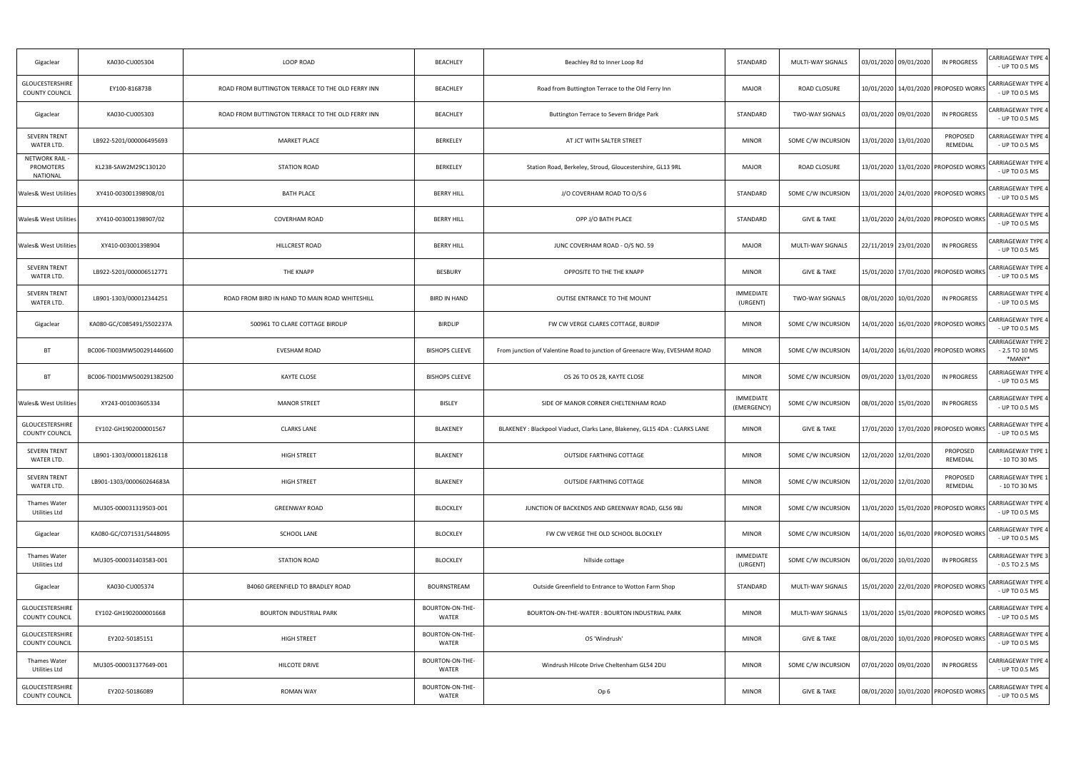| | | | | | | | | | | |
|---|---|---|---|---|---|---|---|---|---|---|
| Gigaclear | KA030-CU005304 | LOOP ROAD | BEACHLEY | Beachley Rd to Inner Loop Rd | STANDARD | MULTI-WAY SIGNALS | 03/01/2020 | 09/01/2020 | IN PROGRESS | CARRIAGEWAY TYPE 4 - UP TO 0.5 MS |
| GLOUCESTERSHIRE COUNTY COUNCIL | EY100-816873B | ROAD FROM BUTTINGTON TERRACE TO THE OLD FERRY INN | BEACHLEY | Road from Buttington Terrace to the Old Ferry Inn | MAJOR | ROAD CLOSURE | 10/01/2020 | 14/01/2020 | PROPOSED WORKS | CARRIAGEWAY TYPE 4 - UP TO 0.5 MS |
| Gigaclear | KA030-CU005303 | ROAD FROM BUTTINGTON TERRACE TO THE OLD FERRY INN | BEACHLEY | Buttington Terrace to Severn Bridge Park | STANDARD | TWO-WAY SIGNALS | 03/01/2020 | 09/01/2020 | IN PROGRESS | CARRIAGEWAY TYPE 4 - UP TO 0.5 MS |
| SEVERN TRENT WATER LTD. | LB922-5201/000006495693 | MARKET PLACE | BERKELEY | AT JCT WITH SALTER STREET | MINOR | SOME C/W INCURSION | 13/01/2020 | 13/01/2020 | PROPOSED REMEDIAL | CARRIAGEWAY TYPE 4 - UP TO 0.5 MS |
| NETWORK RAIL - PROMOTERS NATIONAL | KL238-SAW2M29C130120 | STATION ROAD | BERKELEY | Station Road, Berkeley, Stroud, Gloucestershire, GL13 9RL | MAJOR | ROAD CLOSURE | 13/01/2020 | 13/01/2020 | PROPOSED WORKS | CARRIAGEWAY TYPE 4 - UP TO 0.5 MS |
| Wales& West Utilities | XY410-003001398908/01 | BATH PLACE | BERRY HILL | J/O COVERHAM ROAD TO O/S 6 | STANDARD | SOME C/W INCURSION | 13/01/2020 | 24/01/2020 | PROPOSED WORKS | CARRIAGEWAY TYPE 4 - UP TO 0.5 MS |
| Wales& West Utilities | XY410-003001398907/02 | COVERHAM ROAD | BERRY HILL | OPP J/O BATH PLACE | STANDARD | GIVE & TAKE | 13/01/2020 | 24/01/2020 | PROPOSED WORKS | CARRIAGEWAY TYPE 4 - UP TO 0.5 MS |
| Wales& West Utilities | XY410-003001398904 | HILLCREST ROAD | BERRY HILL | JUNC COVERHAM ROAD - O/S NO. 59 | MAJOR | MULTI-WAY SIGNALS | 22/11/2019 | 23/01/2020 | IN PROGRESS | CARRIAGEWAY TYPE 4 - UP TO 0.5 MS |
| SEVERN TRENT WATER LTD. | LB922-5201/000006512771 | THE KNAPP | BESBURY | OPPOSITE TO THE THE KNAPP | MINOR | GIVE & TAKE | 15/01/2020 | 17/01/2020 | PROPOSED WORKS | CARRIAGEWAY TYPE 4 - UP TO 0.5 MS |
| SEVERN TRENT WATER LTD. | LB901-1303/000012344251 | ROAD FROM BIRD IN HAND TO MAIN ROAD WHITESHILL | BIRD IN HAND | OUTISE ENTRANCE TO THE MOUNT | IMMEDIATE (URGENT) | TWO-WAY SIGNALS | 08/01/2020 | 10/01/2020 | IN PROGRESS | CARRIAGEWAY TYPE 4 - UP TO 0.5 MS |
| Gigaclear | KA080-GC/C085491/S502237A | 500961 TO CLARE COTTAGE BIRDLIP | BIRDLIP | FW CW VERGE CLARES COTTAGE, BURDIP | MINOR | SOME C/W INCURSION | 14/01/2020 | 16/01/2020 | PROPOSED WORKS | CARRIAGEWAY TYPE 4 - UP TO 0.5 MS |
| BT | BC006-TI003MW500291446600 | EVESHAM ROAD | BISHOPS CLEEVE | From junction of Valentine Road to junction of Greenacre Way, EVESHAM ROAD | MINOR | SOME C/W INCURSION | 14/01/2020 | 16/01/2020 | PROPOSED WORKS | CARRIAGEWAY TYPE 2 - 2.5 TO 10 MS *MANY* |
| BT | BC006-TI001MW500291382500 | KAYTE CLOSE | BISHOPS CLEEVE | OS 26 TO OS 28, KAYTE CLOSE | MINOR | SOME C/W INCURSION | 09/01/2020 | 13/01/2020 | IN PROGRESS | CARRIAGEWAY TYPE 4 - UP TO 0.5 MS |
| Wales& West Utilities | XY243-001003605334 | MANOR STREET | BISLEY | SIDE OF MANOR CORNER CHELTENHAM ROAD | IMMEDIATE (EMERGENCY) | SOME C/W INCURSION | 08/01/2020 | 15/01/2020 | IN PROGRESS | CARRIAGEWAY TYPE 4 - UP TO 0.5 MS |
| GLOUCESTERSHIRE COUNTY COUNCIL | EY102-GH1902000001567 | CLARKS LANE | BLAKENEY | BLAKENEY : Blackpool Viaduct, Clarks Lane, Blakeney, GL15 4DA : CLARKS LANE | MINOR | GIVE & TAKE | 17/01/2020 | 17/01/2020 | PROPOSED WORKS | CARRIAGEWAY TYPE 4 - UP TO 0.5 MS |
| SEVERN TRENT WATER LTD. | LB901-1303/000011826118 | HIGH STREET | BLAKENEY | OUTSIDE FARTHING COTTAGE | MINOR | SOME C/W INCURSION | 12/01/2020 | 12/01/2020 | PROPOSED REMEDIAL | CARRIAGEWAY TYPE 1 - 10 TO 30 MS |
| SEVERN TRENT WATER LTD. | LB901-1303/000060264683A | HIGH STREET | BLAKENEY | OUTSIDE FARTHING COTTAGE | MINOR | SOME C/W INCURSION | 12/01/2020 | 12/01/2020 | PROPOSED REMEDIAL | CARRIAGEWAY TYPE 1 - 10 TO 30 MS |
| Thames Water Utilities Ltd | MU305-000031319503-001 | GREENWAY ROAD | BLOCKLEY | JUNCTION OF BACKENDS AND GREENWAY ROAD, GL56 9BJ | MINOR | SOME C/W INCURSION | 13/01/2020 | 15/01/2020 | PROPOSED WORKS | CARRIAGEWAY TYPE 4 - UP TO 0.5 MS |
| Gigaclear | KA080-GC/C071531/S448095 | SCHOOL LANE | BLOCKLEY | FW CW VERGE THE OLD SCHOOL BLOCKLEY | MINOR | SOME C/W INCURSION | 14/01/2020 | 16/01/2020 | PROPOSED WORKS | CARRIAGEWAY TYPE 4 - UP TO 0.5 MS |
| Thames Water Utilities Ltd | MU305-000031403583-001 | STATION ROAD | BLOCKLEY | hillside cottage | IMMEDIATE (URGENT) | SOME C/W INCURSION | 06/01/2020 | 10/01/2020 | IN PROGRESS | CARRIAGEWAY TYPE 3 - 0.5 TO 2.5 MS |
| Gigaclear | KA030-CU005374 | B4060 GREENFIELD TO BRADLEY ROAD | BOURNSTREAM | Outside Greenfield to Entrance to Wotton Farm Shop | STANDARD | MULTI-WAY SIGNALS | 15/01/2020 | 22/01/2020 | PROPOSED WORKS | CARRIAGEWAY TYPE 4 - UP TO 0.5 MS |
| GLOUCESTERSHIRE COUNTY COUNCIL | EY102-GH1902000001668 | BOURTON INDUSTRIAL PARK | BOURTON-ON-THE-WATER | BOURTON-ON-THE-WATER : BOURTON INDUSTRIAL PARK | MINOR | MULTI-WAY SIGNALS | 13/01/2020 | 15/01/2020 | PROPOSED WORKS | CARRIAGEWAY TYPE 4 - UP TO 0.5 MS |
| GLOUCESTERSHIRE COUNTY COUNCIL | EY202-50185151 | HIGH STREET | BOURTON-ON-THE-WATER | OS 'Windrush' | MINOR | GIVE & TAKE | 08/01/2020 | 10/01/2020 | PROPOSED WORKS | CARRIAGEWAY TYPE 4 - UP TO 0.5 MS |
| Thames Water Utilities Ltd | MU305-000031377649-001 | HILCOTE DRIVE | BOURTON-ON-THE-WATER | Windrush Hilcote Drive Cheltenham GL54 2DU | MINOR | SOME C/W INCURSION | 07/01/2020 | 09/01/2020 | IN PROGRESS | CARRIAGEWAY TYPE 4 - UP TO 0.5 MS |
| GLOUCESTERSHIRE COUNTY COUNCIL | EY202-50186089 | ROMAN WAY | BOURTON-ON-THE-WATER | Op 6 | MINOR | GIVE & TAKE | 08/01/2020 | 10/01/2020 | PROPOSED WORKS | CARRIAGEWAY TYPE 4 - UP TO 0.5 MS |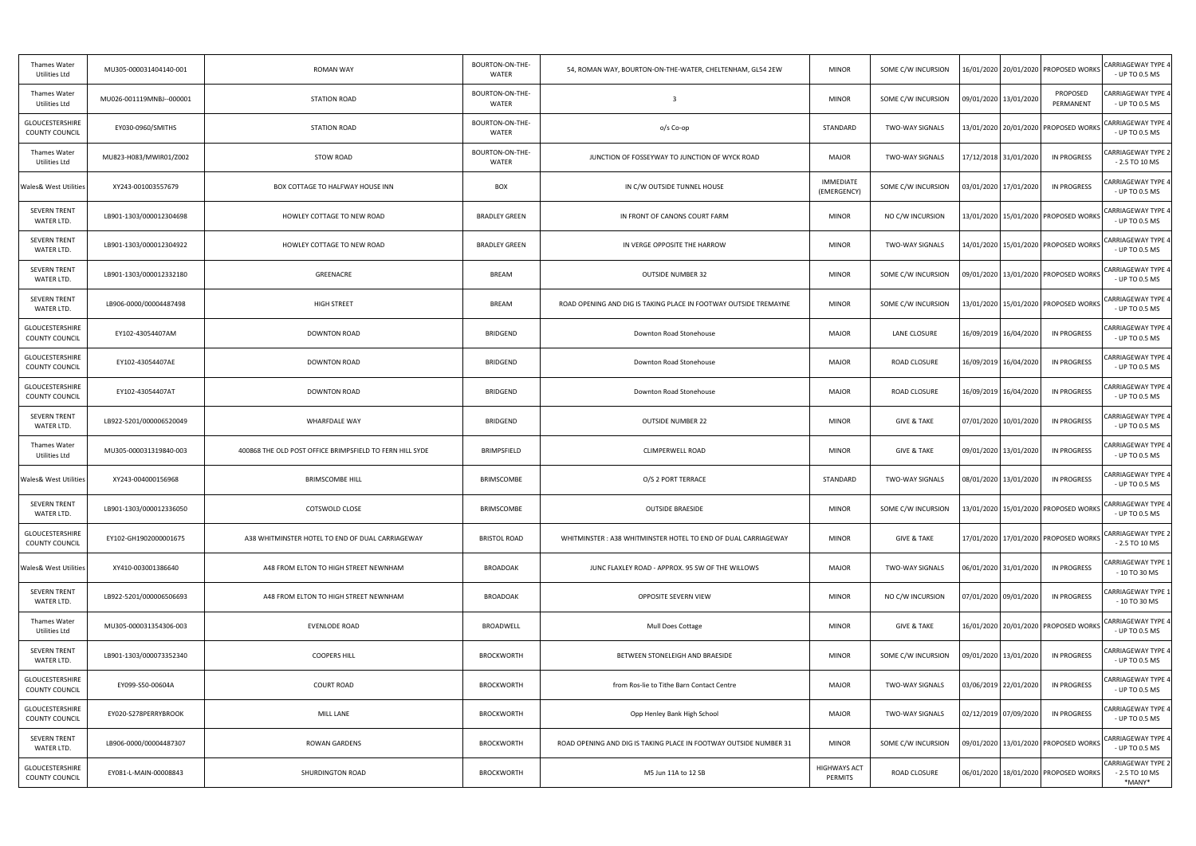| Thames Water Utilities Ltd | MU305-000031404140-001 | ROMAN WAY | BOURTON-ON-THE-WATER | 54, ROMAN WAY, BOURTON-ON-THE-WATER, CHELTENHAM, GL54 2EW | MINOR | SOME C/W INCURSION | 16/01/2020 | 20/01/2020 | PROPOSED WORKS | CARRIAGEWAY TYPE 4 - UP TO 0.5 MS |
|---|---|---|---|---|---|---|---|---|---|---|
| Thames Water Utilities Ltd | MU026-001119MNBJ--000001 | STATION ROAD | BOURTON-ON-THE-WATER | 3 | MINOR | SOME C/W INCURSION | 09/01/2020 | 13/01/2020 | PROPOSED PERMANENT | CARRIAGEWAY TYPE 4 - UP TO 0.5 MS |
| GLOUCESTERSHIRE COUNTY COUNCIL | EY030-0960/SMITHS | STATION ROAD | BOURTON-ON-THE-WATER | o/s Co-op | STANDARD | TWO-WAY SIGNALS | 13/01/2020 | 20/01/2020 | PROPOSED WORKS | CARRIAGEWAY TYPE 4 - UP TO 0.5 MS |
| Thames Water Utilities Ltd | MU823-H083/MWIR01/Z002 | STOW ROAD | BOURTON-ON-THE-WATER | JUNCTION OF FOSSEYWAY TO JUNCTION OF WYCK ROAD | MAJOR | TWO-WAY SIGNALS | 17/12/2018 | 31/01/2020 | IN PROGRESS | CARRIAGEWAY TYPE 2 - 2.5 TO 10 MS |
| Wales& West Utilities | XY243-001003557679 | BOX COTTAGE TO HALFWAY HOUSE INN | BOX | IN C/W OUTSIDE TUNNEL HOUSE | IMMEDIATE (EMERGENCY) | SOME C/W INCURSION | 03/01/2020 | 17/01/2020 | IN PROGRESS | CARRIAGEWAY TYPE 4 - UP TO 0.5 MS |
| SEVERN TRENT WATER LTD. | LB901-1303/000012304698 | HOWLEY COTTAGE TO NEW ROAD | BRADLEY GREEN | IN FRONT OF CANONS COURT FARM | MINOR | NO C/W INCURSION | 13/01/2020 | 15/01/2020 | PROPOSED WORKS | CARRIAGEWAY TYPE 4 - UP TO 0.5 MS |
| SEVERN TRENT WATER LTD. | LB901-1303/000012304922 | HOWLEY COTTAGE TO NEW ROAD | BRADLEY GREEN | IN VERGE OPPOSITE THE HARROW | MINOR | TWO-WAY SIGNALS | 14/01/2020 | 15/01/2020 | PROPOSED WORKS | CARRIAGEWAY TYPE 4 - UP TO 0.5 MS |
| SEVERN TRENT WATER LTD. | LB901-1303/000012332180 | GREENACRE | BREAM | OUTSIDE NUMBER 32 | MINOR | SOME C/W INCURSION | 09/01/2020 | 13/01/2020 | PROPOSED WORKS | CARRIAGEWAY TYPE 4 - UP TO 0.5 MS |
| SEVERN TRENT WATER LTD. | LB906-0000/00004487498 | HIGH STREET | BREAM | ROAD OPENING AND DIG IS TAKING PLACE IN FOOTWAY OUTSIDE TREMAYNE | MINOR | SOME C/W INCURSION | 13/01/2020 | 15/01/2020 | PROPOSED WORKS | CARRIAGEWAY TYPE 4 - UP TO 0.5 MS |
| GLOUCESTERSHIRE COUNTY COUNCIL | EY102-43054407AM | DOWNTON ROAD | BRIDGEND | Downton Road Stonehouse | MAJOR | LANE CLOSURE | 16/09/2019 | 16/04/2020 | IN PROGRESS | CARRIAGEWAY TYPE 4 - UP TO 0.5 MS |
| GLOUCESTERSHIRE COUNTY COUNCIL | EY102-43054407AE | DOWNTON ROAD | BRIDGEND | Downton Road Stonehouse | MAJOR | ROAD CLOSURE | 16/09/2019 | 16/04/2020 | IN PROGRESS | CARRIAGEWAY TYPE 4 - UP TO 0.5 MS |
| GLOUCESTERSHIRE COUNTY COUNCIL | EY102-43054407AT | DOWNTON ROAD | BRIDGEND | Downton Road Stonehouse | MAJOR | ROAD CLOSURE | 16/09/2019 | 16/04/2020 | IN PROGRESS | CARRIAGEWAY TYPE 4 - UP TO 0.5 MS |
| SEVERN TRENT WATER LTD. | LB922-5201/000006520049 | WHARFDALE WAY | BRIDGEND | OUTSIDE NUMBER 22 | MINOR | GIVE & TAKE | 07/01/2020 | 10/01/2020 | IN PROGRESS | CARRIAGEWAY TYPE 4 - UP TO 0.5 MS |
| Thames Water Utilities Ltd | MU305-000031319840-003 | 400868 THE OLD POST OFFICE BRIMPSFIELD TO FERN HILL SYDE | BRIMPSFIELD | CLIMPERWELL ROAD | MINOR | GIVE & TAKE | 09/01/2020 | 13/01/2020 | IN PROGRESS | CARRIAGEWAY TYPE 4 - UP TO 0.5 MS |
| Wales& West Utilities | XY243-004000156968 | BRIMSCOMBE HILL | BRIMSCOMBE | O/S 2 PORT TERRACE | STANDARD | TWO-WAY SIGNALS | 08/01/2020 | 13/01/2020 | IN PROGRESS | CARRIAGEWAY TYPE 4 - UP TO 0.5 MS |
| SEVERN TRENT WATER LTD. | LB901-1303/000012336050 | COTSWOLD CLOSE | BRIMSCOMBE | OUTSIDE BRAESIDE | MINOR | SOME C/W INCURSION | 13/01/2020 | 15/01/2020 | PROPOSED WORKS | CARRIAGEWAY TYPE 4 - UP TO 0.5 MS |
| GLOUCESTERSHIRE COUNTY COUNCIL | EY102-GH1902000001675 | A38 WHITMINSTER HOTEL TO END OF DUAL CARRIAGEWAY | BRISTOL ROAD | WHITMINSTER : A38 WHITMINSTER HOTEL TO END OF DUAL CARRIAGEWAY | MINOR | GIVE & TAKE | 17/01/2020 | 17/01/2020 | PROPOSED WORKS | CARRIAGEWAY TYPE 2 - 2.5 TO 10 MS |
| Wales& West Utilities | XY410-003001386640 | A48 FROM ELTON TO HIGH STREET NEWNHAM | BROADOAK | JUNC FLAXLEY ROAD - APPROX. 95 SW OF THE WILLOWS | MAJOR | TWO-WAY SIGNALS | 06/01/2020 | 31/01/2020 | IN PROGRESS | CARRIAGEWAY TYPE 1 - 10 TO 30 MS |
| SEVERN TRENT WATER LTD. | LB922-5201/000006506693 | A48 FROM ELTON TO HIGH STREET NEWNHAM | BROADOAK | OPPOSITE SEVERN VIEW | MINOR | NO C/W INCURSION | 07/01/2020 | 09/01/2020 | IN PROGRESS | CARRIAGEWAY TYPE 1 - 10 TO 30 MS |
| Thames Water Utilities Ltd | MU305-000031354306-003 | EVENLODE ROAD | BROADWELL | Mull Does Cottage | MINOR | GIVE & TAKE | 16/01/2020 | 20/01/2020 | PROPOSED WORKS | CARRIAGEWAY TYPE 4 - UP TO 0.5 MS |
| SEVERN TRENT WATER LTD. | LB901-1303/000073352340 | COOPERS HILL | BROCKWORTH | BETWEEN STONELEIGH AND BRAESIDE | MINOR | SOME C/W INCURSION | 09/01/2020 | 13/01/2020 | IN PROGRESS | CARRIAGEWAY TYPE 4 - UP TO 0.5 MS |
| GLOUCESTERSHIRE COUNTY COUNCIL | EY099-S50-00604A | COURT ROAD | BROCKWORTH | from Ros-lie to Tithe Barn Contact Centre | MAJOR | TWO-WAY SIGNALS | 03/06/2019 | 22/01/2020 | IN PROGRESS | CARRIAGEWAY TYPE 4 - UP TO 0.5 MS |
| GLOUCESTERSHIRE COUNTY COUNCIL | EY020-S278PERRYBROOK | MILL LANE | BROCKWORTH | Opp Henley Bank High School | MAJOR | TWO-WAY SIGNALS | 02/12/2019 | 07/09/2020 | IN PROGRESS | CARRIAGEWAY TYPE 4 - UP TO 0.5 MS |
| SEVERN TRENT WATER LTD. | LB906-0000/00004487307 | ROWAN GARDENS | BROCKWORTH | ROAD OPENING AND DIG IS TAKING PLACE IN FOOTWAY OUTSIDE NUMBER 31 | MINOR | SOME C/W INCURSION | 09/01/2020 | 13/01/2020 | PROPOSED WORKS | CARRIAGEWAY TYPE 4 - UP TO 0.5 MS |
| GLOUCESTERSHIRE COUNTY COUNCIL | EY081-L-MAIN-00008843 | SHURDINGTON ROAD | BROCKWORTH | M5 Jun 11A to 12 SB | HIGHWAYS ACT PERMITS | ROAD CLOSURE | 06/01/2020 | 18/01/2020 | PROPOSED WORKS | CARRIAGEWAY TYPE 2 - 2.5 TO 10 MS *MANY* |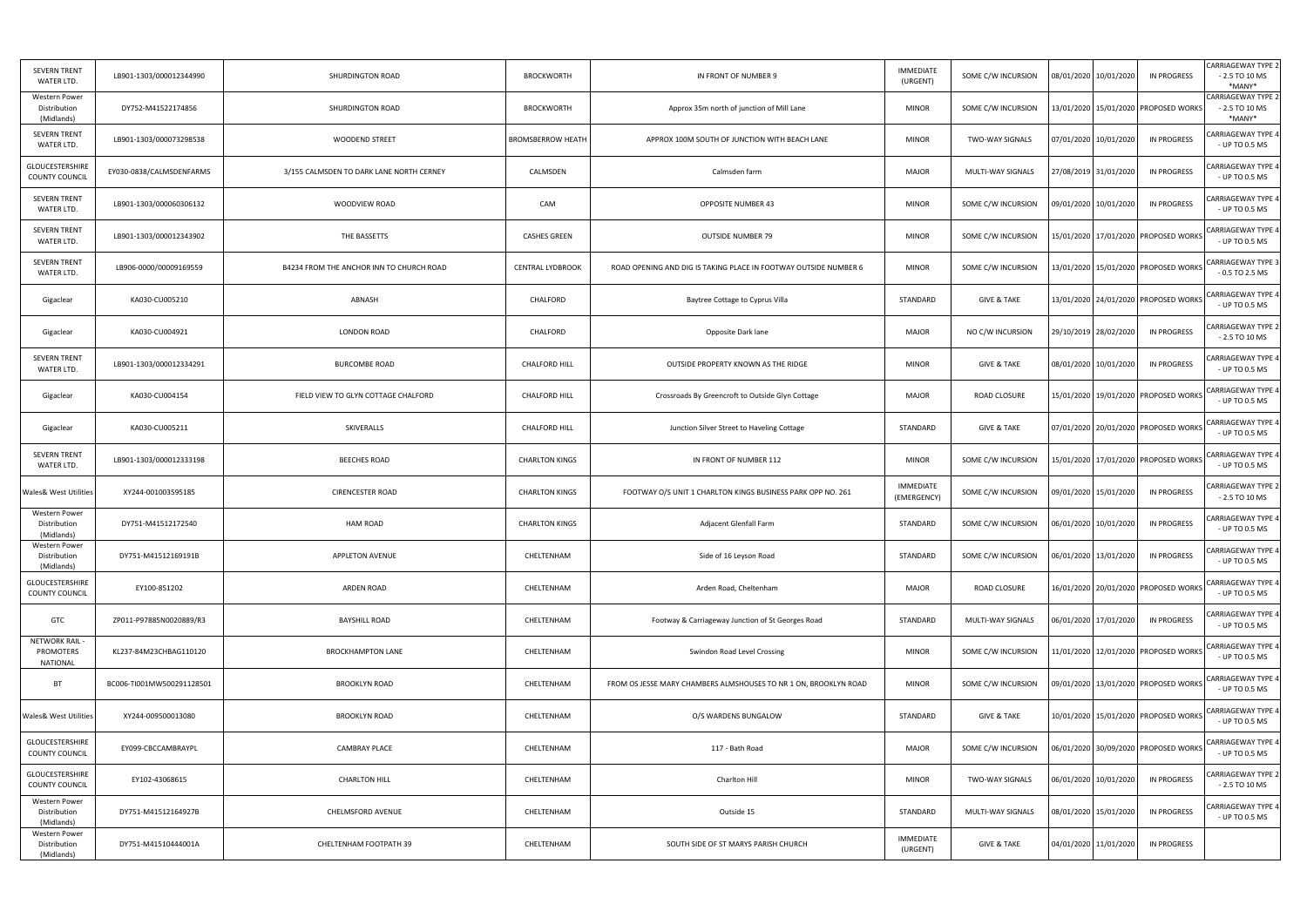| | | | | | | | | | | |
|---|---|---|---|---|---|---|---|---|---|---|
| SEVERN TRENT WATER LTD. | LB901-1303/000012344990 | SHURDINGTON ROAD | BROCKWORTH | IN FRONT OF NUMBER 9 | IMMEDIATE (URGENT) | SOME C/W INCURSION | 08/01/2020 | 10/01/2020 | IN PROGRESS | CARRIAGEWAY TYPE 2 - 2.5 TO 10 MS *MANY* |
| Western Power Distribution (Midlands) | DY752-M41522174856 | SHURDINGTON ROAD | BROCKWORTH | Approx 35m north of junction of Mill Lane | MINOR | SOME C/W INCURSION | 13/01/2020 | 15/01/2020 | PROPOSED WORKS | CARRIAGEWAY TYPE 2 - 2.5 TO 10 MS *MANY* |
| SEVERN TRENT WATER LTD. | LB901-1303/000073298538 | WOODEND STREET | BROMSBERROW HEATH | APPROX 100M SOUTH OF JUNCTION WITH BEACH LANE | MINOR | TWO-WAY SIGNALS | 07/01/2020 | 10/01/2020 | IN PROGRESS | CARRIAGEWAY TYPE 4 - UP TO 0.5 MS |
| GLOUCESTERSHIRE COUNTY COUNCIL | EY030-0838/CALMSDENFARMS | 3/155 CALMSDEN TO DARK LANE NORTH CERNEY | CALMSDEN | Calmsden farm | MAJOR | MULTI-WAY SIGNALS | 27/08/2019 | 31/01/2020 | IN PROGRESS | CARRIAGEWAY TYPE 4 - UP TO 0.5 MS |
| SEVERN TRENT WATER LTD. | LB901-1303/000060306132 | WOODVIEW ROAD | CAM | OPPOSITE NUMBER 43 | MINOR | SOME C/W INCURSION | 09/01/2020 | 10/01/2020 | IN PROGRESS | CARRIAGEWAY TYPE 4 - UP TO 0.5 MS |
| SEVERN TRENT WATER LTD. | LB901-1303/000012343902 | THE BASSETTS | CASHES GREEN | OUTSIDE NUMBER 79 | MINOR | SOME C/W INCURSION | 15/01/2020 | 17/01/2020 | PROPOSED WORKS | CARRIAGEWAY TYPE 4 - UP TO 0.5 MS |
| SEVERN TRENT WATER LTD. | LB906-0000/00009169559 | B4234 FROM THE ANCHOR INN TO CHURCH ROAD | CENTRAL LYDBROOK | ROAD OPENING AND DIG IS TAKING PLACE IN FOOTWAY OUTSIDE NUMBER 6 | MINOR | SOME C/W INCURSION | 13/01/2020 | 15/01/2020 | PROPOSED WORKS | CARRIAGEWAY TYPE 3 - 0.5 TO 2.5 MS |
| Gigaclear | KA030-CU005210 | ABNASH | CHALFORD | Baytree Cottage to Cyprus Villa | STANDARD | GIVE & TAKE | 13/01/2020 | 24/01/2020 | PROPOSED WORKS | CARRIAGEWAY TYPE 4 - UP TO 0.5 MS |
| Gigaclear | KA030-CU004921 | LONDON ROAD | CHALFORD | Opposite Dark lane | MAJOR | NO C/W INCURSION | 29/10/2019 | 28/02/2020 | IN PROGRESS | CARRIAGEWAY TYPE 2 - 2.5 TO 10 MS |
| SEVERN TRENT WATER LTD. | LB901-1303/000012334291 | BURCOMBE ROAD | CHALFORD HILL | OUTSIDE PROPERTY KNOWN AS THE RIDGE | MINOR | GIVE & TAKE | 08/01/2020 | 10/01/2020 | IN PROGRESS | CARRIAGEWAY TYPE 4 - UP TO 0.5 MS |
| Gigaclear | KA030-CU004154 | FIELD VIEW TO GLYN COTTAGE CHALFORD | CHALFORD HILL | Crossroads By Greencroft to Outside Glyn Cottage | MAJOR | ROAD CLOSURE | 15/01/2020 | 19/01/2020 | PROPOSED WORKS | CARRIAGEWAY TYPE 4 - UP TO 0.5 MS |
| Gigaclear | KA030-CU005211 | SKIVERALLS | CHALFORD HILL | Junction Silver Street to Haveling Cottage | STANDARD | GIVE & TAKE | 07/01/2020 | 20/01/2020 | PROPOSED WORKS | CARRIAGEWAY TYPE 4 - UP TO 0.5 MS |
| SEVERN TRENT WATER LTD. | LB901-1303/000012333198 | BEECHES ROAD | CHARLTON KINGS | IN FRONT OF NUMBER 112 | MINOR | SOME C/W INCURSION | 15/01/2020 | 17/01/2020 | PROPOSED WORKS | CARRIAGEWAY TYPE 4 - UP TO 0.5 MS |
| Wales& West Utilities | XY244-001003595185 | CIRENCESTER ROAD | CHARLTON KINGS | FOOTWAY O/S UNIT 1 CHARLTON KINGS BUSINESS PARK OPP NO. 261 | IMMEDIATE (EMERGENCY) | SOME C/W INCURSION | 09/01/2020 | 15/01/2020 | IN PROGRESS | CARRIAGEWAY TYPE 2 - 2.5 TO 10 MS |
| Western Power Distribution (Midlands) | DY751-M41512172540 | HAM ROAD | CHARLTON KINGS | Adjacent Glenfall Farm | STANDARD | SOME C/W INCURSION | 06/01/2020 | 10/01/2020 | IN PROGRESS | CARRIAGEWAY TYPE 4 - UP TO 0.5 MS |
| Western Power Distribution (Midlands) | DY751-M41512169191B | APPLETON AVENUE | CHELTENHAM | Side of 16 Leyson Road | STANDARD | SOME C/W INCURSION | 06/01/2020 | 13/01/2020 | IN PROGRESS | CARRIAGEWAY TYPE 4 - UP TO 0.5 MS |
| GLOUCESTERSHIRE COUNTY COUNCIL | EY100-851202 | ARDEN ROAD | CHELTENHAM | Arden Road, Cheltenham | MAJOR | ROAD CLOSURE | 16/01/2020 | 20/01/2020 | PROPOSED WORKS | CARRIAGEWAY TYPE 4 - UP TO 0.5 MS |
| GTC | ZP011-P97885N0020889/R3 | BAYSHILL ROAD | CHELTENHAM | Footway & Carriageway Junction of St Georges Road | STANDARD | MULTI-WAY SIGNALS | 06/01/2020 | 17/01/2020 | IN PROGRESS | CARRIAGEWAY TYPE 4 - UP TO 0.5 MS |
| NETWORK RAIL - PROMOTERS NATIONAL | KL237-84M23CHBAG110120 | BROCKHAMPTON LANE | CHELTENHAM | Swindon Road Level Crossing | MINOR | SOME C/W INCURSION | 11/01/2020 | 12/01/2020 | PROPOSED WORKS | CARRIAGEWAY TYPE 4 - UP TO 0.5 MS |
| BT | BC006-TI001MW500291128S01 | BROOKLYN ROAD | CHELTENHAM | FROM OS JESSE MARY CHAMBERS ALMSHOUSES TO NR 1 ON, BROOKLYN ROAD | MINOR | SOME C/W INCURSION | 09/01/2020 | 13/01/2020 | PROPOSED WORKS | CARRIAGEWAY TYPE 4 - UP TO 0.5 MS |
| Wales& West Utilities | XY244-009500013080 | BROOKLYN ROAD | CHELTENHAM | O/S WARDENS BUNGALOW | STANDARD | GIVE & TAKE | 10/01/2020 | 15/01/2020 | PROPOSED WORKS | CARRIAGEWAY TYPE 4 - UP TO 0.5 MS |
| GLOUCESTERSHIRE COUNTY COUNCIL | EY099-CBCCAMBRAYPL | CAMBRAY PLACE | CHELTENHAM | 117 - Bath Road | MAJOR | SOME C/W INCURSION | 06/01/2020 | 30/09/2020 | PROPOSED WORKS | CARRIAGEWAY TYPE 4 - UP TO 0.5 MS |
| GLOUCESTERSHIRE COUNTY COUNCIL | EY102-43068615 | CHARLTON HILL | CHELTENHAM | Charlton Hill | MINOR | TWO-WAY SIGNALS | 06/01/2020 | 10/01/2020 | IN PROGRESS | CARRIAGEWAY TYPE 2 - 2.5 TO 10 MS |
| Western Power Distribution (Midlands) | DY751-M41512164927B | CHELMSFORD AVENUE | CHELTENHAM | Outside 15 | STANDARD | MULTI-WAY SIGNALS | 08/01/2020 | 15/01/2020 | IN PROGRESS | CARRIAGEWAY TYPE 4 - UP TO 0.5 MS |
| Western Power Distribution (Midlands) | DY751-M41510444001A | CHELTENHAM FOOTPATH 39 | CHELTENHAM | SOUTH SIDE OF ST MARYS PARISH CHURCH | IMMEDIATE (URGENT) | GIVE & TAKE | 04/01/2020 | 11/01/2020 | IN PROGRESS | |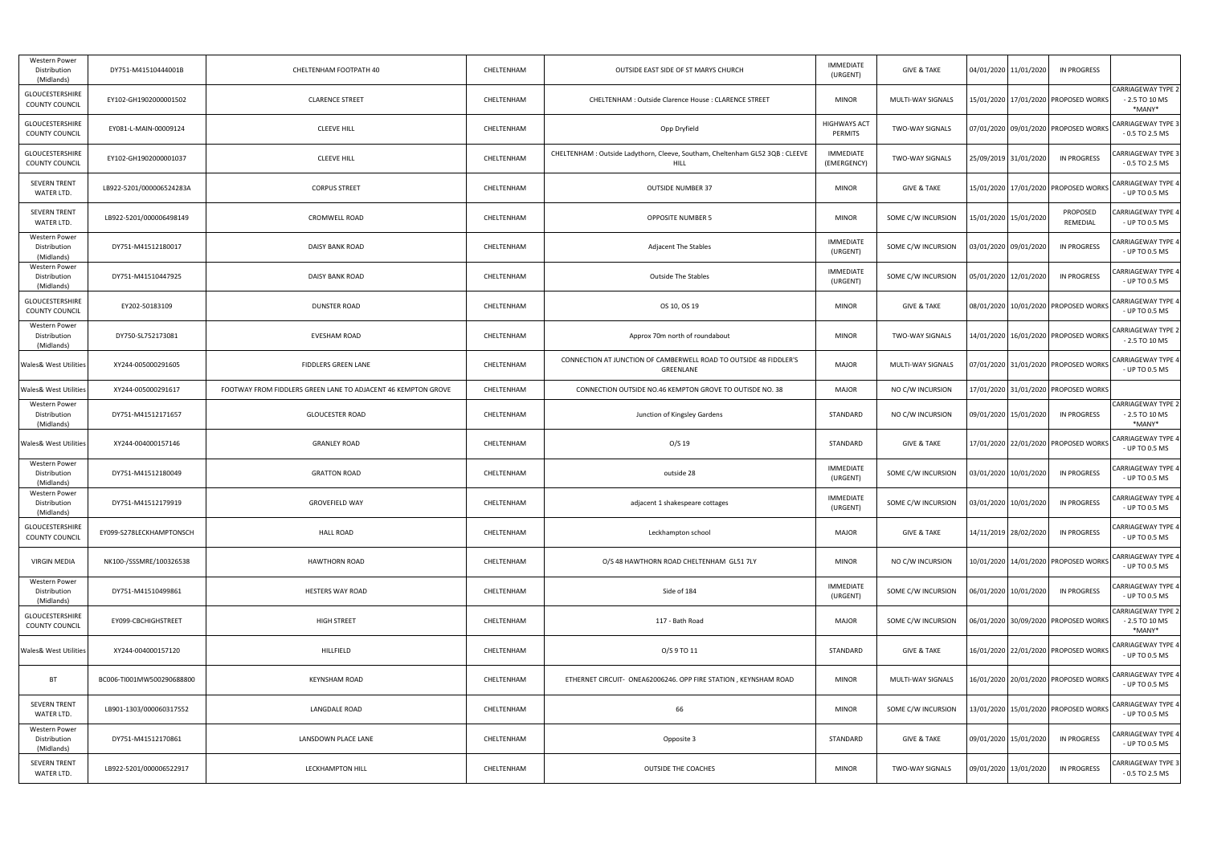| Western Power Distribution (Midlands) | DY751-M41510444001B | CHELTENHAM FOOTPATH 40 | CHELTENHAM | OUTSIDE EAST SIDE OF ST MARYS CHURCH | IMMEDIATE (URGENT) | GIVE & TAKE | 04/01/2020 | 11/01/2020 | IN PROGRESS | |
|---|---|---|---|---|---|---|---|---|---|---|
| GLOUCESTERSHIRE COUNTY COUNCIL | EY102-GH1902000001502 | CLARENCE STREET | CHELTENHAM | CHELTENHAM : Outside Clarence House : CLARENCE STREET | MINOR | MULTI-WAY SIGNALS | 15/01/2020 | 17/01/2020 | PROPOSED WORKS | CARRIAGEWAY TYPE 2 - 2.5 TO 10 MS *MANY* |
| GLOUCESTERSHIRE COUNTY COUNCIL | EY081-L-MAIN-00009124 | CLEEVE HILL | CHELTENHAM | Opp Dryfield | HIGHWAYS ACT PERMITS | TWO-WAY SIGNALS | 07/01/2020 | 09/01/2020 | PROPOSED WORKS | CARRIAGEWAY TYPE 3 - 0.5 TO 2.5 MS |
| GLOUCESTERSHIRE COUNTY COUNCIL | EY102-GH1902000001037 | CLEEVE HILL | CHELTENHAM | CHELTENHAM : Outside Ladythorn, Cleeve, Southam, Cheltenham GL52 3QB : CLEEVE HILL | IMMEDIATE (EMERGENCY) | TWO-WAY SIGNALS | 25/09/2019 | 31/01/2020 | IN PROGRESS | CARRIAGEWAY TYPE 3 - 0.5 TO 2.5 MS |
| SEVERN TRENT WATER LTD. | LB922-5201/000006524283A | CORPUS STREET | CHELTENHAM | OUTSIDE NUMBER 37 | MINOR | GIVE & TAKE | 15/01/2020 | 17/01/2020 | PROPOSED WORKS | CARRIAGEWAY TYPE 4 - UP TO 0.5 MS |
| SEVERN TRENT WATER LTD. | LB922-5201/000006498149 | CROMWELL ROAD | CHELTENHAM | OPPOSITE NUMBER 5 | MINOR | SOME C/W INCURSION | 15/01/2020 | 15/01/2020 | PROPOSED REMEDIAL | CARRIAGEWAY TYPE 4 - UP TO 0.5 MS |
| Western Power Distribution (Midlands) | DY751-M41512180017 | DAISY BANK ROAD | CHELTENHAM | Adjacent The Stables | IMMEDIATE (URGENT) | SOME C/W INCURSION | 03/01/2020 | 09/01/2020 | IN PROGRESS | CARRIAGEWAY TYPE 4 - UP TO 0.5 MS |
| Western Power Distribution (Midlands) | DY751-M41510447925 | DAISY BANK ROAD | CHELTENHAM | Outside The Stables | IMMEDIATE (URGENT) | SOME C/W INCURSION | 05/01/2020 | 12/01/2020 | IN PROGRESS | CARRIAGEWAY TYPE 4 - UP TO 0.5 MS |
| GLOUCESTERSHIRE COUNTY COUNCIL | EY202-50183109 | DUNSTER ROAD | CHELTENHAM | OS 10, OS 19 | MINOR | GIVE & TAKE | 08/01/2020 | 10/01/2020 | PROPOSED WORKS | CARRIAGEWAY TYPE 4 - UP TO 0.5 MS |
| Western Power Distribution (Midlands) | DY750-SL752173081 | EVESHAM ROAD | CHELTENHAM | Approx 70m north of roundabout | MINOR | TWO-WAY SIGNALS | 14/01/2020 | 16/01/2020 | PROPOSED WORKS | CARRIAGEWAY TYPE 2 - 2.5 TO 10 MS |
| Wales& West Utilities | XY244-005000291605 | FIDDLERS GREEN LANE | CHELTENHAM | CONNECTION AT JUNCTION OF CAMBERWELL ROAD TO OUTSIDE 48 FIDDLER'S GREENLANE | MAJOR | MULTI-WAY SIGNALS | 07/01/2020 | 31/01/2020 | PROPOSED WORKS | CARRIAGEWAY TYPE 4 - UP TO 0.5 MS |
| Wales& West Utilities | XY244-005000291617 | FOOTWAY FROM FIDDLERS GREEN LANE TO ADJACENT 46 KEMPTON GROVE | CHELTENHAM | CONNECTION OUTSIDE NO.46 KEMPTON GROVE TO OUTISDE NO. 38 | MAJOR | NO C/W INCURSION | 17/01/2020 | 31/01/2020 | PROPOSED WORKS | |
| Western Power Distribution (Midlands) | DY751-M41512171657 | GLOUCESTER ROAD | CHELTENHAM | Junction of Kingsley Gardens | STANDARD | NO C/W INCURSION | 09/01/2020 | 15/01/2020 | IN PROGRESS | CARRIAGEWAY TYPE 2 - 2.5 TO 10 MS *MANY* |
| Wales& West Utilities | XY244-004000157146 | GRANLEY ROAD | CHELTENHAM | O/S 19 | STANDARD | GIVE & TAKE | 17/01/2020 | 22/01/2020 | PROPOSED WORKS | CARRIAGEWAY TYPE 4 - UP TO 0.5 MS |
| Western Power Distribution (Midlands) | DY751-M41512180049 | GRATTON ROAD | CHELTENHAM | outside 28 | IMMEDIATE (URGENT) | SOME C/W INCURSION | 03/01/2020 | 10/01/2020 | IN PROGRESS | CARRIAGEWAY TYPE 4 - UP TO 0.5 MS |
| Western Power Distribution (Midlands) | DY751-M41512179919 | GROVEFIELD WAY | CHELTENHAM | adjacent 1 shakespeare cottages | IMMEDIATE (URGENT) | SOME C/W INCURSION | 03/01/2020 | 10/01/2020 | IN PROGRESS | CARRIAGEWAY TYPE 4 - UP TO 0.5 MS |
| GLOUCESTERSHIRE COUNTY COUNCIL | EY099-S278LECKHAMPTONSCH | HALL ROAD | CHELTENHAM | Leckhampton school | MAJOR | GIVE & TAKE | 14/11/2019 | 28/02/2020 | IN PROGRESS | CARRIAGEWAY TYPE 4 - UP TO 0.5 MS |
| VIRGIN MEDIA | NK100-/SSSMRE/100326538 | HAWTHORN ROAD | CHELTENHAM | O/S 48 HAWTHORN ROAD CHELTENHAM GL51 7LY | MINOR | NO C/W INCURSION | 10/01/2020 | 14/01/2020 | PROPOSED WORKS | CARRIAGEWAY TYPE 4 - UP TO 0.5 MS |
| Western Power Distribution (Midlands) | DY751-M41510499861 | HESTERS WAY ROAD | CHELTENHAM | Side of 184 | IMMEDIATE (URGENT) | SOME C/W INCURSION | 06/01/2020 | 10/01/2020 | IN PROGRESS | CARRIAGEWAY TYPE 4 - UP TO 0.5 MS |
| GLOUCESTERSHIRE COUNTY COUNCIL | EY099-CBCHIGHSTREET | HIGH STREET | CHELTENHAM | 117 - Bath Road | MAJOR | SOME C/W INCURSION | 06/01/2020 | 30/09/2020 | PROPOSED WORKS | CARRIAGEWAY TYPE 2 - 2.5 TO 10 MS *MANY* |
| Wales& West Utilities | XY244-004000157120 | HILLFIELD | CHELTENHAM | O/S 9 TO 11 | STANDARD | GIVE & TAKE | 16/01/2020 | 22/01/2020 | PROPOSED WORKS | CARRIAGEWAY TYPE 4 - UP TO 0.5 MS |
| BT | BC006-TI001MW500290688800 | KEYNSHAM ROAD | CHELTENHAM | ETHERNET CIRCUIT- ONEA62006246. OPP FIRE STATION , KEYNSHAM ROAD | MINOR | MULTI-WAY SIGNALS | 16/01/2020 | 20/01/2020 | PROPOSED WORKS | CARRIAGEWAY TYPE 4 - UP TO 0.5 MS |
| SEVERN TRENT WATER LTD. | LB901-1303/000060317552 | LANGDALE ROAD | CHELTENHAM | 66 | MINOR | SOME C/W INCURSION | 13/01/2020 | 15/01/2020 | PROPOSED WORKS | CARRIAGEWAY TYPE 4 - UP TO 0.5 MS |
| Western Power Distribution (Midlands) | DY751-M41512170861 | LANSDOWN PLACE LANE | CHELTENHAM | Opposite 3 | STANDARD | GIVE & TAKE | 09/01/2020 | 15/01/2020 | IN PROGRESS | CARRIAGEWAY TYPE 4 - UP TO 0.5 MS |
| SEVERN TRENT WATER LTD. | LB922-5201/000006522917 | LECKHAMPTON HILL | CHELTENHAM | OUTSIDE THE COACHES | MINOR | TWO-WAY SIGNALS | 09/01/2020 | 13/01/2020 | IN PROGRESS | CARRIAGEWAY TYPE 3 - 0.5 TO 2.5 MS |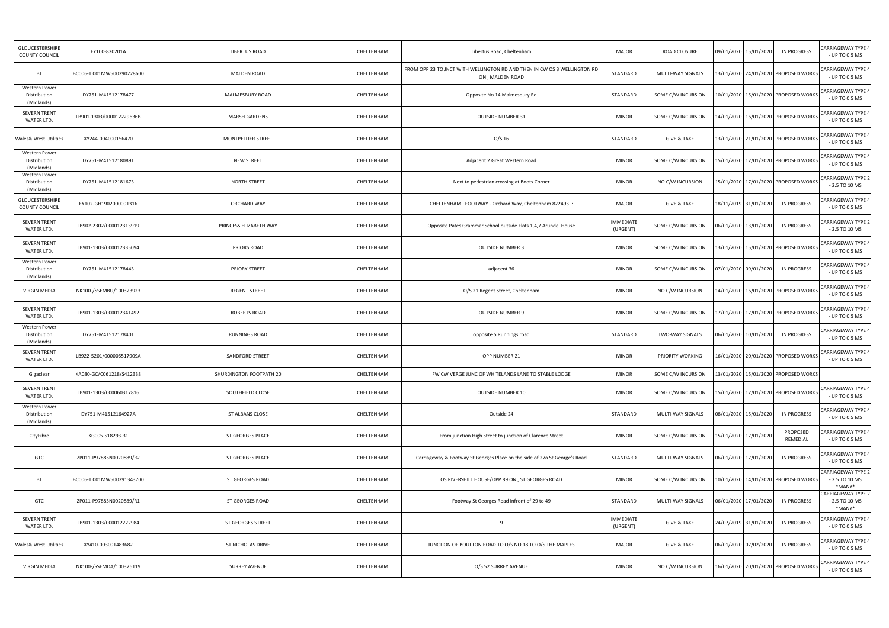| | | | | | | | | | | |
|---|---|---|---|---|---|---|---|---|---|---|
| GLOUCESTERSHIRE COUNTY COUNCIL | EY100-820201A | LIBERTUS ROAD | CHELTENHAM | Libertus Road, Cheltenham | MAJOR | ROAD CLOSURE | 09/01/2020 | 15/01/2020 | IN PROGRESS | CARRIAGEWAY TYPE 4 - UP TO 0.5 MS |
| BT | BC006-TI001MW500290228600 | MALDEN ROAD | CHELTENHAM | FROM OPP 23 TO JNCT WITH WELLINGTON RD AND THEN IN CW OS 3 WELLINGTON RD ON , MALDEN ROAD | STANDARD | MULTI-WAY SIGNALS | 13/01/2020 | 24/01/2020 | PROPOSED WORKS | CARRIAGEWAY TYPE 4 - UP TO 0.5 MS |
| Western Power Distribution (Midlands) | DY751-M41512178477 | MALMESBURY ROAD | CHELTENHAM | Opposite No 14 Malmesbury Rd | STANDARD | SOME C/W INCURSION | 10/01/2020 | 15/01/2020 | PROPOSED WORKS | CARRIAGEWAY TYPE 4 - UP TO 0.5 MS |
| SEVERN TRENT WATER LTD. | LB901-1303/000012229636B | MARSH GARDENS | CHELTENHAM | OUTSIDE NUMBER 31 | MINOR | SOME C/W INCURSION | 14/01/2020 | 16/01/2020 | PROPOSED WORKS | CARRIAGEWAY TYPE 4 - UP TO 0.5 MS |
| Wales& West Utilities | XY244-004000156470 | MONTPELLIER STREET | CHELTENHAM | O/S 16 | STANDARD | GIVE & TAKE | 13/01/2020 | 21/01/2020 | PROPOSED WORKS | CARRIAGEWAY TYPE 4 - UP TO 0.5 MS |
| Western Power Distribution (Midlands) | DY751-M41512180891 | NEW STREET | CHELTENHAM | Adjacent 2 Great Western Road | MINOR | SOME C/W INCURSION | 15/01/2020 | 17/01/2020 | PROPOSED WORKS | CARRIAGEWAY TYPE 4 - UP TO 0.5 MS |
| Western Power Distribution (Midlands) | DY751-M41512181673 | NORTH STREET | CHELTENHAM | Next to pedestrian crossing at Boots Corner | MINOR | NO C/W INCURSION | 15/01/2020 | 17/01/2020 | PROPOSED WORKS | CARRIAGEWAY TYPE 2 - 2.5 TO 10 MS |
| GLOUCESTERSHIRE COUNTY COUNCIL | EY102-GH1902000001316 | ORCHARD WAY | CHELTENHAM | CHELTENHAM : FOOTWAY - Orchard Way, Cheltenham 822493 : | MAJOR | GIVE & TAKE | 18/11/2019 | 31/01/2020 | IN PROGRESS | CARRIAGEWAY TYPE 4 - UP TO 0.5 MS |
| SEVERN TRENT WATER LTD. | LB902-2302/000012313919 | PRINCESS ELIZABETH WAY | CHELTENHAM | Opposite Pates Grammar School outside Flats 1,4,7 Arundel House | IMMEDIATE (URGENT) | SOME C/W INCURSION | 06/01/2020 | 13/01/2020 | IN PROGRESS | CARRIAGEWAY TYPE 2 - 2.5 TO 10 MS |
| SEVERN TRENT WATER LTD. | LB901-1303/000012335094 | PRIORS ROAD | CHELTENHAM | OUTSIDE NUMBER 3 | MINOR | SOME C/W INCURSION | 13/01/2020 | 15/01/2020 | PROPOSED WORKS | CARRIAGEWAY TYPE 4 - UP TO 0.5 MS |
| Western Power Distribution (Midlands) | DY751-M41512178443 | PRIORY STREET | CHELTENHAM | adjacent 36 | MINOR | SOME C/W INCURSION | 07/01/2020 | 09/01/2020 | IN PROGRESS | CARRIAGEWAY TYPE 4 - UP TO 0.5 MS |
| VIRGIN MEDIA | NK100-/SSEMBU/100323923 | REGENT STREET | CHELTENHAM | O/S 21 Regent Street, Cheltenham | MINOR | NO C/W INCURSION | 14/01/2020 | 16/01/2020 | PROPOSED WORKS | CARRIAGEWAY TYPE 4 - UP TO 0.5 MS |
| SEVERN TRENT WATER LTD. | LB901-1303/000012341492 | ROBERTS ROAD | CHELTENHAM | OUTSIDE NUMBER 9 | MINOR | SOME C/W INCURSION | 17/01/2020 | 17/01/2020 | PROPOSED WORKS | CARRIAGEWAY TYPE 4 - UP TO 0.5 MS |
| Western Power Distribution (Midlands) | DY751-M41512178401 | RUNNINGS ROAD | CHELTENHAM | opposite 5 Runnings road | STANDARD | TWO-WAY SIGNALS | 06/01/2020 | 10/01/2020 | IN PROGRESS | CARRIAGEWAY TYPE 4 - UP TO 0.5 MS |
| SEVERN TRENT WATER LTD. | LB922-5201/000006517909A | SANDFORD STREET | CHELTENHAM | OPP NUMBER 21 | MINOR | PRIORITY WORKING | 16/01/2020 | 20/01/2020 | PROPOSED WORKS | CARRIAGEWAY TYPE 4 - UP TO 0.5 MS |
| Gigaclear | KA080-GC/C061218/S412338 | SHURDINGTON FOOTPATH 20 | CHELTENHAM | FW CW VERGE JUNC OF WHITELANDS LANE TO STABLE LODGE | MINOR | SOME C/W INCURSION | 13/01/2020 | 15/01/2020 | PROPOSED WORKS | |
| SEVERN TRENT WATER LTD. | LB901-1303/000060317816 | SOUTHFIELD CLOSE | CHELTENHAM | OUTSIDE NUMBER 10 | MINOR | SOME C/W INCURSION | 15/01/2020 | 17/01/2020 | PROPOSED WORKS | CARRIAGEWAY TYPE 4 - UP TO 0.5 MS |
| Western Power Distribution (Midlands) | DY751-M41512164927A | ST ALBANS CLOSE | CHELTENHAM | Outside 24 | STANDARD | MULTI-WAY SIGNALS | 08/01/2020 | 15/01/2020 | IN PROGRESS | CARRIAGEWAY TYPE 4 - UP TO 0.5 MS |
| CityFibre | KG005-S18293-31 | ST GEORGES PLACE | CHELTENHAM | From junction High Street to junction of Clarence Street | MINOR | SOME C/W INCURSION | 15/01/2020 | 17/01/2020 | PROPOSED REMEDIAL | CARRIAGEWAY TYPE 4 - UP TO 0.5 MS |
| GTC | ZP011-P97885N0020889/R2 | ST GEORGES PLACE | CHELTENHAM | Carriageway & Footway St Georges Place on the side of 27a St George's Road | STANDARD | MULTI-WAY SIGNALS | 06/01/2020 | 17/01/2020 | IN PROGRESS | CARRIAGEWAY TYPE 4 - UP TO 0.5 MS |
| BT | BC006-TI001MW500291343700 | ST GEORGES ROAD | CHELTENHAM | OS RIVERSHILL HOUSE/OPP 89 ON , ST GEORGES ROAD | MINOR | SOME C/W INCURSION | 10/01/2020 | 14/01/2020 | PROPOSED WORKS | CARRIAGEWAY TYPE 2 - 2.5 TO 10 MS *MANY* |
| GTC | ZP011-P97885N0020889/R1 | ST GEORGES ROAD | CHELTENHAM | Footway St Georges Road infront of 29 to 49 | STANDARD | MULTI-WAY SIGNALS | 06/01/2020 | 17/01/2020 | IN PROGRESS | CARRIAGEWAY TYPE 2 - 2.5 TO 10 MS *MANY* |
| SEVERN TRENT WATER LTD. | LB901-1303/000012222984 | ST GEORGES STREET | CHELTENHAM | 9 | IMMEDIATE (URGENT) | GIVE & TAKE | 24/07/2019 | 31/01/2020 | IN PROGRESS | CARRIAGEWAY TYPE 4 - UP TO 0.5 MS |
| Wales& West Utilities | XY410-003001483682 | ST NICHOLAS DRIVE | CHELTENHAM | JUNCTION OF BOULTON ROAD TO O/S NO.18 TO O/S THE MAPLES | MAJOR | GIVE & TAKE | 06/01/2020 | 07/02/2020 | IN PROGRESS | CARRIAGEWAY TYPE 4 - UP TO 0.5 MS |
| VIRGIN MEDIA | NK100-/SSEMDA/100326119 | SURREY AVENUE | CHELTENHAM | O/S 52 SURREY AVENUE | MINOR | NO C/W INCURSION | 16/01/2020 | 20/01/2020 | PROPOSED WORKS | CARRIAGEWAY TYPE 4 - UP TO 0.5 MS |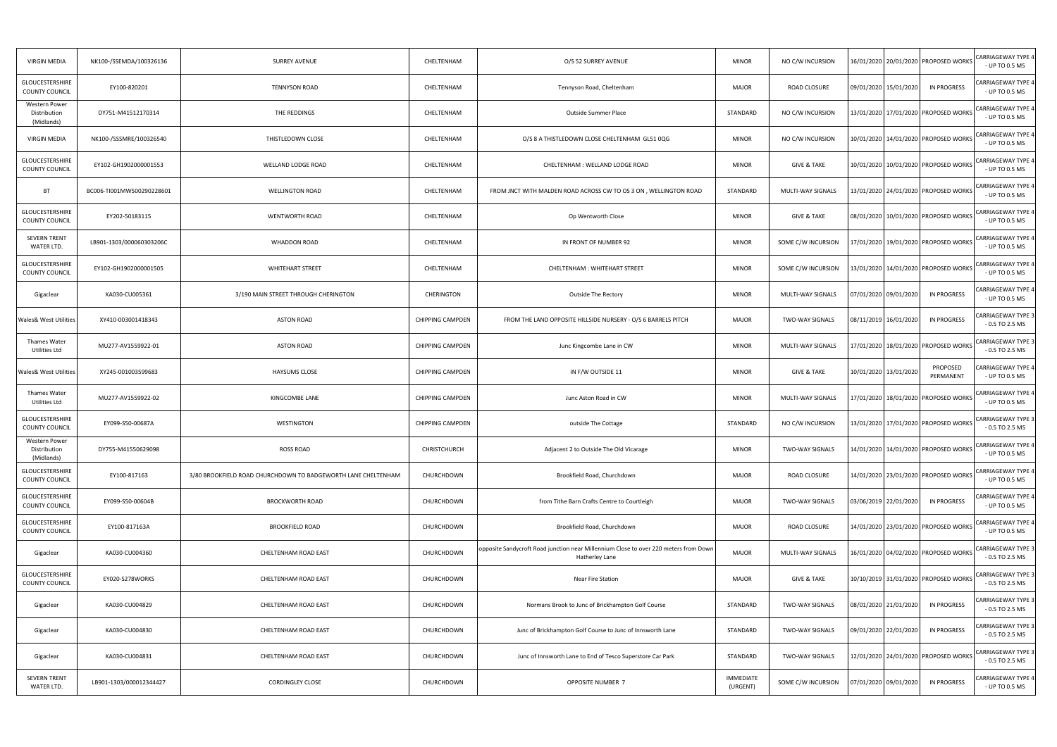| VIRGIN MEDIA | NK100-/SSEMDA/100326136 | SURREY AVENUE | CHELTENHAM | O/S 52 SURREY AVENUE | MINOR | NO C/W INCURSION | 16/01/2020 | 20/01/2020 | PROPOSED WORKS | CARRIAGEWAY TYPE 4 - UP TO 0.5 MS |
|---|---|---|---|---|---|---|---|---|---|---|
| GLOUCESTERSHIRE COUNTY COUNCIL | EY100-820201 | TENNYSON ROAD | CHELTENHAM | Tennyson Road, Cheltenham | MAJOR | ROAD CLOSURE | 09/01/2020 | 15/01/2020 | IN PROGRESS | CARRIAGEWAY TYPE 4 - UP TO 0.5 MS |
| Western Power Distribution (Midlands) | DY751-M41512170314 | THE REDDINGS | CHELTENHAM | Outside Summer Place | STANDARD | NO C/W INCURSION | 13/01/2020 | 17/01/2020 | PROPOSED WORKS | CARRIAGEWAY TYPE 4 - UP TO 0.5 MS |
| VIRGIN MEDIA | NK100-/SSSMRE/100326540 | THISTLEDOWN CLOSE | CHELTENHAM | O/S 8 A THISTLEDOWN CLOSE CHELTENHAM GL51 0QG | MINOR | NO C/W INCURSION | 10/01/2020 | 14/01/2020 | PROPOSED WORKS | CARRIAGEWAY TYPE 4 - UP TO 0.5 MS |
| GLOUCESTERSHIRE COUNTY COUNCIL | EY102-GH1902000001553 | WELLAND LODGE ROAD | CHELTENHAM | CHELTENHAM : WELLAND LODGE ROAD | MINOR | GIVE & TAKE | 10/01/2020 | 10/01/2020 | PROPOSED WORKS | CARRIAGEWAY TYPE 4 - UP TO 0.5 MS |
| BT | BC006-TI001MWS00290228601 | WELLINGTON ROAD | CHELTENHAM | FROM JNCT WITH MALDEN ROAD ACROSS CW TO OS 3 ON , WELLINGTON ROAD | STANDARD | MULTI-WAY SIGNALS | 13/01/2020 | 24/01/2020 | PROPOSED WORKS | CARRIAGEWAY TYPE 4 - UP TO 0.5 MS |
| GLOUCESTERSHIRE COUNTY COUNCIL | EY202-50183115 | WENTWORTH ROAD | CHELTENHAM | Op Wentworth Close | MINOR | GIVE & TAKE | 08/01/2020 | 10/01/2020 | PROPOSED WORKS | CARRIAGEWAY TYPE 4 - UP TO 0.5 MS |
| SEVERN TRENT WATER LTD. | LB901-1303/000060303206C | WHADDON ROAD | CHELTENHAM | IN FRONT OF NUMBER 92 | MINOR | SOME C/W INCURSION | 17/01/2020 | 19/01/2020 | PROPOSED WORKS | CARRIAGEWAY TYPE 4 - UP TO 0.5 MS |
| GLOUCESTERSHIRE COUNTY COUNCIL | EY102-GH1902000001505 | WHITEHART STREET | CHELTENHAM | CHELTENHAM : WHITEHART STREET | MINOR | SOME C/W INCURSION | 13/01/2020 | 14/01/2020 | PROPOSED WORKS | CARRIAGEWAY TYPE 4 - UP TO 0.5 MS |
| Gigaclear | KA030-CU005361 | 3/190 MAIN STREET THROUGH CHERINGTON | CHERINGTON | Outside The Rectory | MINOR | MULTI-WAY SIGNALS | 07/01/2020 | 09/01/2020 | IN PROGRESS | CARRIAGEWAY TYPE 4 - UP TO 0.5 MS |
| Wales& West Utilities | XY410-003001418343 | ASTON ROAD | CHIPPING CAMPDEN | FROM THE LAND OPPOSITE HILLSIDE NURSERY - O/S 6 BARRELS PITCH | MAJOR | TWO-WAY SIGNALS | 08/11/2019 | 16/01/2020 | IN PROGRESS | CARRIAGEWAY TYPE 3 - 0.5 TO 2.5 MS |
| Thames Water Utilities Ltd | MU277-AV1559922-01 | ASTON ROAD | CHIPPING CAMPDEN | Junc Kingcombe Lane in CW | MINOR | MULTI-WAY SIGNALS | 17/01/2020 | 18/01/2020 | PROPOSED WORKS | CARRIAGEWAY TYPE 3 - 0.5 TO 2.5 MS |
| Wales& West Utilities | XY245-001003599683 | HAYSUMS CLOSE | CHIPPING CAMPDEN | IN F/W OUTSIDE 11 | MINOR | GIVE & TAKE | 10/01/2020 | 13/01/2020 | PROPOSED PERMANENT | CARRIAGEWAY TYPE 4 - UP TO 0.5 MS |
| Thames Water Utilities Ltd | MU277-AV1559922-02 | KINGCOMBE LANE | CHIPPING CAMPDEN | Junc Aston Road in CW | MINOR | MULTI-WAY SIGNALS | 17/01/2020 | 18/01/2020 | PROPOSED WORKS | CARRIAGEWAY TYPE 4 - UP TO 0.5 MS |
| GLOUCESTERSHIRE COUNTY COUNCIL | EY099-S50-00687A | WESTINGTON | CHIPPING CAMPDEN | outside The Cottage | STANDARD | NO C/W INCURSION | 13/01/2020 | 17/01/2020 | PROPOSED WORKS | CARRIAGEWAY TYPE 3 - 0.5 TO 2.5 MS |
| Western Power Distribution (Midlands) | DY755-M41550629098 | ROSS ROAD | CHRISTCHURCH | Adjacent 2 to Outside The Old Vicarage | MINOR | TWO-WAY SIGNALS | 14/01/2020 | 14/01/2020 | PROPOSED WORKS | CARRIAGEWAY TYPE 4 - UP TO 0.5 MS |
| GLOUCESTERSHIRE COUNTY COUNCIL | EY100-817163 | 3/80 BROOKFIELD ROAD CHURCHDOWN TO BADGEWORTH LANE CHELTENHAM | CHURCHDOWN | Brookfield Road, Churchdown | MAJOR | ROAD CLOSURE | 14/01/2020 | 23/01/2020 | PROPOSED WORKS | CARRIAGEWAY TYPE 4 - UP TO 0.5 MS |
| GLOUCESTERSHIRE COUNTY COUNCIL | EY099-S50-00604B | BROCKWORTH ROAD | CHURCHDOWN | from Tithe Barn Crafts Centre to Courtleigh | MAJOR | TWO-WAY SIGNALS | 03/06/2019 | 22/01/2020 | IN PROGRESS | CARRIAGEWAY TYPE 4 - UP TO 0.5 MS |
| GLOUCESTERSHIRE COUNTY COUNCIL | EY100-817163A | BROOKFIELD ROAD | CHURCHDOWN | Brookfield Road, Churchdown | MAJOR | ROAD CLOSURE | 14/01/2020 | 23/01/2020 | PROPOSED WORKS | CARRIAGEWAY TYPE 4 - UP TO 0.5 MS |
| Gigaclear | KA030-CU004360 | CHELTENHAM ROAD EAST | CHURCHDOWN | opposite Sandycroft Road junction near Millennium Close to over 220 meters from Down Hatherley Lane | MAJOR | MULTI-WAY SIGNALS | 16/01/2020 | 04/02/2020 | PROPOSED WORKS | CARRIAGEWAY TYPE 3 - 0.5 TO 2.5 MS |
| GLOUCESTERSHIRE COUNTY COUNCIL | EY020-S278WORKS | CHELTENHAM ROAD EAST | CHURCHDOWN | Near Fire Station | MAJOR | GIVE & TAKE | 10/10/2019 | 31/01/2020 | PROPOSED WORKS | CARRIAGEWAY TYPE 3 - 0.5 TO 2.5 MS |
| Gigaclear | KA030-CU004829 | CHELTENHAM ROAD EAST | CHURCHDOWN | Normans Brook to Junc of Brickhampton Golf Course | STANDARD | TWO-WAY SIGNALS | 08/01/2020 | 21/01/2020 | IN PROGRESS | CARRIAGEWAY TYPE 3 - 0.5 TO 2.5 MS |
| Gigaclear | KA030-CU004830 | CHELTENHAM ROAD EAST | CHURCHDOWN | Junc of Brickhampton Golf Course to Junc of Innsworth Lane | STANDARD | TWO-WAY SIGNALS | 09/01/2020 | 22/01/2020 | IN PROGRESS | CARRIAGEWAY TYPE 3 - 0.5 TO 2.5 MS |
| Gigaclear | KA030-CU004831 | CHELTENHAM ROAD EAST | CHURCHDOWN | Junc of Innsworth Lane to End of Tesco Superstore Car Park | STANDARD | TWO-WAY SIGNALS | 12/01/2020 | 24/01/2020 | PROPOSED WORKS | CARRIAGEWAY TYPE 3 - 0.5 TO 2.5 MS |
| SEVERN TRENT WATER LTD. | LB901-1303/000012344427 | CORDINGLEY CLOSE | CHURCHDOWN | OPPOSITE NUMBER 7 | IMMEDIATE (URGENT) | SOME C/W INCURSION | 07/01/2020 | 09/01/2020 | IN PROGRESS | CARRIAGEWAY TYPE 4 - UP TO 0.5 MS |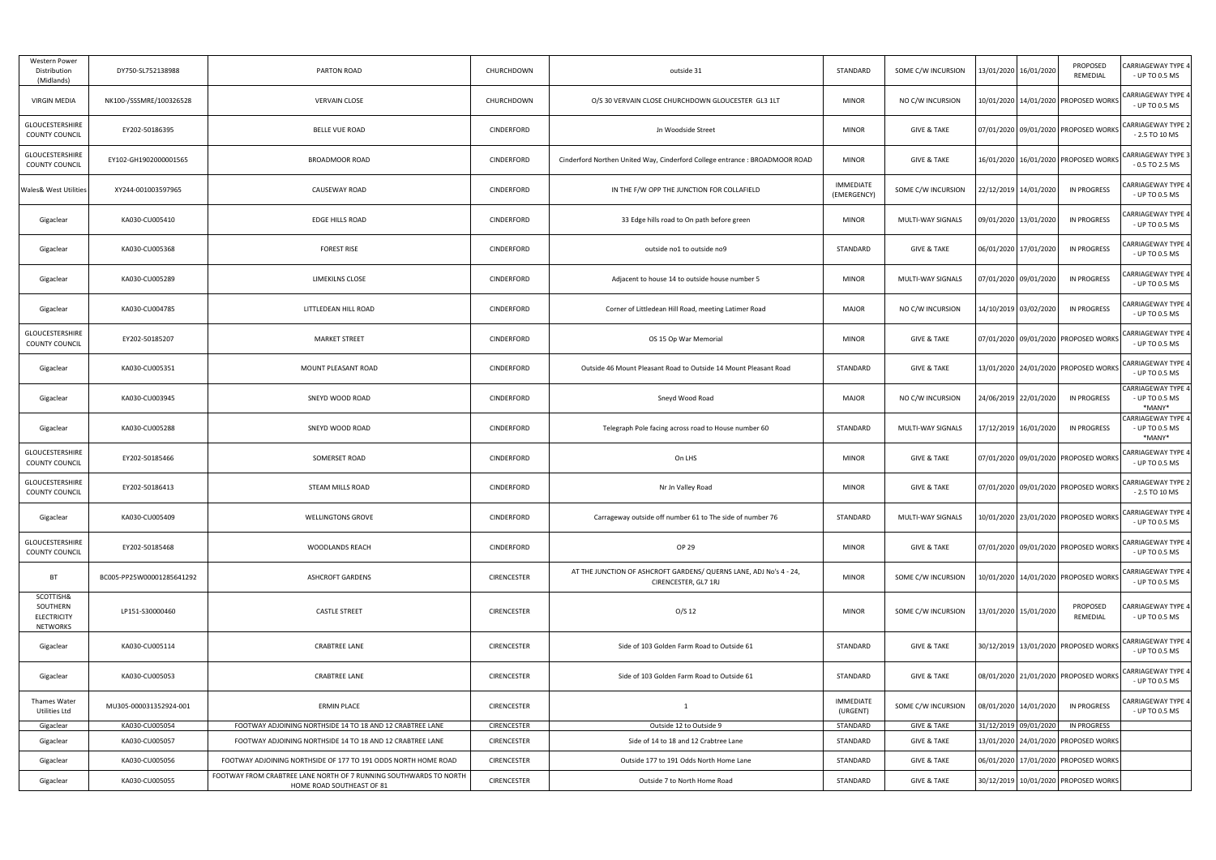| | | | | | | | | | | |
|---|---|---|---|---|---|---|---|---|---|---|
| Western Power Distribution (Midlands) | DY750-SL752138988 | PARTON ROAD | CHURCHDOWN | outside 31 | STANDARD | SOME C/W INCURSION | 13/01/2020 | 16/01/2020 | PROPOSED REMEDIAL | CARRIAGEWAY TYPE 4 - UP TO 0.5 MS |
| VIRGIN MEDIA | NK100-/SSSMRE/100326528 | VERVAIN CLOSE | CHURCHDOWN | O/S 30 VERVAIN CLOSE CHURCHDOWN GLOUCESTER GL3 1LT | MINOR | NO C/W INCURSION | 10/01/2020 | 14/01/2020 | PROPOSED WORKS | CARRIAGEWAY TYPE 4 - UP TO 0.5 MS |
| GLOUCESTERSHIRE COUNTY COUNCIL | EY202-50186395 | BELLE VUE ROAD | CINDERFORD | Jn Woodside Street | MINOR | GIVE & TAKE | 07/01/2020 | 09/01/2020 | PROPOSED WORKS | CARRIAGEWAY TYPE 2 - 2.5 TO 10 MS |
| GLOUCESTERSHIRE COUNTY COUNCIL | EY102-GH1902000001565 | BROADMOOR ROAD | CINDERFORD | Cinderford Northen United Way, Cinderford College entrance : BROADMOOR ROAD | MINOR | GIVE & TAKE | 16/01/2020 | 16/01/2020 | PROPOSED WORKS | CARRIAGEWAY TYPE 3 - 0.5 TO 2.5 MS |
| Wales& West Utilities | XY244-001003597965 | CAUSEWAY ROAD | CINDERFORD | IN THE F/W OPP THE JUNCTION FOR COLLAFIELD | IMMEDIATE (EMERGENCY) | SOME C/W INCURSION | 22/12/2019 | 14/01/2020 | IN PROGRESS | CARRIAGEWAY TYPE 4 - UP TO 0.5 MS |
| Gigaclear | KA030-CU005410 | EDGE HILLS ROAD | CINDERFORD | 33 Edge hills road to On path before green | MINOR | MULTI-WAY SIGNALS | 09/01/2020 | 13/01/2020 | IN PROGRESS | CARRIAGEWAY TYPE 4 - UP TO 0.5 MS |
| Gigaclear | KA030-CU005368 | FOREST RISE | CINDERFORD | outside no1 to outside no9 | STANDARD | GIVE & TAKE | 06/01/2020 | 17/01/2020 | IN PROGRESS | CARRIAGEWAY TYPE 4 - UP TO 0.5 MS |
| Gigaclear | KA030-CU005289 | LIMEKILNS CLOSE | CINDERFORD | Adjacent to house 14 to outside house number 5 | MINOR | MULTI-WAY SIGNALS | 07/01/2020 | 09/01/2020 | IN PROGRESS | CARRIAGEWAY TYPE 4 - UP TO 0.5 MS |
| Gigaclear | KA030-CU004785 | LITTLEDEAN HILL ROAD | CINDERFORD | Corner of Littledean Hill Road, meeting Latimer Road | MAJOR | NO C/W INCURSION | 14/10/2019 | 03/02/2020 | IN PROGRESS | CARRIAGEWAY TYPE 4 - UP TO 0.5 MS |
| GLOUCESTERSHIRE COUNTY COUNCIL | EY202-50185207 | MARKET STREET | CINDERFORD | OS 15 Op War Memorial | MINOR | GIVE & TAKE | 07/01/2020 | 09/01/2020 | PROPOSED WORKS | CARRIAGEWAY TYPE 4 - UP TO 0.5 MS |
| Gigaclear | KA030-CU005351 | MOUNT PLEASANT ROAD | CINDERFORD | Outside 46 Mount Pleasant Road to Outside 14 Mount Pleasant Road | STANDARD | GIVE & TAKE | 13/01/2020 | 24/01/2020 | PROPOSED WORKS | CARRIAGEWAY TYPE 4 - UP TO 0.5 MS |
| Gigaclear | KA030-CU003945 | SNEYD WOOD ROAD | CINDERFORD | Sneyd Wood Road | MAJOR | NO C/W INCURSION | 24/06/2019 | 22/01/2020 | IN PROGRESS | CARRIAGEWAY TYPE 4 - UP TO 0.5 MS *MANY* |
| Gigaclear | KA030-CU005288 | SNEYD WOOD ROAD | CINDERFORD | Telegraph Pole facing across road to House number 60 | STANDARD | MULTI-WAY SIGNALS | 17/12/2019 | 16/01/2020 | IN PROGRESS | CARRIAGEWAY TYPE 4 - UP TO 0.5 MS *MANY* |
| GLOUCESTERSHIRE COUNTY COUNCIL | EY202-50185466 | SOMERSET ROAD | CINDERFORD | On LHS | MINOR | GIVE & TAKE | 07/01/2020 | 09/01/2020 | PROPOSED WORKS | CARRIAGEWAY TYPE 4 - UP TO 0.5 MS |
| GLOUCESTERSHIRE COUNTY COUNCIL | EY202-50186413 | STEAM MILLS ROAD | CINDERFORD | Nr Jn Valley Road | MINOR | GIVE & TAKE | 07/01/2020 | 09/01/2020 | PROPOSED WORKS | CARRIAGEWAY TYPE 2 - 2.5 TO 10 MS |
| Gigaclear | KA030-CU005409 | WELLINGTONS GROVE | CINDERFORD | Carrageway outside off number 61 To The side of number 76 | STANDARD | MULTI-WAY SIGNALS | 10/01/2020 | 23/01/2020 | PROPOSED WORKS | CARRIAGEWAY TYPE 4 - UP TO 0.5 MS |
| GLOUCESTERSHIRE COUNTY COUNCIL | EY202-50185468 | WOODLANDS REACH | CINDERFORD | OP 29 | MINOR | GIVE & TAKE | 07/01/2020 | 09/01/2020 | PROPOSED WORKS | CARRIAGEWAY TYPE 4 - UP TO 0.5 MS |
| BT | BC005-PP25W00001285641292 | ASHCROFT GARDENS | CIRENCESTER | AT THE JUNCTION OF ASHCROFT GARDENS/ QUERNS LANE, ADJ No's 4 - 24, CIRENCESTER, GL7 1RJ | MINOR | SOME C/W INCURSION | 10/01/2020 | 14/01/2020 | PROPOSED WORKS | CARRIAGEWAY TYPE 4 - UP TO 0.5 MS |
| SCOTTISH& SOUTHERN ELECTRICITY NETWORKS | LP151-S30000460 | CASTLE STREET | CIRENCESTER | O/S 12 | MINOR | SOME C/W INCURSION | 13/01/2020 | 15/01/2020 | PROPOSED REMEDIAL | CARRIAGEWAY TYPE 4 - UP TO 0.5 MS |
| Gigaclear | KA030-CU005114 | CRABTREE LANE | CIRENCESTER | Side of 103 Golden Farm Road to Outside 61 | STANDARD | GIVE & TAKE | 30/12/2019 | 13/01/2020 | PROPOSED WORKS | CARRIAGEWAY TYPE 4 - UP TO 0.5 MS |
| Gigaclear | KA030-CU005053 | CRABTREE LANE | CIRENCESTER | Side of 103 Golden Farm Road to Outside 61 | STANDARD | GIVE & TAKE | 08/01/2020 | 21/01/2020 | PROPOSED WORKS | CARRIAGEWAY TYPE 4 - UP TO 0.5 MS |
| Thames Water Utilities Ltd | MU305-000031352924-001 | ERMIN PLACE | CIRENCESTER | 1 | IMMEDIATE (URGENT) | SOME C/W INCURSION | 08/01/2020 | 14/01/2020 | IN PROGRESS | CARRIAGEWAY TYPE 4 - UP TO 0.5 MS |
| Gigaclear | KA030-CU005054 | FOOTWAY ADJOINING NORTHSIDE 14 TO 18 AND 12 CRABTREE LANE | CIRENCESTER | Outside 12 to Outside 9 | STANDARD | GIVE & TAKE | 31/12/2019 | 09/01/2020 | IN PROGRESS | |
| Gigaclear | KA030-CU005057 | FOOTWAY ADJOINING NORTHSIDE 14 TO 18 AND 12 CRABTREE LANE | CIRENCESTER | Side of 14 to 18 and 12 Crabtree Lane | STANDARD | GIVE & TAKE | 13/01/2020 | 24/01/2020 | PROPOSED WORKS | |
| Gigaclear | KA030-CU005056 | FOOTWAY ADJOINING NORTHSIDE OF 177 TO 191 ODDS NORTH HOME ROAD | CIRENCESTER | Outside 177 to 191 Odds North Home Lane | STANDARD | GIVE & TAKE | 06/01/2020 | 17/01/2020 | PROPOSED WORKS | |
| Gigaclear | KA030-CU005055 | FOOTWAY FROM CRABTREE LANE NORTH OF 7 RUNNING SOUTHWARDS TO NORTH HOME ROAD SOUTHEAST OF 81 | CIRENCESTER | Outside 7 to North Home Road | STANDARD | GIVE & TAKE | 30/12/2019 | 10/01/2020 | PROPOSED WORKS | |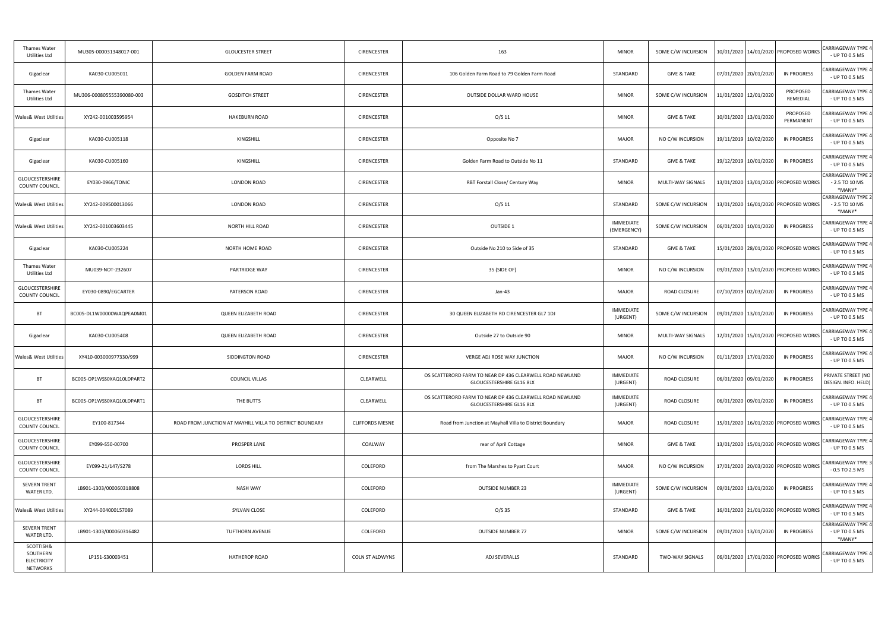| | | | | | | | | | | |
|---|---|---|---|---|---|---|---|---|---|---|
| Thames Water Utilities Ltd | MU305-000031348017-001 | GLOUCESTER STREET | CIRENCESTER | 163 | MINOR | SOME C/W INCURSION | 10/01/2020 | 14/01/2020 | PROPOSED WORKS | CARRIAGEWAY TYPE 4 - UP TO 0.5 MS |
| Gigaclear | KA030-CU005011 | GOLDEN FARM ROAD | CIRENCESTER | 106 Golden Farm Road to 79 Golden Farm Road | STANDARD | GIVE & TAKE | 07/01/2020 | 20/01/2020 | IN PROGRESS | CARRIAGEWAY TYPE 4 - UP TO 0.5 MS |
| Thames Water Utilities Ltd | MU306-000805555390080-003 | GOSDITCH STREET | CIRENCESTER | OUTSIDE DOLLAR WARD HOUSE | MINOR | SOME C/W INCURSION | 11/01/2020 | 12/01/2020 | PROPOSED REMEDIAL | CARRIAGEWAY TYPE 4 - UP TO 0.5 MS |
| Wales& West Utilities | XY242-001003595954 | HAKEBURN ROAD | CIRENCESTER | O/S 11 | MINOR | GIVE & TAKE | 10/01/2020 | 13/01/2020 | PROPOSED PERMANENT | CARRIAGEWAY TYPE 4 - UP TO 0.5 MS |
| Gigaclear | KA030-CU005118 | KINGSHILL | CIRENCESTER | Opposite No 7 | MAJOR | NO C/W INCURSION | 19/11/2019 | 10/02/2020 | IN PROGRESS | CARRIAGEWAY TYPE 4 - UP TO 0.5 MS |
| Gigaclear | KA030-CU005160 | KINGSHILL | CIRENCESTER | Golden Farm Road to Outside No 11 | STANDARD | GIVE & TAKE | 19/12/2019 | 10/01/2020 | IN PROGRESS | CARRIAGEWAY TYPE 4 - UP TO 0.5 MS |
| GLOUCESTERSHIRE COUNTY COUNCIL | EY030-0966/TONIC | LONDON ROAD | CIRENCESTER | RBT Forstall Close/ Century Way | MINOR | MULTI-WAY SIGNALS | 13/01/2020 | 13/01/2020 | PROPOSED WORKS | CARRIAGEWAY TYPE 2 - 2.5 TO 10 MS *MANY* |
| Wales& West Utilities | XY242-009500013066 | LONDON ROAD | CIRENCESTER | O/S 11 | STANDARD | SOME C/W INCURSION | 13/01/2020 | 16/01/2020 | PROPOSED WORKS | CARRIAGEWAY TYPE 2 - 2.5 TO 10 MS *MANY* |
| Wales& West Utilities | XY242-001003603445 | NORTH HILL ROAD | CIRENCESTER | OUTSIDE 1 | IMMEDIATE (EMERGENCY) | SOME C/W INCURSION | 06/01/2020 | 10/01/2020 | IN PROGRESS | CARRIAGEWAY TYPE 4 - UP TO 0.5 MS |
| Gigaclear | KA030-CU005224 | NORTH HOME ROAD | CIRENCESTER | Outside No 210 to Side of 35 | STANDARD | GIVE & TAKE | 15/01/2020 | 28/01/2020 | PROPOSED WORKS | CARRIAGEWAY TYPE 4 - UP TO 0.5 MS |
| Thames Water Utilities Ltd | MU039-NOT-232607 | PARTRIDGE WAY | CIRENCESTER | 35 (SIDE OF) | MINOR | NO C/W INCURSION | 09/01/2020 | 13/01/2020 | PROPOSED WORKS | CARRIAGEWAY TYPE 4 - UP TO 0.5 MS |
| GLOUCESTERSHIRE COUNTY COUNCIL | EY030-0890/EGCARTER | PATERSON ROAD | CIRENCESTER | Jan-43 | MAJOR | ROAD CLOSURE | 07/10/2019 | 02/03/2020 | IN PROGRESS | CARRIAGEWAY TYPE 4 - UP TO 0.5 MS |
| BT | BC005-DL1W00000WAQPEA0M01 | QUEEN ELIZABETH ROAD | CIRENCESTER | 30 QUEEN ELIZABETH RD CIRENCESTER GL7 1DJ | IMMEDIATE (URGENT) | SOME C/W INCURSION | 09/01/2020 | 13/01/2020 | IN PROGRESS | CARRIAGEWAY TYPE 4 - UP TO 0.5 MS |
| Gigaclear | KA030-CU005408 | QUEEN ELIZABETH ROAD | CIRENCESTER | Outside 27 to Outside 90 | MINOR | MULTI-WAY SIGNALS | 12/01/2020 | 15/01/2020 | PROPOSED WORKS | CARRIAGEWAY TYPE 4 - UP TO 0.5 MS |
| Wales& West Utilities | XY410-003000977330/999 | SIDDINGTON ROAD | CIRENCESTER | VERGE ADJ ROSE WAY JUNCTION | MAJOR | NO C/W INCURSION | 01/11/2019 | 17/01/2020 | IN PROGRESS | CARRIAGEWAY TYPE 4 - UP TO 0.5 MS |
| BT | BC005-OP1WSS0XAQ10LDPART2 | COUNCIL VILLAS | CLEARWELL | OS SCATTERORD FARM TO NEAR DP 436 CLEARWELL ROAD NEWLAND GLOUCESTERSHIRE GL16 8LX | IMMEDIATE (URGENT) | ROAD CLOSURE | 06/01/2020 | 09/01/2020 | IN PROGRESS | PRIVATE STREET (NO DESIGN. INFO. HELD) |
| BT | BC005-OP1WSS0XAQ10LDPART1 | THE BUTTS | CLEARWELL | OS SCATTERORD FARM TO NEAR DP 436 CLEARWELL ROAD NEWLAND GLOUCESTERSHIRE GL16 8LX | IMMEDIATE (URGENT) | ROAD CLOSURE | 06/01/2020 | 09/01/2020 | IN PROGRESS | CARRIAGEWAY TYPE 4 - UP TO 0.5 MS |
| GLOUCESTERSHIRE COUNTY COUNCIL | EY100-817344 | ROAD FROM JUNCTION AT MAYHILL VILLA TO DISTRICT BOUNDARY | CLIFFORDS MESNE | Road from Junction at Mayhall Villa to District Boundary | MAJOR | ROAD CLOSURE | 15/01/2020 | 16/01/2020 | PROPOSED WORKS | CARRIAGEWAY TYPE 4 - UP TO 0.5 MS |
| GLOUCESTERSHIRE COUNTY COUNCIL | EY099-S50-00700 | PROSPER LANE | COALWAY | rear of April Cottage | MINOR | GIVE & TAKE | 13/01/2020 | 15/01/2020 | PROPOSED WORKS | CARRIAGEWAY TYPE 4 - UP TO 0.5 MS |
| GLOUCESTERSHIRE COUNTY COUNCIL | EY099-21/147/S278 | LORDS HILL | COLEFORD | from The Marshes to Pyart Court | MAJOR | NO C/W INCURSION | 17/01/2020 | 20/03/2020 | PROPOSED WORKS | CARRIAGEWAY TYPE 3 - 0.5 TO 2.5 MS |
| SEVERN TRENT WATER LTD. | LB901-1303/000060318808 | NASH WAY | COLEFORD | OUTSIDE NUMBER 23 | IMMEDIATE (URGENT) | SOME C/W INCURSION | 09/01/2020 | 13/01/2020 | IN PROGRESS | CARRIAGEWAY TYPE 4 - UP TO 0.5 MS |
| Wales& West Utilities | XY244-004000157089 | SYLVAN CLOSE | COLEFORD | O/S 35 | STANDARD | GIVE & TAKE | 16/01/2020 | 21/01/2020 | PROPOSED WORKS | CARRIAGEWAY TYPE 4 - UP TO 0.5 MS |
| SEVERN TRENT WATER LTD. | LB901-1303/000060316482 | TUFTHORN AVENUE | COLEFORD | OUTSIDE NUMBER 77 | MINOR | SOME C/W INCURSION | 09/01/2020 | 13/01/2020 | IN PROGRESS | CARRIAGEWAY TYPE 4 - UP TO 0.5 MS *MANY* |
| SCOTTISH& SOUTHERN ELECTRICITY NETWORKS | LP151-S30003451 | HATHEROP ROAD | COLN ST ALDWYNS | ADJ SEVERALLS | STANDARD | TWO-WAY SIGNALS | 06/01/2020 | 17/01/2020 | PROPOSED WORKS | CARRIAGEWAY TYPE 4 - UP TO 0.5 MS |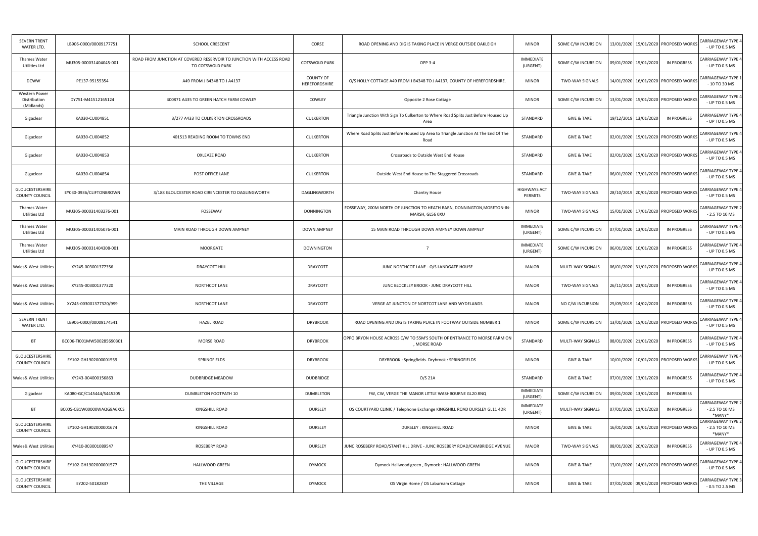| SEVERN TRENT WATER LTD. | LB906-0000/00009177751 | SCHOOL CRESCENT | CORSE | ROAD OPENING AND DIG IS TAKING PLACE IN VERGE OUTSIDE OAKLEIGH | MINOR | SOME C/W INCURSION | 13/01/2020 | 15/01/2020 | PROPOSED WORKS | CARRIAGEWAY TYPE 4 - UP TO 0.5 MS |
|---|---|---|---|---|---|---|---|---|---|---|
| Thames Water Utilities Ltd | MU305-000031404045-001 | ROAD FROM JUNCTION AT COVERED RESERVOIR TO JUNCTION WITH ACCESS ROAD TO COTSWOLD PARK | COTSWOLD PARK | OPP 3-4 | IMMEDIATE (URGENT) | SOME C/W INCURSION | 09/01/2020 | 15/01/2020 | IN PROGRESS | CARRIAGEWAY TYPE 4 - UP TO 0.5 MS |
| DCWW | PE137-95155354 | A49 FROM J B4348 TO J A4137 | COUNTY OF HEREFORDSHIRE | O/S HOLLY COTTAGE A49 FROM J B4348 TO J A4137, COUNTY OF HEREFORDSHIRE. | MINOR | TWO-WAY SIGNALS | 14/01/2020 | 16/01/2020 | PROPOSED WORKS | CARRIAGEWAY TYPE 1 - 10 TO 30 MS |
| Western Power Distribution (Midlands) | DY751-M41512165124 | 400871 A435 TO GREEN HATCH FARM COWLEY | COWLEY | Opposite 2 Rose Cottage | MINOR | SOME C/W INCURSION | 13/01/2020 | 15/01/2020 | PROPOSED WORKS | CARRIAGEWAY TYPE 4 - UP TO 0.5 MS |
| Gigaclear | KA030-CU004851 | 3/277 A433 TO CULKERTON CROSSROADS | CULKERTON | Triangle Junction With Sign To Culkerton to Where Road Splits Just Before Housed Up Area | STANDARD | GIVE & TAKE | 19/12/2019 | 13/01/2020 | IN PROGRESS | CARRIAGEWAY TYPE 4 - UP TO 0.5 MS |
| Gigaclear | KA030-CU004852 | 401513 READING ROOM TO TOWNS END | CULKERTON | Where Road Splits Just Before Housed Up Area to Triangle Junction At The End Of The Road | STANDARD | GIVE & TAKE | 02/01/2020 | 15/01/2020 | PROPOSED WORKS | CARRIAGEWAY TYPE 4 - UP TO 0.5 MS |
| Gigaclear | KA030-CU004853 | OXLEAZE ROAD | CULKERTON | Crossroads to Outside West End House | STANDARD | GIVE & TAKE | 02/01/2020 | 15/01/2020 | PROPOSED WORKS | CARRIAGEWAY TYPE 4 - UP TO 0.5 MS |
| Gigaclear | KA030-CU004854 | POST OFFICE LANE | CULKERTON | Outside West End House to The Staggered Crossroads | STANDARD | GIVE & TAKE | 06/01/2020 | 17/01/2020 | PROPOSED WORKS | CARRIAGEWAY TYPE 4 - UP TO 0.5 MS |
| GLOUCESTERSHIRE COUNTY COUNCIL | EY030-0936/CLIFTONBROWN | 3/188 GLOUCESTER ROAD CIRENCESTER TO DAGLINGWORTH | DAGLINGWORTH | Chantry House | HIGHWAYS ACT PERMITS | TWO-WAY SIGNALS | 28/10/2019 | 20/01/2020 | PROPOSED WORKS | CARRIAGEWAY TYPE 4 - UP TO 0.5 MS |
| Thames Water Utilities Ltd | MU305-000031403276-001 | FOSSEWAY | DONNINGTON | FOSSEWAY, 200M NORTH OF JUNCTION TO HEATH BARN, DONNINGTON,MORETON-IN-MARSH, GL56 0XU | MINOR | TWO-WAY SIGNALS | 15/01/2020 | 17/01/2020 | PROPOSED WORKS | CARRIAGEWAY TYPE 2 - 2.5 TO 10 MS |
| Thames Water Utilities Ltd | MU305-000031405076-001 | MAIN ROAD THROUGH DOWN AMPNEY | DOWN AMPNEY | 15 MAIN ROAD THROUGH DOWN AMPNEY DOWN AMPNEY | IMMEDIATE (URGENT) | SOME C/W INCURSION | 07/01/2020 | 13/01/2020 | IN PROGRESS | CARRIAGEWAY TYPE 4 - UP TO 0.5 MS |
| Thames Water Utilities Ltd | MU305-000031404308-001 | MOORGATE | DOWNINGTON | 7 | IMMEDIATE (URGENT) | SOME C/W INCURSION | 06/01/2020 | 10/01/2020 | IN PROGRESS | CARRIAGEWAY TYPE 4 - UP TO 0.5 MS |
| Wales& West Utilities | XY245-003001377356 | DRAYCOTT HILL | DRAYCOTT | JUNC NORTHCOT LANE - O/S LANDGATE HOUSE | MAJOR | MULTI-WAY SIGNALS | 06/01/2020 | 31/01/2020 | PROPOSED WORKS | CARRIAGEWAY TYPE 4 - UP TO 0.5 MS |
| Wales& West Utilities | XY245-003001377320 | NORTHCOT LANE | DRAYCOTT | JUNC BLOCKLEY BROOK - JUNC DRAYCOTT HILL | MAJOR | TWO-WAY SIGNALS | 26/11/2019 | 23/01/2020 | IN PROGRESS | CARRIAGEWAY TYPE 4 - UP TO 0.5 MS |
| Wales& West Utilities | XY245-003001377320/999 | NORTHCOT LANE | DRAYCOTT | VERGE AT JUNCTON OF NORTCOT LANE AND WYDELANDS | MAJOR | NO C/W INCURSION | 25/09/2019 | 14/02/2020 | IN PROGRESS | CARRIAGEWAY TYPE 4 - UP TO 0.5 MS |
| SEVERN TRENT WATER LTD. | LB906-0000/00009174541 | HAZEL ROAD | DRYBROOK | ROAD OPENING AND DIG IS TAKING PLACE IN FOOTWAY OUTSIDE NUMBER 1 | MINOR | SOME C/W INCURSION | 13/01/2020 | 15/01/2020 | PROPOSED WORKS | CARRIAGEWAY TYPE 4 - UP TO 0.5 MS |
| BT | BC006-TI001MW500285690301 | MORSE ROAD | DRYBROOK | OPPO BRYON HOUSE ACROSS C/W TO 55M'S SOUTH OF ENTRANCE TO MORSE FARM ON , MORSE ROAD | STANDARD | MULTI-WAY SIGNALS | 08/01/2020 | 21/01/2020 | IN PROGRESS | CARRIAGEWAY TYPE 4 - UP TO 0.5 MS |
| GLOUCESTERSHIRE COUNTY COUNCIL | EY102-GH1902000001559 | SPRINGFIELDS | DRYBROOK | DRYBROOK : Springfields. Drybrook : SPRINGFIELDS | MINOR | GIVE & TAKE | 10/01/2020 | 10/01/2020 | PROPOSED WORKS | CARRIAGEWAY TYPE 4 - UP TO 0.5 MS |
| Wales& West Utilities | XY243-004000156863 | DUDBRIDGE MEADOW | DUDBRIDGE | O/S 21A | STANDARD | GIVE & TAKE | 07/01/2020 | 13/01/2020 | IN PROGRESS | CARRIAGEWAY TYPE 4 - UP TO 0.5 MS |
| Gigaclear | KA080-GC/C145444/S445205 | DUMBLETON FOOTPATH 10 | DUMBLETON | FW, CW, VERGE THE MANOR LITTLE WASHBOURNE GL20 8NQ | IMMEDIATE (URGENT) | SOME C/W INCURSION | 09/01/2020 | 13/01/2020 | IN PROGRESS | |
| BT | BC005-CB1W00000WAQG8A6XCS | KINGSHILL ROAD | DURSLEY | OS COURTYARD CLINIC / Telephone Exchange KINGSHILL ROAD DURSLEY GL11 4DR | IMMEDIATE (URGENT) | MULTI-WAY SIGNALS | 07/01/2020 | 11/01/2020 | IN PROGRESS | CARRIAGEWAY TYPE 2 - 2.5 TO 10 MS *MANY* |
| GLOUCESTERSHIRE COUNTY COUNCIL | EY102-GH1902000001674 | KINGSHILL ROAD | DURSLEY | DURSLEY : KINGSHILL ROAD | MINOR | GIVE & TAKE | 16/01/2020 | 16/01/2020 | PROPOSED WORKS | CARRIAGEWAY TYPE 2 - 2.5 TO 10 MS *MANY* |
| Wales& West Utilities | XY410-003001089547 | ROSEBERY ROAD | DURSLEY | JUNC ROSEBERY ROAD/STANTHILL DRIVE - JUNC ROSEBERY ROAD/CAMBRIDGE AVENUE | MAJOR | TWO-WAY SIGNALS | 08/01/2020 | 20/02/2020 | IN PROGRESS | CARRIAGEWAY TYPE 4 - UP TO 0.5 MS |
| GLOUCESTERSHIRE COUNTY COUNCIL | EY102-GH1902000001577 | HALLWOOD GREEN | DYMOCK | Dymock Hallwood green , Dymock : HALLWOOD GREEN | MINOR | GIVE & TAKE | 13/01/2020 | 14/01/2020 | PROPOSED WORKS | CARRIAGEWAY TYPE 4 - UP TO 0.5 MS |
| GLOUCESTERSHIRE COUNTY COUNCIL | EY202-50182837 | THE VILLAGE | DYMOCK | OS Virgin Home / OS Laburnam Cottage | MINOR | GIVE & TAKE | 07/01/2020 | 09/01/2020 | PROPOSED WORKS | CARRIAGEWAY TYPE 3 - 0.5 TO 2.5 MS |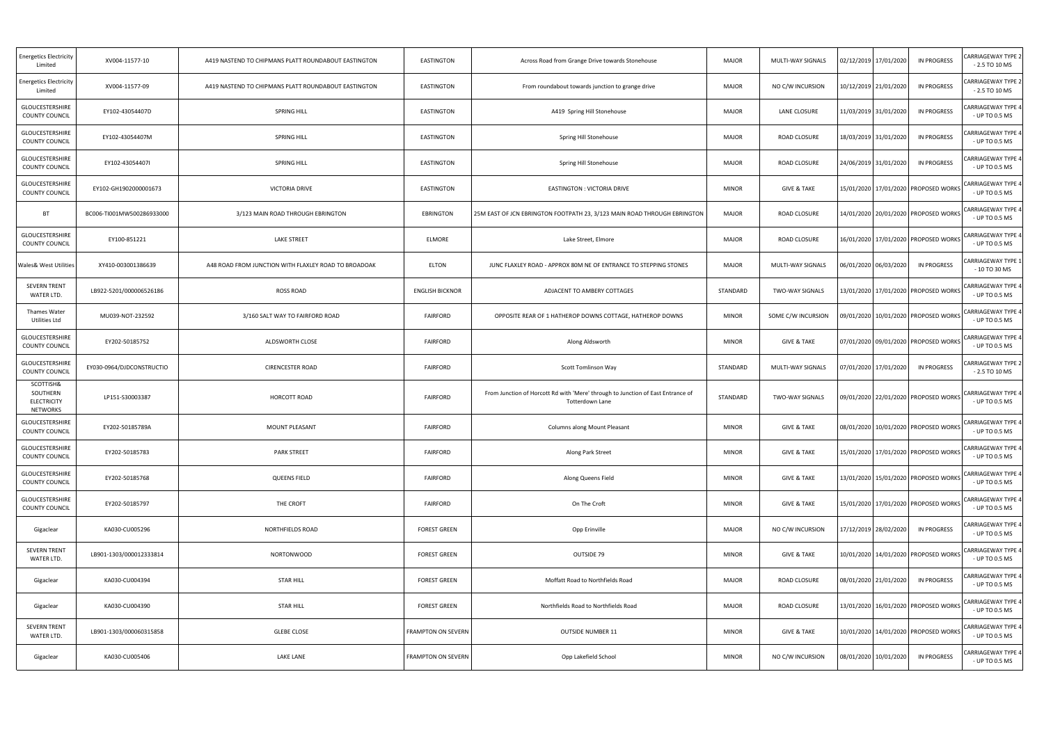| Energetics Electricity Limited | XV004-11577-10 | A419 NASTEND TO CHIPMANS PLATT ROUNDABOUT EASTINGTON | EASTINGTON | Across Road from Grange Drive towards Stonehouse | MAJOR | MULTI-WAY SIGNALS | 02/12/2019 | 17/01/2020 | IN PROGRESS | CARRIAGEWAY TYPE 2 - 2.5 TO 10 MS |
|---|---|---|---|---|---|---|---|---|---|---|
| Energetics Electricity Limited | XV004-11577-09 | A419 NASTEND TO CHIPMANS PLATT ROUNDABOUT EASTINGTON | EASTINGTON | From roundabout towards junction to grange drive | MAJOR | NO C/W INCURSION | 10/12/2019 | 21/01/2020 | IN PROGRESS | CARRIAGEWAY TYPE 2 - 2.5 TO 10 MS |
| GLOUCESTERSHIRE COUNTY COUNCIL | EY102-43054407D | SPRING HILL | EASTINGTON | A419 Spring Hill Stonehouse | MAJOR | LANE CLOSURE | 11/03/2019 | 31/01/2020 | IN PROGRESS | CARRIAGEWAY TYPE 4 - UP TO 0.5 MS |
| GLOUCESTERSHIRE COUNTY COUNCIL | EY102-43054407M | SPRING HILL | EASTINGTON | Spring Hill Stonehouse | MAJOR | ROAD CLOSURE | 18/03/2019 | 31/01/2020 | IN PROGRESS | CARRIAGEWAY TYPE 4 - UP TO 0.5 MS |
| GLOUCESTERSHIRE COUNTY COUNCIL | EY102-43054407I | SPRING HILL | EASTINGTON | Spring Hill Stonehouse | MAJOR | ROAD CLOSURE | 24/06/2019 | 31/01/2020 | IN PROGRESS | CARRIAGEWAY TYPE 4 - UP TO 0.5 MS |
| GLOUCESTERSHIRE COUNTY COUNCIL | EY102-GH1902000001673 | VICTORIA DRIVE | EASTINGTON | EASTINGTON : VICTORIA DRIVE | MINOR | GIVE & TAKE | 15/01/2020 | 17/01/2020 | PROPOSED WORKS | CARRIAGEWAY TYPE 4 - UP TO 0.5 MS |
| BT | BC006-TI001MW500286933000 | 3/123 MAIN ROAD THROUGH EBRINGTON | EBRINGTON | 25M EAST OF JCN EBRINGTON FOOTPATH 23, 3/123 MAIN ROAD THROUGH EBRINGTON | MAJOR | ROAD CLOSURE | 14/01/2020 | 20/01/2020 | PROPOSED WORKS | CARRIAGEWAY TYPE 4 - UP TO 0.5 MS |
| GLOUCESTERSHIRE COUNTY COUNCIL | EY100-851221 | LAKE STREET | ELMORE | Lake Street, Elmore | MAJOR | ROAD CLOSURE | 16/01/2020 | 17/01/2020 | PROPOSED WORKS | CARRIAGEWAY TYPE 4 - UP TO 0.5 MS |
| Wales& West Utilities | XY410-003001386639 | A48 ROAD FROM JUNCTION WITH FLAXLEY ROAD TO BROADOAK | ELTON | JUNC FLAXLEY ROAD - APPROX 80M NE OF ENTRANCE TO STEPPING STONES | MAJOR | MULTI-WAY SIGNALS | 06/01/2020 | 06/03/2020 | IN PROGRESS | CARRIAGEWAY TYPE 1 - 10 TO 30 MS |
| SEVERN TRENT WATER LTD. | LB922-5201/000006526186 | ROSS ROAD | ENGLISH BICKNOR | ADJACENT TO AMBERY COTTAGES | STANDARD | TWO-WAY SIGNALS | 13/01/2020 | 17/01/2020 | PROPOSED WORKS | CARRIAGEWAY TYPE 4 - UP TO 0.5 MS |
| Thames Water Utilities Ltd | MU039-NOT-232592 | 3/160 SALT WAY TO FAIRFORD ROAD | FAIRFORD | OPPOSITE REAR OF 1 HATHEROP DOWNS COTTAGE, HATHEROP DOWNS | MINOR | SOME C/W INCURSION | 09/01/2020 | 10/01/2020 | PROPOSED WORKS | CARRIAGEWAY TYPE 4 - UP TO 0.5 MS |
| GLOUCESTERSHIRE COUNTY COUNCIL | EY202-50185752 | ALDSWORTH CLOSE | FAIRFORD | Along Aldsworth | MINOR | GIVE & TAKE | 07/01/2020 | 09/01/2020 | PROPOSED WORKS | CARRIAGEWAY TYPE 4 - UP TO 0.5 MS |
| GLOUCESTERSHIRE COUNTY COUNCIL | EY030-0964/DJDCONSTRUCTIO | CIRENCESTER ROAD | FAIRFORD | Scott Tomlinson Way | STANDARD | MULTI-WAY SIGNALS | 07/01/2020 | 17/01/2020 | IN PROGRESS | CARRIAGEWAY TYPE 2 - 2.5 TO 10 MS |
| SCOTTISH& SOUTHERN ELECTRICITY NETWORKS | LP151-S30003387 | HORCOTT ROAD | FAIRFORD | From Junction of Horcott Rd with 'Mere' through to Junction of East Entrance of Totterdown Lane | STANDARD | TWO-WAY SIGNALS | 09/01/2020 | 22/01/2020 | PROPOSED WORKS | CARRIAGEWAY TYPE 4 - UP TO 0.5 MS |
| GLOUCESTERSHIRE COUNTY COUNCIL | EY202-50185789A | MOUNT PLEASANT | FAIRFORD | Columns along Mount Pleasant | MINOR | GIVE & TAKE | 08/01/2020 | 10/01/2020 | PROPOSED WORKS | CARRIAGEWAY TYPE 4 - UP TO 0.5 MS |
| GLOUCESTERSHIRE COUNTY COUNCIL | EY202-50185783 | PARK STREET | FAIRFORD | Along Park Street | MINOR | GIVE & TAKE | 15/01/2020 | 17/01/2020 | PROPOSED WORKS | CARRIAGEWAY TYPE 4 - UP TO 0.5 MS |
| GLOUCESTERSHIRE COUNTY COUNCIL | EY202-50185768 | QUEENS FIELD | FAIRFORD | Along Queens Field | MINOR | GIVE & TAKE | 13/01/2020 | 15/01/2020 | PROPOSED WORKS | CARRIAGEWAY TYPE 4 - UP TO 0.5 MS |
| GLOUCESTERSHIRE COUNTY COUNCIL | EY202-50185797 | THE CROFT | FAIRFORD | On The Croft | MINOR | GIVE & TAKE | 15/01/2020 | 17/01/2020 | PROPOSED WORKS | CARRIAGEWAY TYPE 4 - UP TO 0.5 MS |
| Gigaclear | KA030-CU005296 | NORTHFIELDS ROAD | FOREST GREEN | Opp Erinville | MAJOR | NO C/W INCURSION | 17/12/2019 | 28/02/2020 | IN PROGRESS | CARRIAGEWAY TYPE 4 - UP TO 0.5 MS |
| SEVERN TRENT WATER LTD. | LB901-1303/000012333814 | NORTONWOOD | FOREST GREEN | OUTSIDE 79 | MINOR | GIVE & TAKE | 10/01/2020 | 14/01/2020 | PROPOSED WORKS | CARRIAGEWAY TYPE 4 - UP TO 0.5 MS |
| Gigaclear | KA030-CU004394 | STAR HILL | FOREST GREEN | Moffatt Road to Northfields Road | MAJOR | ROAD CLOSURE | 08/01/2020 | 21/01/2020 | IN PROGRESS | CARRIAGEWAY TYPE 4 - UP TO 0.5 MS |
| Gigaclear | KA030-CU004390 | STAR HILL | FOREST GREEN | Northfields Road to Northfields Road | MAJOR | ROAD CLOSURE | 13/01/2020 | 16/01/2020 | PROPOSED WORKS | CARRIAGEWAY TYPE 4 - UP TO 0.5 MS |
| SEVERN TRENT WATER LTD. | LB901-1303/000060315858 | GLEBE CLOSE | FRAMPTON ON SEVERN | OUTSIDE NUMBER 11 | MINOR | GIVE & TAKE | 10/01/2020 | 14/01/2020 | PROPOSED WORKS | CARRIAGEWAY TYPE 4 - UP TO 0.5 MS |
| Gigaclear | KA030-CU005406 | LAKE LANE | FRAMPTON ON SEVERN | Opp Lakefield School | MINOR | NO C/W INCURSION | 08/01/2020 | 10/01/2020 | IN PROGRESS | CARRIAGEWAY TYPE 4 - UP TO 0.5 MS |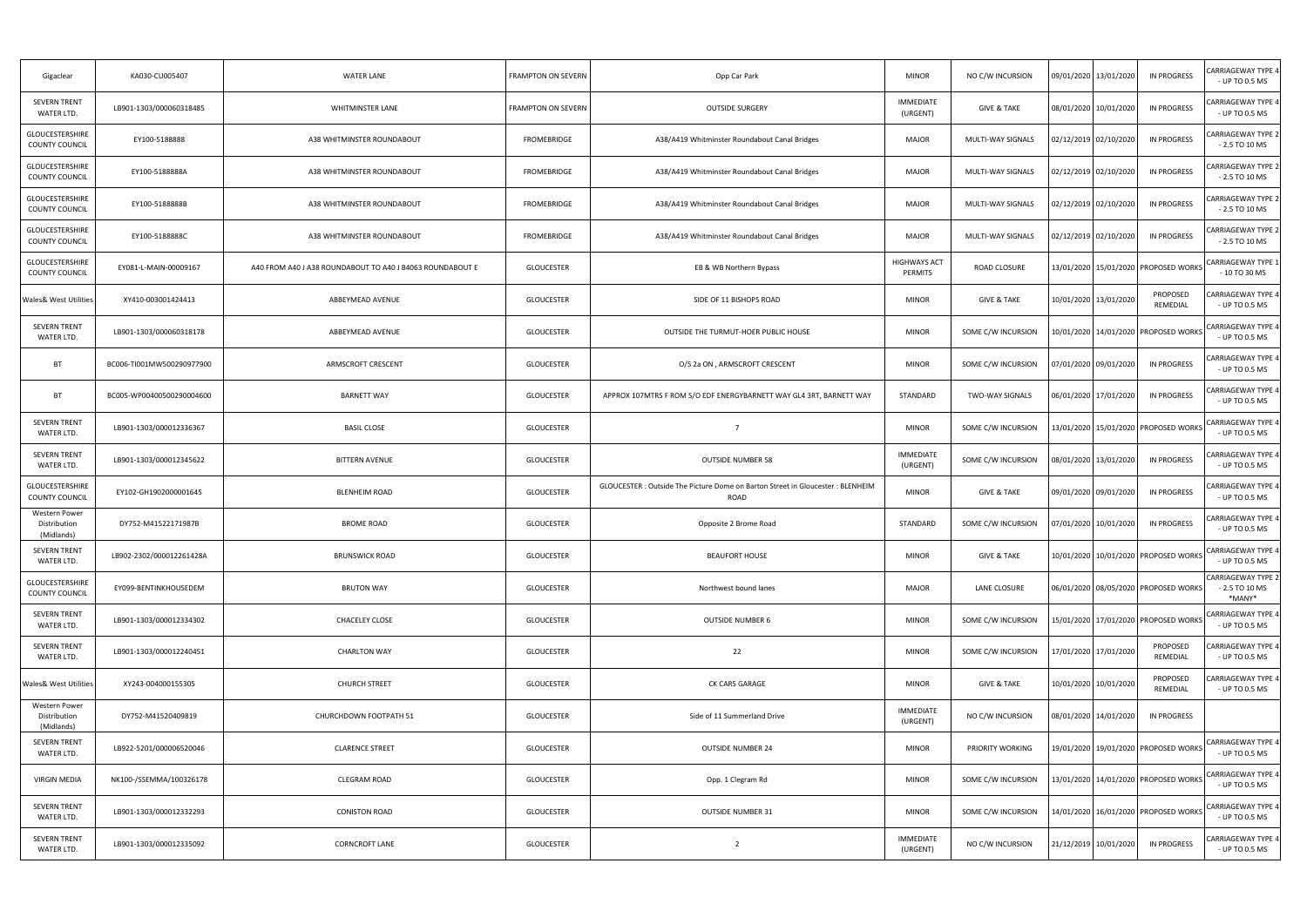| Gigaclear | KA030-CU005407 | WATER LANE | FRAMPTON ON SEVERN | Opp Car Park | MINOR | NO C/W INCURSION | 09/01/2020 | 13/01/2020 | IN PROGRESS | CARRIAGEWAY TYPE 4 - UP TO 0.5 MS |
|---|---|---|---|---|---|---|---|---|---|---|
| SEVERN TRENT WATER LTD. | LB901-1303/000060318485 | WHITMINSTER LANE | FRAMPTON ON SEVERN | OUTSIDE SURGERY | IMMEDIATE (URGENT) | GIVE & TAKE | 08/01/2020 | 10/01/2020 | IN PROGRESS | CARRIAGEWAY TYPE 4 - UP TO 0.5 MS |
| GLOUCESTERSHIRE COUNTY COUNCIL | EY100-5188888 | A38 WHITMINSTER ROUNDABOUT | FROMEBRIDGE | A38/A419 Whitminster Roundabout Canal Bridges | MAJOR | MULTI-WAY SIGNALS | 02/12/2019 | 02/10/2020 | IN PROGRESS | CARRIAGEWAY TYPE 2 - 2.5 TO 10 MS |
| GLOUCESTERSHIRE COUNTY COUNCIL | EY100-5188888A | A38 WHITMINSTER ROUNDABOUT | FROMEBRIDGE | A38/A419 Whitminster Roundabout Canal Bridges | MAJOR | MULTI-WAY SIGNALS | 02/12/2019 | 02/10/2020 | IN PROGRESS | CARRIAGEWAY TYPE 2 - 2.5 TO 10 MS |
| GLOUCESTERSHIRE COUNTY COUNCIL | EY100-5188888B | A38 WHITMINSTER ROUNDABOUT | FROMEBRIDGE | A38/A419 Whitminster Roundabout Canal Bridges | MAJOR | MULTI-WAY SIGNALS | 02/12/2019 | 02/10/2020 | IN PROGRESS | CARRIAGEWAY TYPE 2 - 2.5 TO 10 MS |
| GLOUCESTERSHIRE COUNTY COUNCIL | EY100-5188888C | A38 WHITMINSTER ROUNDABOUT | FROMEBRIDGE | A38/A419 Whitminster Roundabout Canal Bridges | MAJOR | MULTI-WAY SIGNALS | 02/12/2019 | 02/10/2020 | IN PROGRESS | CARRIAGEWAY TYPE 2 - 2.5 TO 10 MS |
| GLOUCESTERSHIRE COUNTY COUNCIL | EY081-L-MAIN-00009167 | A40 FROM A40 J A38 ROUNDABOUT TO A40 J B4063 ROUNDABOUT E | GLOUCESTER | EB & WB Northern Bypass | HIGHWAYS ACT PERMITS | ROAD CLOSURE | 13/01/2020 | 15/01/2020 | PROPOSED WORKS | CARRIAGEWAY TYPE 1 - 10 TO 30 MS |
| Wales& West Utilities | XY410-003001424413 | ABBEYMEAD AVENUE | GLOUCESTER | SIDE OF 11 BISHOPS ROAD | MINOR | GIVE & TAKE | 10/01/2020 | 13/01/2020 | PROPOSED REMEDIAL | CARRIAGEWAY TYPE 4 - UP TO 0.5 MS |
| SEVERN TRENT WATER LTD. | LB901-1303/000060318178 | ABBEYMEAD AVENUE | GLOUCESTER | OUTSIDE THE TURMUT-HOER PUBLIC HOUSE | MINOR | SOME C/W INCURSION | 10/01/2020 | 14/01/2020 | PROPOSED WORKS | CARRIAGEWAY TYPE 4 - UP TO 0.5 MS |
| BT | BC006-TI001MW500290977900 | ARMSCROFT CRESCENT | GLOUCESTER | O/S 2a ON , ARMSCROFT CRESCENT | MINOR | SOME C/W INCURSION | 07/01/2020 | 09/01/2020 | IN PROGRESS | CARRIAGEWAY TYPE 4 - UP TO 0.5 MS |
| BT | BC005-WP00400500290004600 | BARNETT WAY | GLOUCESTER | APPROX 107MTRS F ROM S/O EDF ENERGYBARNETT WAY GL4 3RT, BARNETT WAY | STANDARD | TWO-WAY SIGNALS | 06/01/2020 | 17/01/2020 | IN PROGRESS | CARRIAGEWAY TYPE 4 - UP TO 0.5 MS |
| SEVERN TRENT WATER LTD. | LB901-1303/000012336367 | BASIL CLOSE | GLOUCESTER | 7 | MINOR | SOME C/W INCURSION | 13/01/2020 | 15/01/2020 | PROPOSED WORKS | CARRIAGEWAY TYPE 4 - UP TO 0.5 MS |
| SEVERN TRENT WATER LTD. | LB901-1303/000012345622 | BITTERN AVENUE | GLOUCESTER | OUTSIDE NUMBER 58 | IMMEDIATE (URGENT) | SOME C/W INCURSION | 08/01/2020 | 13/01/2020 | IN PROGRESS | CARRIAGEWAY TYPE 4 - UP TO 0.5 MS |
| GLOUCESTERSHIRE COUNTY COUNCIL | EY102-GH1902000001645 | BLENHEIM ROAD | GLOUCESTER | GLOUCESTER : Outside The Picture Dome on Barton Street in Gloucester : BLENHEIM ROAD | MINOR | GIVE & TAKE | 09/01/2020 | 09/01/2020 | IN PROGRESS | CARRIAGEWAY TYPE 4 - UP TO 0.5 MS |
| Western Power Distribution (Midlands) | DY752-M41522171987B | BROME ROAD | GLOUCESTER | Opposite 2 Brome Road | STANDARD | SOME C/W INCURSION | 07/01/2020 | 10/01/2020 | IN PROGRESS | CARRIAGEWAY TYPE 4 - UP TO 0.5 MS |
| SEVERN TRENT WATER LTD. | LB902-2302/000012261428A | BRUNSWICK ROAD | GLOUCESTER | BEAUFORT HOUSE | MINOR | GIVE & TAKE | 10/01/2020 | 10/01/2020 | PROPOSED WORKS | CARRIAGEWAY TYPE 4 - UP TO 0.5 MS |
| GLOUCESTERSHIRE COUNTY COUNCIL | EY099-BENTINKHOUSEDEM | BRUTON WAY | GLOUCESTER | Northwest bound lanes | MAJOR | LANE CLOSURE | 06/01/2020 | 08/05/2020 | PROPOSED WORKS | CARRIAGEWAY TYPE 2 - 2.5 TO 10 MS *MANY* |
| SEVERN TRENT WATER LTD. | LB901-1303/000012334302 | CHACELEY CLOSE | GLOUCESTER | OUTSIDE NUMBER 6 | MINOR | SOME C/W INCURSION | 15/01/2020 | 17/01/2020 | PROPOSED WORKS | CARRIAGEWAY TYPE 4 - UP TO 0.5 MS |
| SEVERN TRENT WATER LTD. | LB901-1303/000012240451 | CHARLTON WAY | GLOUCESTER | 22 | MINOR | SOME C/W INCURSION | 17/01/2020 | 17/01/2020 | PROPOSED REMEDIAL | CARRIAGEWAY TYPE 4 - UP TO 0.5 MS |
| Wales& West Utilities | XY243-004000155305 | CHURCH STREET | GLOUCESTER | CK CARS GARAGE | MINOR | GIVE & TAKE | 10/01/2020 | 10/01/2020 | PROPOSED REMEDIAL | CARRIAGEWAY TYPE 4 - UP TO 0.5 MS |
| Western Power Distribution (Midlands) | DY752-M41520409819 | CHURCHDOWN FOOTPATH 51 | GLOUCESTER | Side of 11 Summerland Drive | IMMEDIATE (URGENT) | NO C/W INCURSION | 08/01/2020 | 14/01/2020 | IN PROGRESS | |
| SEVERN TRENT WATER LTD. | LB922-5201/000006520046 | CLARENCE STREET | GLOUCESTER | OUTSIDE NUMBER 24 | MINOR | PRIORITY WORKING | 19/01/2020 | 19/01/2020 | PROPOSED WORKS | CARRIAGEWAY TYPE 4 - UP TO 0.5 MS |
| VIRGIN MEDIA | NK100-/SSEMMA/100326178 | CLEGRAM ROAD | GLOUCESTER | Opp. 1 Clegram Rd | MINOR | SOME C/W INCURSION | 13/01/2020 | 14/01/2020 | PROPOSED WORKS | CARRIAGEWAY TYPE 4 - UP TO 0.5 MS |
| SEVERN TRENT WATER LTD. | LB901-1303/000012332293 | CONISTON ROAD | GLOUCESTER | OUTSIDE NUMBER 31 | MINOR | SOME C/W INCURSION | 14/01/2020 | 16/01/2020 | PROPOSED WORKS | CARRIAGEWAY TYPE 4 - UP TO 0.5 MS |
| SEVERN TRENT WATER LTD. | LB901-1303/000012335092 | CORNCROFT LANE | GLOUCESTER | 2 | IMMEDIATE (URGENT) | NO C/W INCURSION | 21/12/2019 | 10/01/2020 | IN PROGRESS | CARRIAGEWAY TYPE 4 - UP TO 0.5 MS |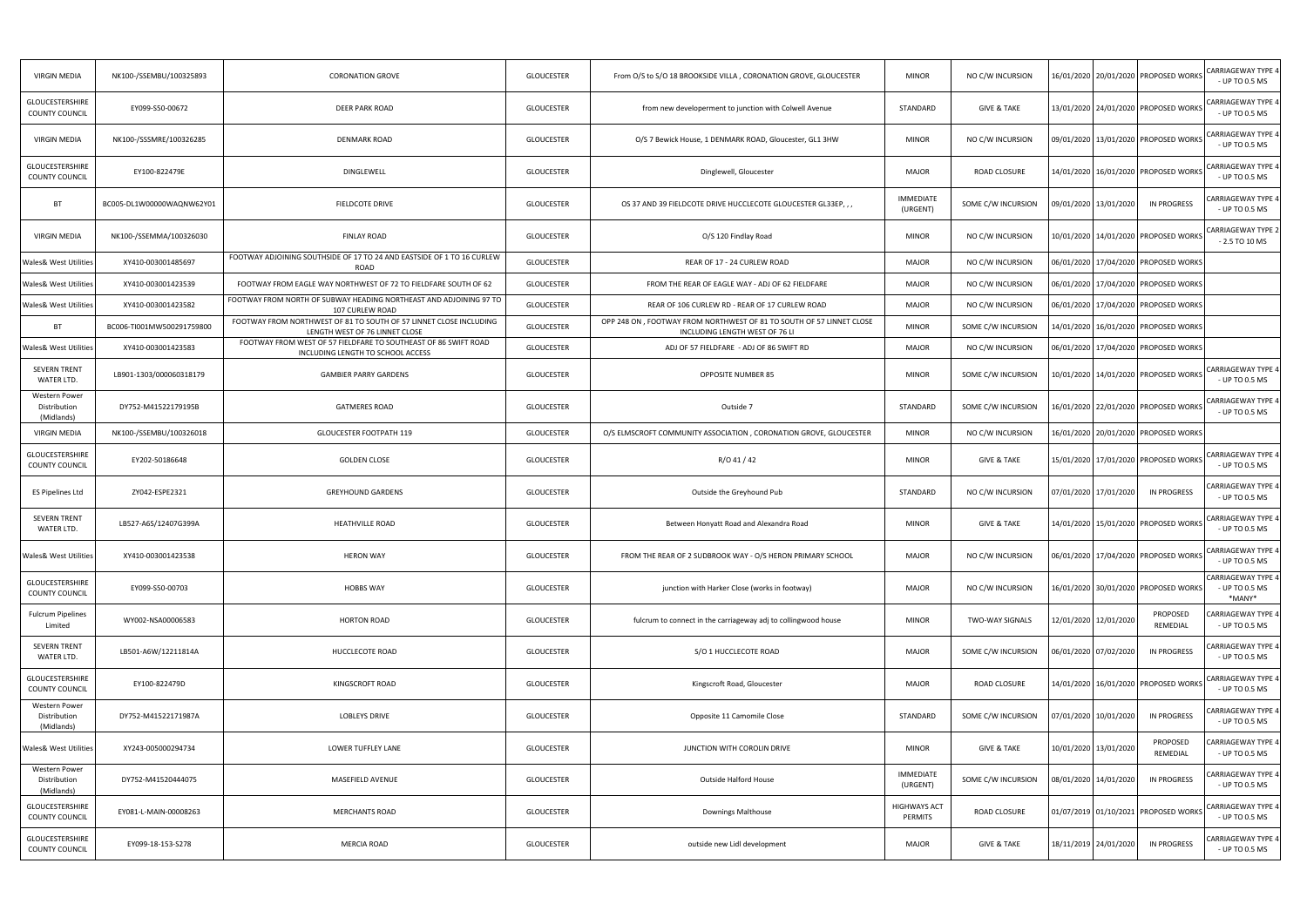| VIRGIN MEDIA | NK100-/SSEMBU/100325893 | CORONATION GROVE | GLOUCESTER | From O/S to S/O 18 BROOKSIDE VILLA , CORONATION GROVE, GLOUCESTER | MINOR | NO C/W INCURSION | 16/01/2020 | 20/01/2020 | PROPOSED WORKS | CARRIAGEWAY TYPE 4 - UP TO 0.5 MS |
|---|---|---|---|---|---|---|---|---|---|---|
| GLOUCESTERSHIRE COUNTY COUNCIL | EY099-S50-00672 | DEER PARK ROAD | GLOUCESTER | from new developerment to junction with Colwell Avenue | STANDARD | GIVE & TAKE | 13/01/2020 | 24/01/2020 | PROPOSED WORKS | CARRIAGEWAY TYPE 4 - UP TO 0.5 MS |
| VIRGIN MEDIA | NK100-/SSSMRE/100326285 | DENMARK ROAD | GLOUCESTER | O/S 7 Bewick House, 1 DENMARK ROAD, Gloucester, GL1 3HW | MINOR | NO C/W INCURSION | 09/01/2020 | 13/01/2020 | PROPOSED WORKS | CARRIAGEWAY TYPE 4 - UP TO 0.5 MS |
| GLOUCESTERSHIRE COUNTY COUNCIL | EY100-822479E | DINGLEWELL | GLOUCESTER | Dinglewell, Gloucester | MAJOR | ROAD CLOSURE | 14/01/2020 | 16/01/2020 | PROPOSED WORKS | CARRIAGEWAY TYPE 4 - UP TO 0.5 MS |
| BT | BC005-DL1W00000WAQNW62Y01 | FIELDCOTE DRIVE | GLOUCESTER | OS 37 AND 39 FIELDCOTE DRIVE HUCCLECOTE GLOUCESTER GL33EP, , , | IMMEDIATE (URGENT) | SOME C/W INCURSION | 09/01/2020 | 13/01/2020 | IN PROGRESS | CARRIAGEWAY TYPE 4 - UP TO 0.5 MS |
| VIRGIN MEDIA | NK100-/SSEMMA/100326030 | FINLAY ROAD | GLOUCESTER | O/S 120 Findlay Road | MINOR | NO C/W INCURSION | 10/01/2020 | 14/01/2020 | PROPOSED WORKS | CARRIAGEWAY TYPE 2 - 2.5 TO 10 MS |
| Wales& West Utilities | XY410-003001485697 | FOOTWAY ADJOINING SOUTHSIDE OF 17 TO 24 AND EASTSIDE OF 1 TO 16 CURLEW ROAD | GLOUCESTER | REAR OF 17 - 24 CURLEW ROAD | MAJOR | NO C/W INCURSION | 06/01/2020 | 17/04/2020 | PROPOSED WORKS | |
| Wales& West Utilities | XY410-003001423539 | FOOTWAY FROM EAGLE WAY NORTHWEST OF 72 TO FIELDFARE SOUTH OF 62 | GLOUCESTER | FROM THE REAR OF EAGLE WAY - ADJ OF 62 FIELDFARE | MAJOR | NO C/W INCURSION | 06/01/2020 | 17/04/2020 | PROPOSED WORKS | |
| Wales& West Utilities | XY410-003001423582 | FOOTWAY FROM NORTH OF SUBWAY HEADING NORTHEAST AND ADJOINING 97 TO 107 CURLEW ROAD | GLOUCESTER | REAR OF 106 CURLEW RD - REAR OF 17 CURLEW ROAD | MAJOR | NO C/W INCURSION | 06/01/2020 | 17/04/2020 | PROPOSED WORKS | |
| BT | BC006-TI001MW500291759800 | FOOTWAY FROM NORTHWEST OF 81 TO SOUTH OF 57 LINNET CLOSE INCLUDING LENGTH WEST OF 76 LINNET CLOSE | GLOUCESTER | OPP 248 ON , FOOTWAY FROM NORTHWEST OF 81 TO SOUTH OF 57 LINNET CLOSE INCLUDING LENGTH WEST OF 76 LI | MINOR | SOME C/W INCURSION | 14/01/2020 | 16/01/2020 | PROPOSED WORKS | |
| Wales& West Utilities | XY410-003001423583 | FOOTWAY FROM WEST OF 57 FIELDFARE TO SOUTHEAST OF 86 SWIFT ROAD INCLUDING LENGTH TO SCHOOL ACCESS | GLOUCESTER | ADJ OF 57 FIELDFARE - ADJ OF 86 SWIFT RD | MAJOR | NO C/W INCURSION | 06/01/2020 | 17/04/2020 | PROPOSED WORKS | |
| SEVERN TRENT WATER LTD. | LB901-1303/000060318179 | GAMBIER PARRY GARDENS | GLOUCESTER | OPPOSITE NUMBER 85 | MINOR | SOME C/W INCURSION | 10/01/2020 | 14/01/2020 | PROPOSED WORKS | CARRIAGEWAY TYPE 4 - UP TO 0.5 MS |
| Western Power Distribution (Midlands) | DY752-M41522179195B | GATMERES ROAD | GLOUCESTER | Outside 7 | STANDARD | SOME C/W INCURSION | 16/01/2020 | 22/01/2020 | PROPOSED WORKS | CARRIAGEWAY TYPE 4 - UP TO 0.5 MS |
| VIRGIN MEDIA | NK100-/SSEMBU/100326018 | GLOUCESTER FOOTPATH 119 | GLOUCESTER | O/S ELMSCROFT COMMUNITY ASSOCIATION , CORONATION GROVE, GLOUCESTER | MINOR | NO C/W INCURSION | 16/01/2020 | 20/01/2020 | PROPOSED WORKS | |
| GLOUCESTERSHIRE COUNTY COUNCIL | EY202-50186648 | GOLDEN CLOSE | GLOUCESTER | R/O 41 / 42 | MINOR | GIVE & TAKE | 15/01/2020 | 17/01/2020 | PROPOSED WORKS | CARRIAGEWAY TYPE 4 - UP TO 0.5 MS |
| ES Pipelines Ltd | ZY042-ESPE2321 | GREYHOUND GARDENS | GLOUCESTER | Outside the Greyhound Pub | STANDARD | NO C/W INCURSION | 07/01/2020 | 17/01/2020 | IN PROGRESS | CARRIAGEWAY TYPE 4 - UP TO 0.5 MS |
| SEVERN TRENT WATER LTD. | LB527-A6S/12407G399A | HEATHVILLE ROAD | GLOUCESTER | Between Honyatt Road and Alexandra Road | MINOR | GIVE & TAKE | 14/01/2020 | 15/01/2020 | PROPOSED WORKS | CARRIAGEWAY TYPE 4 - UP TO 0.5 MS |
| Wales& West Utilities | XY410-003001423538 | HERON WAY | GLOUCESTER | FROM THE REAR OF 2 SUDBROOK WAY - O/S HERON PRIMARY SCHOOL | MAJOR | NO C/W INCURSION | 06/01/2020 | 17/04/2020 | PROPOSED WORKS | CARRIAGEWAY TYPE 4 - UP TO 0.5 MS |
| GLOUCESTERSHIRE COUNTY COUNCIL | EY099-S50-00703 | HOBBS WAY | GLOUCESTER | junction with Harker Close (works in footway) | MAJOR | NO C/W INCURSION | 16/01/2020 | 30/01/2020 | PROPOSED WORKS | CARRIAGEWAY TYPE 4 - UP TO 0.5 MS *MANY* |
| Fulcrum Pipelines Limited | WY002-NSA00006583 | HORTON ROAD | GLOUCESTER | fulcrum to connect in the carriageway adj to collingwood house | MINOR | TWO-WAY SIGNALS | 12/01/2020 | 12/01/2020 | PROPOSED REMEDIAL | CARRIAGEWAY TYPE 4 - UP TO 0.5 MS |
| SEVERN TRENT WATER LTD. | LB501-A6W/12211814A | HUCCLECOTE ROAD | GLOUCESTER | S/O 1 HUCCLECOTE ROAD | MAJOR | SOME C/W INCURSION | 06/01/2020 | 07/02/2020 | IN PROGRESS | CARRIAGEWAY TYPE 4 - UP TO 0.5 MS |
| GLOUCESTERSHIRE COUNTY COUNCIL | EY100-822479D | KINGSCROFT ROAD | GLOUCESTER | Kingscroft Road, Gloucester | MAJOR | ROAD CLOSURE | 14/01/2020 | 16/01/2020 | PROPOSED WORKS | CARRIAGEWAY TYPE 4 - UP TO 0.5 MS |
| Western Power Distribution (Midlands) | DY752-M41522171987A | LOBLEYS DRIVE | GLOUCESTER | Opposite 11 Camomile Close | STANDARD | SOME C/W INCURSION | 07/01/2020 | 10/01/2020 | IN PROGRESS | CARRIAGEWAY TYPE 4 - UP TO 0.5 MS |
| Wales& West Utilities | XY243-005000294734 | LOWER TUFFLEY LANE | GLOUCESTER | JUNCTION WITH COROLIN DRIVE | MINOR | GIVE & TAKE | 10/01/2020 | 13/01/2020 | PROPOSED REMEDIAL | CARRIAGEWAY TYPE 4 - UP TO 0.5 MS |
| Western Power Distribution (Midlands) | DY752-M41520444075 | MASEFIELD AVENUE | GLOUCESTER | Outside Halford House | IMMEDIATE (URGENT) | SOME C/W INCURSION | 08/01/2020 | 14/01/2020 | IN PROGRESS | CARRIAGEWAY TYPE 4 - UP TO 0.5 MS |
| GLOUCESTERSHIRE COUNTY COUNCIL | EY081-L-MAIN-00008263 | MERCHANTS ROAD | GLOUCESTER | Downings Malthouse | HIGHWAYS ACT PERMITS | ROAD CLOSURE | 01/07/2019 | 01/10/2021 | PROPOSED WORKS | CARRIAGEWAY TYPE 4 - UP TO 0.5 MS |
| GLOUCESTERSHIRE COUNTY COUNCIL | EY099-18-153-S278 | MERCIA ROAD | GLOUCESTER | outside new Lidl development | MAJOR | GIVE & TAKE | 18/11/2019 | 24/01/2020 | IN PROGRESS | CARRIAGEWAY TYPE 4 - UP TO 0.5 MS |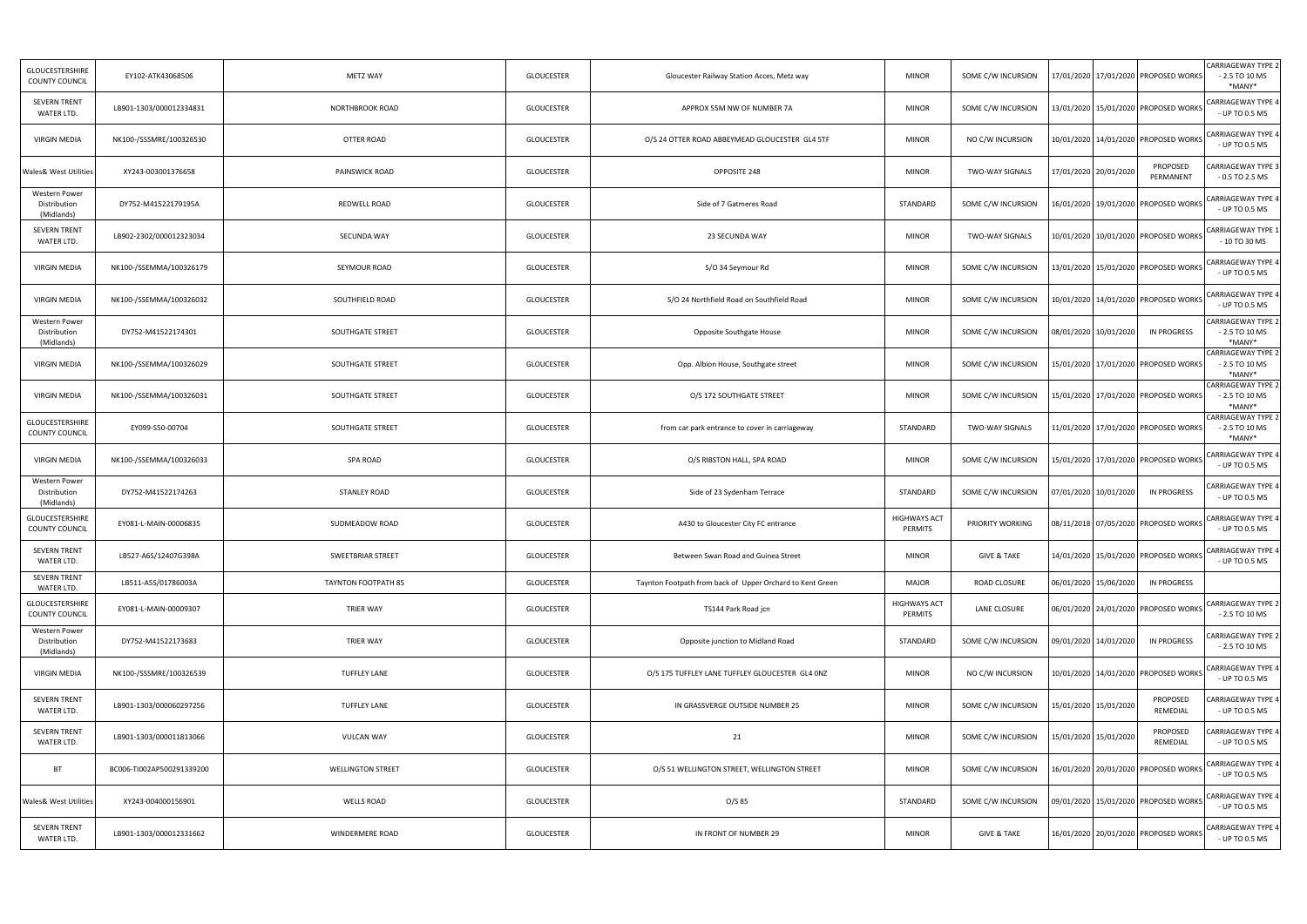| | | | | | | | | | | |
|---|---|---|---|---|---|---|---|---|---|---|
| GLOUCESTERSHIRE COUNTY COUNCIL | EY102-ATK43068506 | METZ WAY | GLOUCESTER | Gloucester Railway Station Acces, Metz way | MINOR | SOME C/W INCURSION | 17/01/2020 | 17/01/2020 | PROPOSED WORKS | CARRIAGEWAY TYPE 2 - 2.5 TO 10 MS *MANY* |
| SEVERN TRENT WATER LTD. | LB901-1303/000012334831 | NORTHBROOK ROAD | GLOUCESTER | APPROX 55M NW OF NUMBER 7A | MINOR | SOME C/W INCURSION | 13/01/2020 | 15/01/2020 | PROPOSED WORKS | CARRIAGEWAY TYPE 4 - UP TO 0.5 MS |
| VIRGIN MEDIA | NK100-/SSSMRE/100326530 | OTTER ROAD | GLOUCESTER | O/S 24 OTTER ROAD ABBEYMEAD GLOUCESTER GL4 5TF | MINOR | NO C/W INCURSION | 10/01/2020 | 14/01/2020 | PROPOSED WORKS | CARRIAGEWAY TYPE 4 - UP TO 0.5 MS |
| Wales& West Utilities | XY243-003001376658 | PAINSWICK ROAD | GLOUCESTER | OPPOSITE 248 | MINOR | TWO-WAY SIGNALS | 17/01/2020 | 20/01/2020 | PROPOSED PERMANENT | CARRIAGEWAY TYPE 3 - 0.5 TO 2.5 MS |
| Western Power Distribution (Midlands) | DY752-M41522179195A | REDWELL ROAD | GLOUCESTER | Side of 7 Gatmeres Road | STANDARD | SOME C/W INCURSION | 16/01/2020 | 19/01/2020 | PROPOSED WORKS | CARRIAGEWAY TYPE 4 - UP TO 0.5 MS |
| SEVERN TRENT WATER LTD. | LB902-2302/000012323034 | SECUNDA WAY | GLOUCESTER | 23 SECUNDA WAY | MINOR | TWO-WAY SIGNALS | 10/01/2020 | 10/01/2020 | PROPOSED WORKS | CARRIAGEWAY TYPE 1 - 10 TO 30 MS |
| VIRGIN MEDIA | NK100-/SSEMMA/100326179 | SEYMOUR ROAD | GLOUCESTER | S/O 34 Seymour Rd | MINOR | SOME C/W INCURSION | 13/01/2020 | 15/01/2020 | PROPOSED WORKS | CARRIAGEWAY TYPE 4 - UP TO 0.5 MS |
| VIRGIN MEDIA | NK100-/SSEMMA/100326032 | SOUTHFIELD ROAD | GLOUCESTER | S/O 24 Northfield Road on Southfield Road | MINOR | SOME C/W INCURSION | 10/01/2020 | 14/01/2020 | PROPOSED WORKS | CARRIAGEWAY TYPE 4 - UP TO 0.5 MS |
| Western Power Distribution (Midlands) | DY752-M41522174301 | SOUTHGATE STREET | GLOUCESTER | Opposite Southgate House | MINOR | SOME C/W INCURSION | 08/01/2020 | 10/01/2020 | IN PROGRESS | CARRIAGEWAY TYPE 2 - 2.5 TO 10 MS *MANY* |
| VIRGIN MEDIA | NK100-/SSEMMA/100326029 | SOUTHGATE STREET | GLOUCESTER | Opp. Albion House, Southgate street | MINOR | SOME C/W INCURSION | 15/01/2020 | 17/01/2020 | PROPOSED WORKS | CARRIAGEWAY TYPE 2 - 2.5 TO 10 MS *MANY* |
| VIRGIN MEDIA | NK100-/SSEMMA/100326031 | SOUTHGATE STREET | GLOUCESTER | O/S 172 SOUTHGATE STREET | MINOR | SOME C/W INCURSION | 15/01/2020 | 17/01/2020 | PROPOSED WORKS | CARRIAGEWAY TYPE 2 - 2.5 TO 10 MS *MANY* |
| GLOUCESTERSHIRE COUNTY COUNCIL | EY099-S50-00704 | SOUTHGATE STREET | GLOUCESTER | from car park entrance to cover in carriageway | STANDARD | TWO-WAY SIGNALS | 11/01/2020 | 17/01/2020 | PROPOSED WORKS | CARRIAGEWAY TYPE 2 - 2.5 TO 10 MS *MANY* |
| VIRGIN MEDIA | NK100-/SSEMMA/100326033 | SPA ROAD | GLOUCESTER | O/S RIBSTON HALL, SPA ROAD | MINOR | SOME C/W INCURSION | 15/01/2020 | 17/01/2020 | PROPOSED WORKS | CARRIAGEWAY TYPE 4 - UP TO 0.5 MS |
| Western Power Distribution (Midlands) | DY752-M41522174263 | STANLEY ROAD | GLOUCESTER | Side of 23 Sydenham Terrace | STANDARD | SOME C/W INCURSION | 07/01/2020 | 10/01/2020 | IN PROGRESS | CARRIAGEWAY TYPE 4 - UP TO 0.5 MS |
| GLOUCESTERSHIRE COUNTY COUNCIL | EY081-L-MAIN-00006835 | SUDMEADOW ROAD | GLOUCESTER | A430 to Gloucester City FC entrance | HIGHWAYS ACT PERMITS | PRIORITY WORKING | 08/11/2018 | 07/05/2020 | PROPOSED WORKS | CARRIAGEWAY TYPE 4 - UP TO 0.5 MS |
| SEVERN TRENT WATER LTD. | LB527-A6S/12407G398A | SWEETBRIAR STREET | GLOUCESTER | Between Swan Road and Guinea Street | MINOR | GIVE & TAKE | 14/01/2020 | 15/01/2020 | PROPOSED WORKS | CARRIAGEWAY TYPE 4 - UP TO 0.5 MS |
| SEVERN TRENT WATER LTD. | LB511-A5S/01786003A | TAYNTON FOOTPATH 85 | GLOUCESTER | Taynton Footpath from back of Upper Orchard to Kent Green | MAJOR | ROAD CLOSURE | 06/01/2020 | 15/06/2020 | IN PROGRESS | |
| GLOUCESTERSHIRE COUNTY COUNCIL | EY081-L-MAIN-00009307 | TRIER WAY | GLOUCESTER | TS144 Park Road jcn | HIGHWAYS ACT PERMITS | LANE CLOSURE | 06/01/2020 | 24/01/2020 | PROPOSED WORKS | CARRIAGEWAY TYPE 2 - 2.5 TO 10 MS |
| Western Power Distribution (Midlands) | DY752-M41522173683 | TRIER WAY | GLOUCESTER | Opposite junction to Midland Road | STANDARD | SOME C/W INCURSION | 09/01/2020 | 14/01/2020 | IN PROGRESS | CARRIAGEWAY TYPE 2 - 2.5 TO 10 MS |
| VIRGIN MEDIA | NK100-/SSSMRE/100326539 | TUFFLEY LANE | GLOUCESTER | O/S 175 TUFFLEY LANE TUFFLEY GLOUCESTER GL4 0NZ | MINOR | NO C/W INCURSION | 10/01/2020 | 14/01/2020 | PROPOSED WORKS | CARRIAGEWAY TYPE 4 - UP TO 0.5 MS |
| SEVERN TRENT WATER LTD. | LB901-1303/000060297256 | TUFFLEY LANE | GLOUCESTER | IN GRASSVERGE OUTSIDE NUMBER 25 | MINOR | SOME C/W INCURSION | 15/01/2020 | 15/01/2020 | PROPOSED REMEDIAL | CARRIAGEWAY TYPE 4 - UP TO 0.5 MS |
| SEVERN TRENT WATER LTD. | LB901-1303/000011813066 | VULCAN WAY | GLOUCESTER | 21 | MINOR | SOME C/W INCURSION | 15/01/2020 | 15/01/2020 | PROPOSED REMEDIAL | CARRIAGEWAY TYPE 4 - UP TO 0.5 MS |
| BT | BC006-TI002AP500291339200 | WELLINGTON STREET | GLOUCESTER | O/S 51 WELLINGTON STREET, WELLINGTON STREET | MINOR | SOME C/W INCURSION | 16/01/2020 | 20/01/2020 | PROPOSED WORKS | CARRIAGEWAY TYPE 4 - UP TO 0.5 MS |
| Wales& West Utilities | XY243-004000156901 | WELLS ROAD | GLOUCESTER | O/S 85 | STANDARD | SOME C/W INCURSION | 09/01/2020 | 15/01/2020 | PROPOSED WORKS | CARRIAGEWAY TYPE 4 - UP TO 0.5 MS |
| SEVERN TRENT WATER LTD. | LB901-1303/000012331662 | WINDERMERE ROAD | GLOUCESTER | IN FRONT OF NUMBER 29 | MINOR | GIVE & TAKE | 16/01/2020 | 20/01/2020 | PROPOSED WORKS | CARRIAGEWAY TYPE 4 - UP TO 0.5 MS |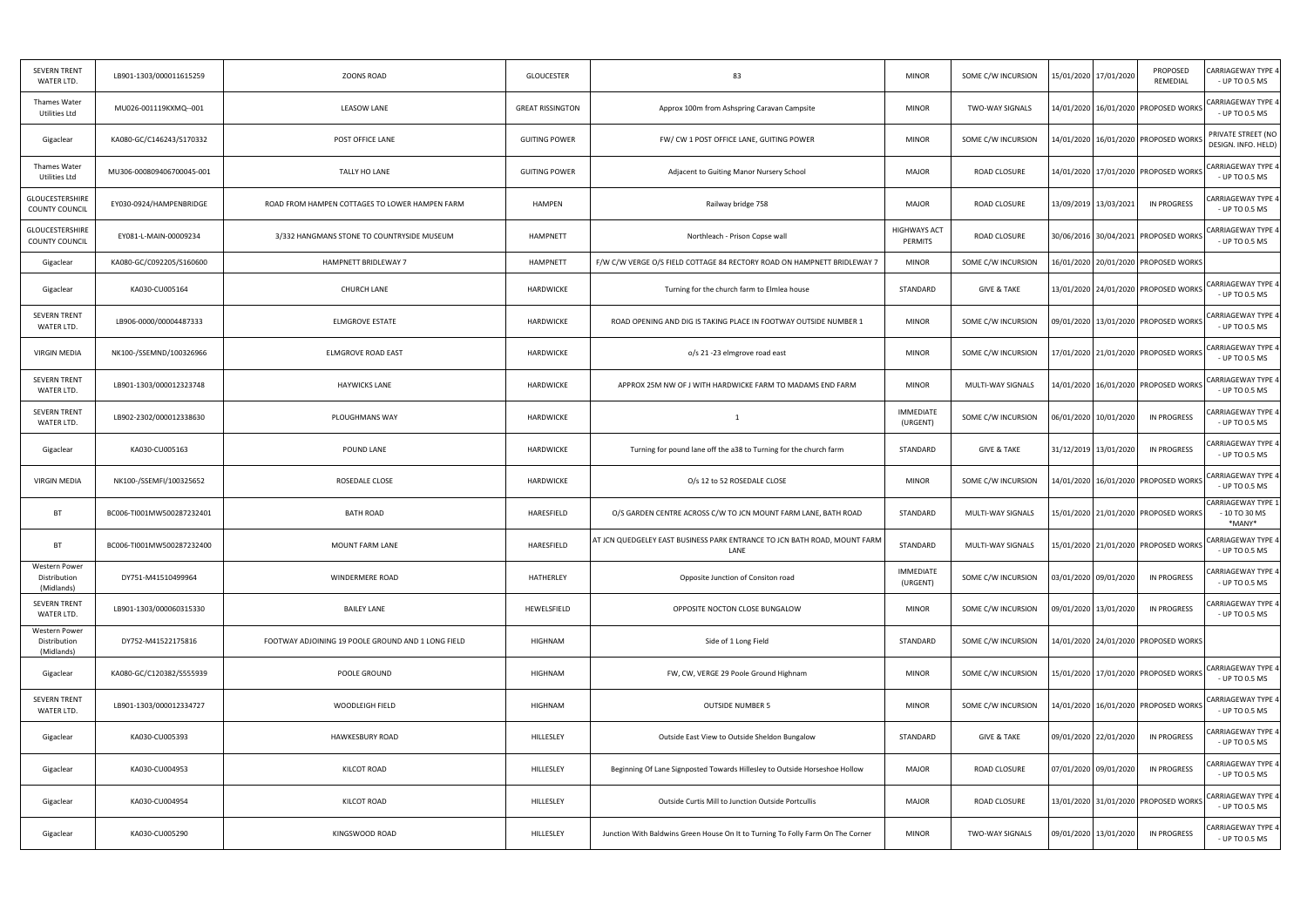| SEVERN TRENT WATER LTD. | LB901-1303/000011615259 | ZOONS ROAD | GLOUCESTER | 83 | MINOR | SOME C/W INCURSION | 15/01/2020 | 17/01/2020 | PROPOSED REMEDIAL | CARRIAGEWAY TYPE 4 - UP TO 0.5 MS |
|---|---|---|---|---|---|---|---|---|---|---|
| Thames Water Utilities Ltd | MU026-001119KXMQ--001 | LEASOW LANE | GREAT RISSINGTON | Approx 100m from Ashspring Caravan Campsite | MINOR | TWO-WAY SIGNALS | 14/01/2020 | 16/01/2020 | PROPOSED WORKS | CARRIAGEWAY TYPE 4 - UP TO 0.5 MS |
| Gigaclear | KA080-GC/C146243/S170332 | POST OFFICE LANE | GUITING POWER | FW/ CW 1 POST OFFICE LANE, GUITING POWER | MINOR | SOME C/W INCURSION | 14/01/2020 | 16/01/2020 | PROPOSED WORKS | PRIVATE STREET (NO DESIGN. INFO. HELD) |
| Thames Water Utilities Ltd | MU306-000809406700045-001 | TALLY HO LANE | GUITING POWER | Adjacent to Guiting Manor Nursery School | MAJOR | ROAD CLOSURE | 14/01/2020 | 17/01/2020 | PROPOSED WORKS | CARRIAGEWAY TYPE 4 - UP TO 0.5 MS |
| GLOUCESTERSHIRE COUNTY COUNCIL | EY030-0924/HAMPENBRIDGE | ROAD FROM HAMPEN COTTAGES TO LOWER HAMPEN FARM | HAMPEN | Railway bridge 758 | MAJOR | ROAD CLOSURE | 13/09/2019 | 13/03/2021 | IN PROGRESS | CARRIAGEWAY TYPE 4 - UP TO 0.5 MS |
| GLOUCESTERSHIRE COUNTY COUNCIL | EY081-L-MAIN-00009234 | 3/332 HANGMANS STONE TO COUNTRYSIDE MUSEUM | HAMPNETT | Northleach - Prison Copse wall | HIGHWAYS ACT PERMITS | ROAD CLOSURE | 30/06/2016 | 30/04/2021 | PROPOSED WORKS | CARRIAGEWAY TYPE 4 - UP TO 0.5 MS |
| Gigaclear | KA080-GC/C092205/S160600 | HAMPNETT BRIDLEWAY 7 | HAMPNETT | F/W C/W VERGE O/S FIELD COTTAGE 84 RECTORY ROAD ON HAMPNETT BRIDLEWAY 7 | MINOR | SOME C/W INCURSION | 16/01/2020 | 20/01/2020 | PROPOSED WORKS | |
| Gigaclear | KA030-CU005164 | CHURCH LANE | HARDWICKE | Turning for the church farm to Elmlea house | STANDARD | GIVE & TAKE | 13/01/2020 | 24/01/2020 | PROPOSED WORKS | CARRIAGEWAY TYPE 4 - UP TO 0.5 MS |
| SEVERN TRENT WATER LTD. | LB906-0000/00004487333 | ELMGROVE ESTATE | HARDWICKE | ROAD OPENING AND DIG IS TAKING PLACE IN FOOTWAY OUTSIDE NUMBER 1 | MINOR | SOME C/W INCURSION | 09/01/2020 | 13/01/2020 | PROPOSED WORKS | CARRIAGEWAY TYPE 4 - UP TO 0.5 MS |
| VIRGIN MEDIA | NK100-/SSEMND/100326966 | ELMGROVE ROAD EAST | HARDWICKE | o/s 21 -23 elmgrove road east | MINOR | SOME C/W INCURSION | 17/01/2020 | 21/01/2020 | PROPOSED WORKS | CARRIAGEWAY TYPE 4 - UP TO 0.5 MS |
| SEVERN TRENT WATER LTD. | LB901-1303/000012323748 | HAYWICKS LANE | HARDWICKE | APPROX 25M NW OF J WITH HARDWICKE FARM TO MADAMS END FARM | MINOR | MULTI-WAY SIGNALS | 14/01/2020 | 16/01/2020 | PROPOSED WORKS | CARRIAGEWAY TYPE 4 - UP TO 0.5 MS |
| SEVERN TRENT WATER LTD. | LB902-2302/000012338630 | PLOUGHMANS WAY | HARDWICKE | 1 | IMMEDIATE (URGENT) | SOME C/W INCURSION | 06/01/2020 | 10/01/2020 | IN PROGRESS | CARRIAGEWAY TYPE 4 - UP TO 0.5 MS |
| Gigaclear | KA030-CU005163 | POUND LANE | HARDWICKE | Turning for pound lane off the a38 to Turning for the church farm | STANDARD | GIVE & TAKE | 31/12/2019 | 13/01/2020 | IN PROGRESS | CARRIAGEWAY TYPE 4 - UP TO 0.5 MS |
| VIRGIN MEDIA | NK100-/SSEMFI/100325652 | ROSEDALE CLOSE | HARDWICKE | O/s 12 to 52 ROSEDALE CLOSE | MINOR | SOME C/W INCURSION | 14/01/2020 | 16/01/2020 | PROPOSED WORKS | CARRIAGEWAY TYPE 4 - UP TO 0.5 MS |
| BT | BC006-TI001MW500287232401 | BATH ROAD | HARESFIELD | O/S GARDEN CENTRE ACROSS C/W TO JCN MOUNT FARM LANE, BATH ROAD | STANDARD | MULTI-WAY SIGNALS | 15/01/2020 | 21/01/2020 | PROPOSED WORKS | CARRIAGEWAY TYPE 1 - 10 TO 30 MS *MANY* |
| BT | BC006-TI001MW500287232400 | MOUNT FARM LANE | HARESFIELD | AT JCN QUEDGELEY EAST BUSINESS PARK ENTRANCE TO JCN BATH ROAD, MOUNT FARM LANE | STANDARD | MULTI-WAY SIGNALS | 15/01/2020 | 21/01/2020 | PROPOSED WORKS | CARRIAGEWAY TYPE 4 - UP TO 0.5 MS |
| Western Power Distribution (Midlands) | DY751-M41510499964 | WINDERMERE ROAD | HATHERLEY | Opposite Junction of Consiton road | IMMEDIATE (URGENT) | SOME C/W INCURSION | 03/01/2020 | 09/01/2020 | IN PROGRESS | CARRIAGEWAY TYPE 4 - UP TO 0.5 MS |
| SEVERN TRENT WATER LTD. | LB901-1303/000060315330 | BAILEY LANE | HEWELSFIELD | OPPOSITE NOCTON CLOSE BUNGALOW | MINOR | SOME C/W INCURSION | 09/01/2020 | 13/01/2020 | IN PROGRESS | CARRIAGEWAY TYPE 4 - UP TO 0.5 MS |
| Western Power Distribution (Midlands) | DY752-M41522175816 | FOOTWAY ADJOINING 19 POOLE GROUND AND 1 LONG FIELD | HIGHNAM | Side of 1 Long Field | STANDARD | SOME C/W INCURSION | 14/01/2020 | 24/01/2020 | PROPOSED WORKS | |
| Gigaclear | KA080-GC/C120382/S555939 | POOLE GROUND | HIGHNAM | FW, CW, VERGE 29 Poole Ground Highnam | MINOR | SOME C/W INCURSION | 15/01/2020 | 17/01/2020 | PROPOSED WORKS | CARRIAGEWAY TYPE 4 - UP TO 0.5 MS |
| SEVERN TRENT WATER LTD. | LB901-1303/000012334727 | WOODLEIGH FIELD | HIGHNAM | OUTSIDE NUMBER 5 | MINOR | SOME C/W INCURSION | 14/01/2020 | 16/01/2020 | PROPOSED WORKS | CARRIAGEWAY TYPE 4 - UP TO 0.5 MS |
| Gigaclear | KA030-CU005393 | HAWKESBURY ROAD | HILLESLEY | Outside East View to Outside Sheldon Bungalow | STANDARD | GIVE & TAKE | 09/01/2020 | 22/01/2020 | IN PROGRESS | CARRIAGEWAY TYPE 4 - UP TO 0.5 MS |
| Gigaclear | KA030-CU004953 | KILCOT ROAD | HILLESLEY | Beginning Of Lane Signposted Towards Hillesley to Outside Horseshoe Hollow | MAJOR | ROAD CLOSURE | 07/01/2020 | 09/01/2020 | IN PROGRESS | CARRIAGEWAY TYPE 4 - UP TO 0.5 MS |
| Gigaclear | KA030-CU004954 | KILCOT ROAD | HILLESLEY | Outside Curtis Mill to Junction Outside Portcullis | MAJOR | ROAD CLOSURE | 13/01/2020 | 31/01/2020 | PROPOSED WORKS | CARRIAGEWAY TYPE 4 - UP TO 0.5 MS |
| Gigaclear | KA030-CU005290 | KINGSWOOD ROAD | HILLESLEY | Junction With Baldwins Green House On It to Turning To Folly Farm On The Corner | MINOR | TWO-WAY SIGNALS | 09/01/2020 | 13/01/2020 | IN PROGRESS | CARRIAGEWAY TYPE 4 - UP TO 0.5 MS |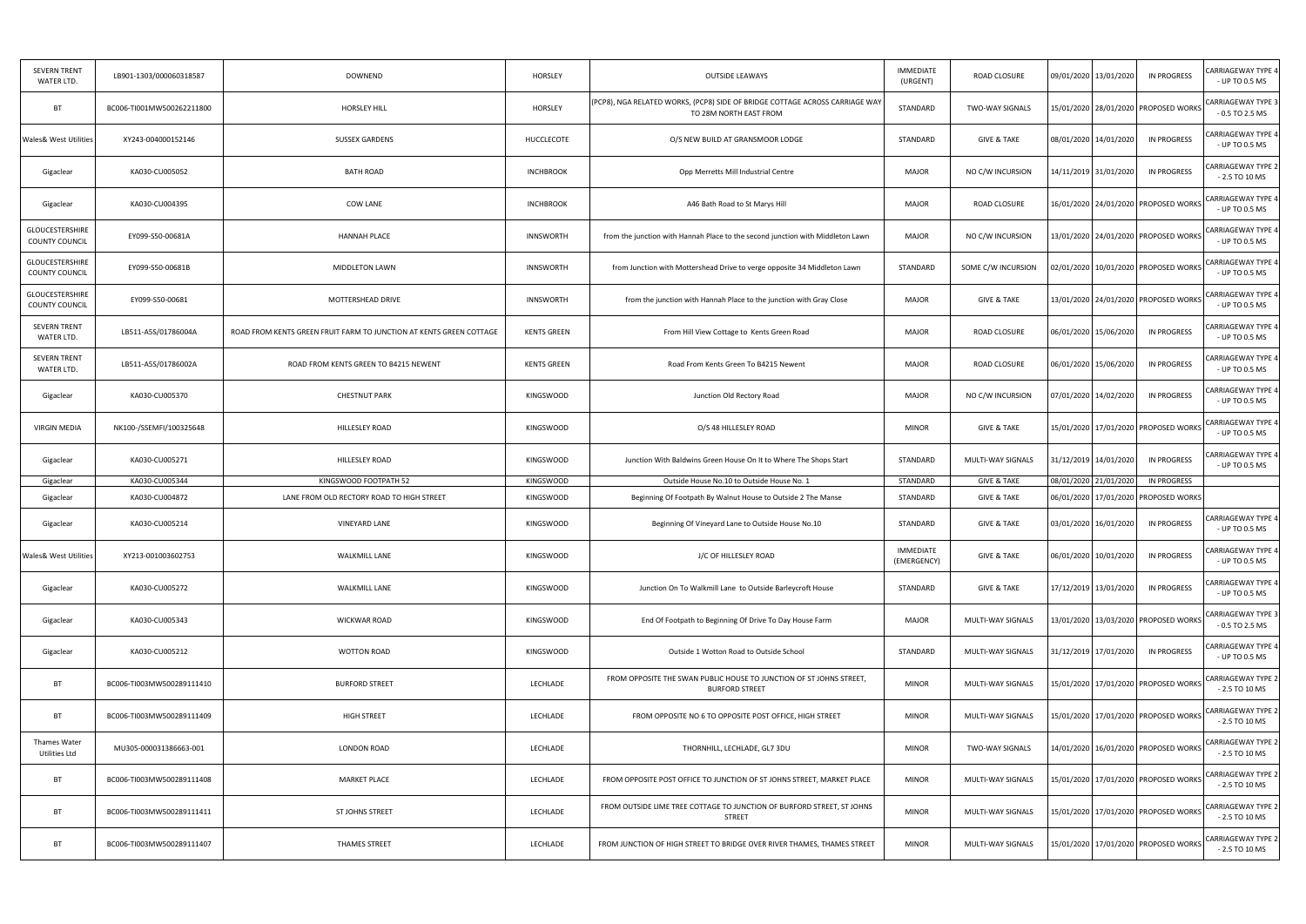| SEVERN TRENT WATER LTD. | LB901-1303/000060318587 | DOWNEND | HORSLEY | OUTSIDE LEAWAYS | IMMEDIATE (URGENT) | ROAD CLOSURE | 09/01/2020 | 13/01/2020 | IN PROGRESS | CARRIAGEWAY TYPE 4 - UP TO 0.5 MS |
|---|---|---|---|---|---|---|---|---|---|---|
| BT | BC006-TI001MW500262211800 | HORSLEY HILL | HORSLEY | (PCP8), NGA RELATED WORKS, (PCP8) SIDE OF BRIDGE COTTAGE ACROSS CARRIAGE WAY TO 28M NORTH EAST FROM | STANDARD | TWO-WAY SIGNALS | 15/01/2020 | 28/01/2020 | PROPOSED WORKS | CARRIAGEWAY TYPE 3 - 0.5 TO 2.5 MS |
| Wales& West Utilities | XY243-004000152146 | SUSSEX GARDENS | HUCCLECOTE | O/S NEW BUILD AT GRANSMOOR LODGE | STANDARD | GIVE & TAKE | 08/01/2020 | 14/01/2020 | IN PROGRESS | CARRIAGEWAY TYPE 4 - UP TO 0.5 MS |
| Gigaclear | KA030-CU005052 | BATH ROAD | INCHBROOK | Opp Merretts Mill Industrial Centre | MAJOR | NO C/W INCURSION | 14/11/2019 | 31/01/2020 | IN PROGRESS | CARRIAGEWAY TYPE 2 - 2.5 TO 10 MS |
| Gigaclear | KA030-CU004395 | COW LANE | INCHBROOK | A46 Bath Road to St Marys Hill | MAJOR | ROAD CLOSURE | 16/01/2020 | 24/01/2020 | PROPOSED WORKS | CARRIAGEWAY TYPE 4 - UP TO 0.5 MS |
| GLOUCESTERSHIRE COUNTY COUNCIL | EY099-S50-00681A | HANNAH PLACE | INNSWORTH | from the junction with Hannah Place to the second junction with Middleton Lawn | MAJOR | NO C/W INCURSION | 13/01/2020 | 24/01/2020 | PROPOSED WORKS | CARRIAGEWAY TYPE 4 - UP TO 0.5 MS |
| GLOUCESTERSHIRE COUNTY COUNCIL | EY099-S50-00681B | MIDDLETON LAWN | INNSWORTH | from Junction with Mottershead Drive to verge opposite 34 Middleton Lawn | STANDARD | SOME C/W INCURSION | 02/01/2020 | 10/01/2020 | PROPOSED WORKS | CARRIAGEWAY TYPE 4 - UP TO 0.5 MS |
| GLOUCESTERSHIRE COUNTY COUNCIL | EY099-S50-00681 | MOTTERSHEAD DRIVE | INNSWORTH | from the junction with Hannah Place to the junction with Gray Close | MAJOR | GIVE & TAKE | 13/01/2020 | 24/01/2020 | PROPOSED WORKS | CARRIAGEWAY TYPE 4 - UP TO 0.5 MS |
| SEVERN TRENT WATER LTD. | LB511-A5S/01786004A | ROAD FROM KENTS GREEN FRUIT FARM TO JUNCTION AT KENTS GREEN COTTAGE | KENTS GREEN | From Hill View Cottage to Kents Green Road | MAJOR | ROAD CLOSURE | 06/01/2020 | 15/06/2020 | IN PROGRESS | CARRIAGEWAY TYPE 4 - UP TO 0.5 MS |
| SEVERN TRENT WATER LTD. | LB511-A5S/01786002A | ROAD FROM KENTS GREEN TO B4215 NEWENT | KENTS GREEN | Road From Kents Green To B4215 Newent | MAJOR | ROAD CLOSURE | 06/01/2020 | 15/06/2020 | IN PROGRESS | CARRIAGEWAY TYPE 4 - UP TO 0.5 MS |
| Gigaclear | KA030-CU005370 | CHESTNUT PARK | KINGSWOOD | Junction Old Rectory Road | MAJOR | NO C/W INCURSION | 07/01/2020 | 14/02/2020 | IN PROGRESS | CARRIAGEWAY TYPE 4 - UP TO 0.5 MS |
| VIRGIN MEDIA | NK100-/SSEMFI/100325648 | HILLESLEY ROAD | KINGSWOOD | O/S 48 HILLESLEY ROAD | MINOR | GIVE & TAKE | 15/01/2020 | 17/01/2020 | PROPOSED WORKS | CARRIAGEWAY TYPE 4 - UP TO 0.5 MS |
| Gigaclear | KA030-CU005271 | HILLESLEY ROAD | KINGSWOOD | Junction With Baldwins Green House On It to Where The Shops Start | STANDARD | MULTI-WAY SIGNALS | 31/12/2019 | 14/01/2020 | IN PROGRESS | CARRIAGEWAY TYPE 4 - UP TO 0.5 MS |
| Gigaclear | KA030-CU005344 | KINGSWOOD FOOTPATH 52 | KINGSWOOD | Outside House No.10 to Outside House No. 1 | STANDARD | GIVE & TAKE | 08/01/2020 | 21/01/2020 | IN PROGRESS | |
| Gigaclear | KA030-CU004872 | LANE FROM OLD RECTORY ROAD TO HIGH STREET | KINGSWOOD | Beginning Of Footpath By Walnut House to Outside 2 The Manse | STANDARD | GIVE & TAKE | 06/01/2020 | 17/01/2020 | PROPOSED WORKS | |
| Gigaclear | KA030-CU005214 | VINEYARD LANE | KINGSWOOD | Beginning Of Vineyard Lane to Outside House No.10 | STANDARD | GIVE & TAKE | 03/01/2020 | 16/01/2020 | IN PROGRESS | CARRIAGEWAY TYPE 4 - UP TO 0.5 MS |
| Wales& West Utilities | XY213-001003602753 | WALKMILL LANE | KINGSWOOD | J/C OF HILLESLEY ROAD | IMMEDIATE (EMERGENCY) | GIVE & TAKE | 06/01/2020 | 10/01/2020 | IN PROGRESS | CARRIAGEWAY TYPE 4 - UP TO 0.5 MS |
| Gigaclear | KA030-CU005272 | WALKMILL LANE | KINGSWOOD | Junction On To Walkmill Lane to Outside Barleycroft House | STANDARD | GIVE & TAKE | 17/12/2019 | 13/01/2020 | IN PROGRESS | CARRIAGEWAY TYPE 4 - UP TO 0.5 MS |
| Gigaclear | KA030-CU005343 | WICKWAR ROAD | KINGSWOOD | End Of Footpath to Beginning Of Drive To Day House Farm | MAJOR | MULTI-WAY SIGNALS | 13/01/2020 | 13/03/2020 | PROPOSED WORKS | CARRIAGEWAY TYPE 3 - 0.5 TO 2.5 MS |
| Gigaclear | KA030-CU005212 | WOTTON ROAD | KINGSWOOD | Outside 1 Wotton Road to Outside School | STANDARD | MULTI-WAY SIGNALS | 31/12/2019 | 17/01/2020 | IN PROGRESS | CARRIAGEWAY TYPE 4 - UP TO 0.5 MS |
| BT | BC006-TI003MW500289111410 | BURFORD STREET | LECHLADE | FROM OPPOSITE THE SWAN PUBLIC HOUSE TO JUNCTION OF ST JOHNS STREET, BURFORD STREET | MINOR | MULTI-WAY SIGNALS | 15/01/2020 | 17/01/2020 | PROPOSED WORKS | CARRIAGEWAY TYPE 2 - 2.5 TO 10 MS |
| BT | BC006-TI003MW500289111409 | HIGH STREET | LECHLADE | FROM OPPOSITE NO 6 TO OPPOSITE POST OFFICE, HIGH STREET | MINOR | MULTI-WAY SIGNALS | 15/01/2020 | 17/01/2020 | PROPOSED WORKS | CARRIAGEWAY TYPE 2 - 2.5 TO 10 MS |
| Thames Water Utilities Ltd | MU305-000031386663-001 | LONDON ROAD | LECHLADE | THORNHILL, LECHLADE, GL7 3DU | MINOR | TWO-WAY SIGNALS | 14/01/2020 | 16/01/2020 | PROPOSED WORKS | CARRIAGEWAY TYPE 2 - 2.5 TO 10 MS |
| BT | BC006-TI003MW500289111408 | MARKET PLACE | LECHLADE | FROM OPPOSITE POST OFFICE TO JUNCTION OF ST JOHNS STREET, MARKET PLACE | MINOR | MULTI-WAY SIGNALS | 15/01/2020 | 17/01/2020 | PROPOSED WORKS | CARRIAGEWAY TYPE 2 - 2.5 TO 10 MS |
| BT | BC006-TI003MW500289111411 | ST JOHNS STREET | LECHLADE | FROM OUTSIDE LIME TREE COTTAGE TO JUNCTION OF BURFORD STREET, ST JOHNS STREET | MINOR | MULTI-WAY SIGNALS | 15/01/2020 | 17/01/2020 | PROPOSED WORKS | CARRIAGEWAY TYPE 2 - 2.5 TO 10 MS |
| BT | BC006-TI003MW500289111407 | THAMES STREET | LECHLADE | FROM JUNCTION OF HIGH STREET TO BRIDGE OVER RIVER THAMES, THAMES STREET | MINOR | MULTI-WAY SIGNALS | 15/01/2020 | 17/01/2020 | PROPOSED WORKS | CARRIAGEWAY TYPE 2 - 2.5 TO 10 MS |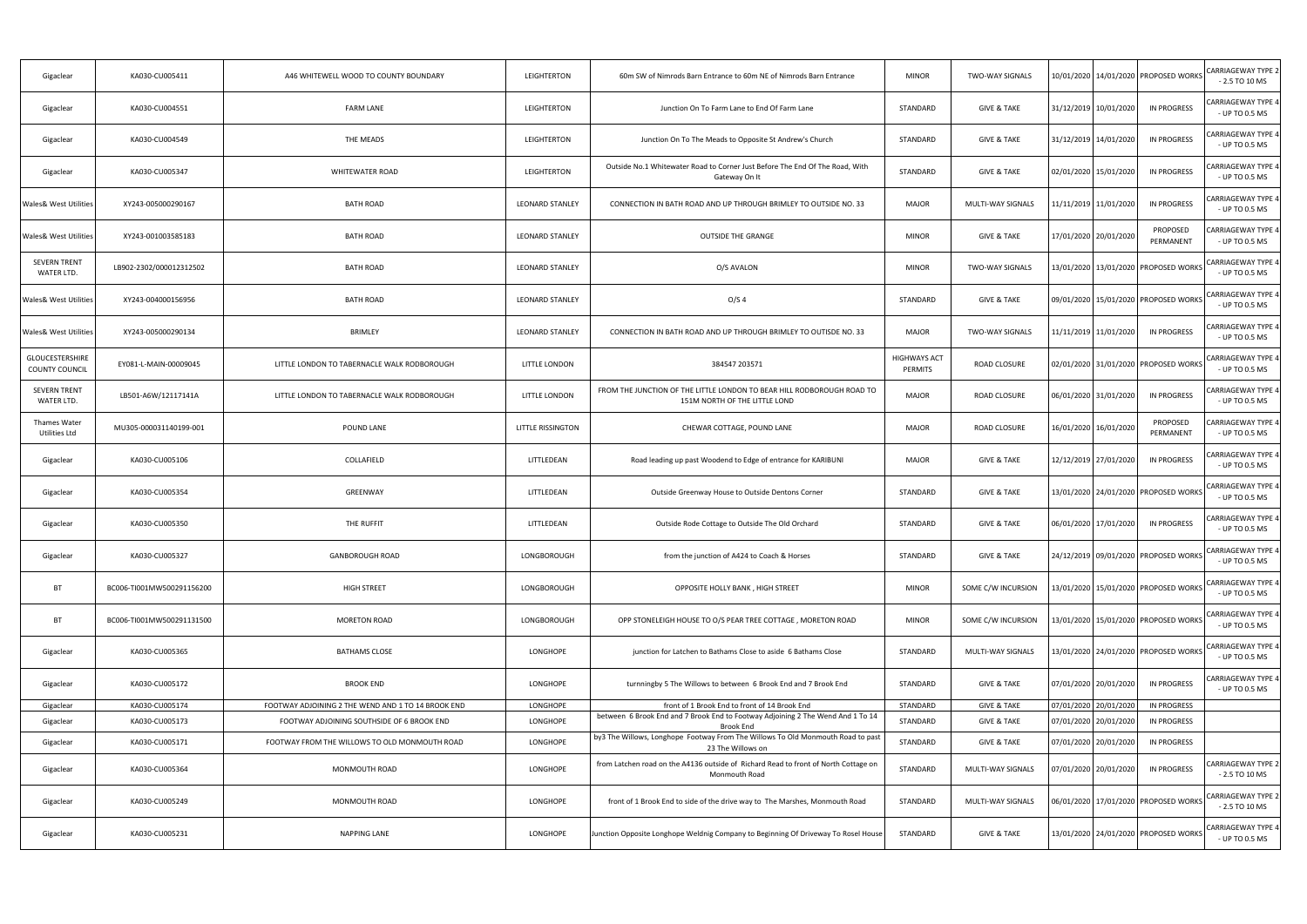| Gigaclear | KA030-CU005411 | A46 WHITEWELL WOOD TO COUNTY BOUNDARY | LEIGHTERTON | 60m SW of Nimrods Barn Entrance to 60m NE of Nimrods Barn Entrance | MINOR | TWO-WAY SIGNALS | 10/01/2020 | 14/01/2020 | PROPOSED WORKS | CARRIAGEWAY TYPE 2 - 2.5 TO 10 MS |
|---|---|---|---|---|---|---|---|---|---|---|
| Gigaclear | KA030-CU004551 | FARM LANE | LEIGHTERTON | Junction On To Farm Lane to End Of Farm Lane | STANDARD | GIVE & TAKE | 31/12/2019 | 10/01/2020 | IN PROGRESS | CARRIAGEWAY TYPE 4 - UP TO 0.5 MS |
| Gigaclear | KA030-CU004549 | THE MEADS | LEIGHTERTON | Junction On To The Meads to Opposite St Andrew's Church | STANDARD | GIVE & TAKE | 31/12/2019 | 14/01/2020 | IN PROGRESS | CARRIAGEWAY TYPE 4 - UP TO 0.5 MS |
| Gigaclear | KA030-CU005347 | WHITEWATER ROAD | LEIGHTERTON | Outside No.1 Whitewater Road to Corner Just Before The End Of The Road, With Gateway On It | STANDARD | GIVE & TAKE | 02/01/2020 | 15/01/2020 | IN PROGRESS | CARRIAGEWAY TYPE 4 - UP TO 0.5 MS |
| Wales& West Utilities | XY243-005000290167 | BATH ROAD | LEONARD STANLEY | CONNECTION IN BATH ROAD AND UP THROUGH BRIMLEY TO OUTSIDE NO. 33 | MAJOR | MULTI-WAY SIGNALS | 11/11/2019 | 11/01/2020 | IN PROGRESS | CARRIAGEWAY TYPE 4 - UP TO 0.5 MS |
| Wales& West Utilities | XY243-001003585183 | BATH ROAD | LEONARD STANLEY | OUTSIDE THE GRANGE | MINOR | GIVE & TAKE | 17/01/2020 | 20/01/2020 | PROPOSED PERMANENT | CARRIAGEWAY TYPE 4 - UP TO 0.5 MS |
| SEVERN TRENT WATER LTD. | LB902-2302/000012312502 | BATH ROAD | LEONARD STANLEY | O/S AVALON | MINOR | TWO-WAY SIGNALS | 13/01/2020 | 13/01/2020 | PROPOSED WORKS | CARRIAGEWAY TYPE 4 - UP TO 0.5 MS |
| Wales& West Utilities | XY243-004000156956 | BATH ROAD | LEONARD STANLEY | O/S 4 | STANDARD | GIVE & TAKE | 09/01/2020 | 15/01/2020 | PROPOSED WORKS | CARRIAGEWAY TYPE 4 - UP TO 0.5 MS |
| Wales& West Utilities | XY243-005000290134 | BRIMLEY | LEONARD STANLEY | CONNECTION IN BATH ROAD AND UP THROUGH BRIMLEY TO OUTISDE NO. 33 | MAJOR | TWO-WAY SIGNALS | 11/11/2019 | 11/01/2020 | IN PROGRESS | CARRIAGEWAY TYPE 4 - UP TO 0.5 MS |
| GLOUCESTERSHIRE COUNTY COUNCIL | EY081-L-MAIN-00009045 | LITTLE LONDON TO TABERNACLE WALK RODBOROUGH | LITTLE LONDON | 384547 203571 | HIGHWAYS ACT PERMITS | ROAD CLOSURE | 02/01/2020 | 31/01/2020 | PROPOSED WORKS | CARRIAGEWAY TYPE 4 - UP TO 0.5 MS |
| SEVERN TRENT WATER LTD. | LB501-A6W/12117141A | LITTLE LONDON TO TABERNACLE WALK RODBOROUGH | LITTLE LONDON | FROM THE JUNCTION OF THE LITTLE LONDON TO BEAR HILL RODBOROUGH ROAD TO 151M NORTH OF THE LITTLE LOND | MAJOR | ROAD CLOSURE | 06/01/2020 | 31/01/2020 | IN PROGRESS | CARRIAGEWAY TYPE 4 - UP TO 0.5 MS |
| Thames Water Utilities Ltd | MU305-000031140199-001 | POUND LANE | LITTLE RISSINGTON | CHEWAR COTTAGE, POUND LANE | MAJOR | ROAD CLOSURE | 16/01/2020 | 16/01/2020 | PROPOSED PERMANENT | CARRIAGEWAY TYPE 4 - UP TO 0.5 MS |
| Gigaclear | KA030-CU005106 | COLLAFIELD | LITTLEDEAN | Road leading up past Woodend to Edge of entrance for KARIBUNI | MAJOR | GIVE & TAKE | 12/12/2019 | 27/01/2020 | IN PROGRESS | CARRIAGEWAY TYPE 4 - UP TO 0.5 MS |
| Gigaclear | KA030-CU005354 | GREENWAY | LITTLEDEAN | Outside Greenway House to Outside Dentons Corner | STANDARD | GIVE & TAKE | 13/01/2020 | 24/01/2020 | PROPOSED WORKS | CARRIAGEWAY TYPE 4 - UP TO 0.5 MS |
| Gigaclear | KA030-CU005350 | THE RUFFIT | LITTLEDEAN | Outside Rode Cottage to Outside The Old Orchard | STANDARD | GIVE & TAKE | 06/01/2020 | 17/01/2020 | IN PROGRESS | CARRIAGEWAY TYPE 4 - UP TO 0.5 MS |
| Gigaclear | KA030-CU005327 | GANBOROUGH ROAD | LONGBOROUGH | from the junction of A424 to Coach & Horses | STANDARD | GIVE & TAKE | 24/12/2019 | 09/01/2020 | PROPOSED WORKS | CARRIAGEWAY TYPE 4 - UP TO 0.5 MS |
| BT | BC006-TI001MW500291156200 | HIGH STREET | LONGBOROUGH | OPPOSITE HOLLY BANK , HIGH STREET | MINOR | SOME C/W INCURSION | 13/01/2020 | 15/01/2020 | PROPOSED WORKS | CARRIAGEWAY TYPE 4 - UP TO 0.5 MS |
| BT | BC006-TI001MW500291131500 | MORETON ROAD | LONGBOROUGH | OPP STONELEIGH HOUSE TO O/S PEAR TREE COTTAGE , MORETON ROAD | MINOR | SOME C/W INCURSION | 13/01/2020 | 15/01/2020 | PROPOSED WORKS | CARRIAGEWAY TYPE 4 - UP TO 0.5 MS |
| Gigaclear | KA030-CU005365 | BATHAMS CLOSE | LONGHOPE | junction for Latchen to Bathams Close to aside 6 Bathams Close | STANDARD | MULTI-WAY SIGNALS | 13/01/2020 | 24/01/2020 | PROPOSED WORKS | CARRIAGEWAY TYPE 4 - UP TO 0.5 MS |
| Gigaclear | KA030-CU005172 | BROOK END | LONGHOPE | turnningby 5 The Willows to between 6 Brook End and 7 Brook End | STANDARD | GIVE & TAKE | 07/01/2020 | 20/01/2020 | IN PROGRESS | CARRIAGEWAY TYPE 4 - UP TO 0.5 MS |
| Gigaclear | KA030-CU005174 | FOOTWAY ADJOINING 2 THE WEND AND 1 TO 14 BROOK END | LONGHOPE | front of 1 Brook End to front of 14 Brook End | STANDARD | GIVE & TAKE | 07/01/2020 | 20/01/2020 | IN PROGRESS | |
| Gigaclear | KA030-CU005173 | FOOTWAY ADJOINING SOUTHSIDE OF 6 BROOK END | LONGHOPE | between 6 Brook End and 7 Brook End to Footway Adjoining 2 The Wend And 1 To 14 Brook End | STANDARD | GIVE & TAKE | 07/01/2020 | 20/01/2020 | IN PROGRESS | |
| Gigaclear | KA030-CU005171 | FOOTWAY FROM THE WILLOWS TO OLD MONMOUTH ROAD | LONGHOPE | by3 The Willows, Longhope Footway From The Willows To Old Monmouth Road to past 23 The Willows on | STANDARD | GIVE & TAKE | 07/01/2020 | 20/01/2020 | IN PROGRESS | |
| Gigaclear | KA030-CU005364 | MONMOUTH ROAD | LONGHOPE | from Latchen road on the A4136 outside of Richard Read to front of North Cottage on Monmouth Road | STANDARD | MULTI-WAY SIGNALS | 07/01/2020 | 20/01/2020 | IN PROGRESS | CARRIAGEWAY TYPE 2 - 2.5 TO 10 MS |
| Gigaclear | KA030-CU005249 | MONMOUTH ROAD | LONGHOPE | front of 1 Brook End to side of the drive way to The Marshes, Monmouth Road | STANDARD | MULTI-WAY SIGNALS | 06/01/2020 | 17/01/2020 | PROPOSED WORKS | CARRIAGEWAY TYPE 2 - 2.5 TO 10 MS |
| Gigaclear | KA030-CU005231 | NAPPING LANE | LONGHOPE | Junction Opposite Longhope Weldnig Company to Beginning Of Driveway To Rosel House | STANDARD | GIVE & TAKE | 13/01/2020 | 24/01/2020 | PROPOSED WORKS | CARRIAGEWAY TYPE 4 - UP TO 0.5 MS |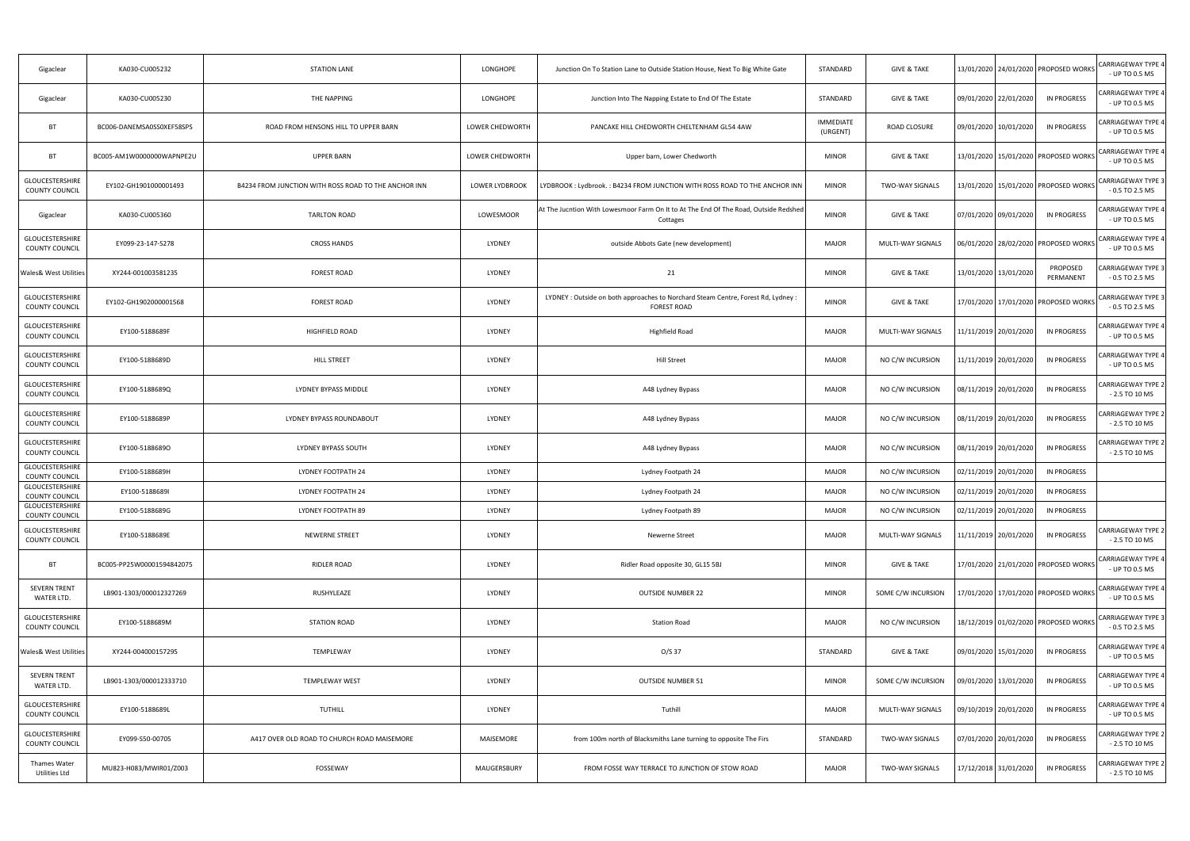| Gigaclear | KA030-CU005232 | STATION LANE | LONGHOPE | Junction On To Station Lane to Outside Station House, Next To Big White Gate | STANDARD | GIVE & TAKE | 13/01/2020 | 24/01/2020 | PROPOSED WORKS | CARRIAGEWAY TYPE 4 - UP TO 0.5 MS |
|---|---|---|---|---|---|---|---|---|---|---|
| Gigaclear | KA030-CU005230 | THE NAPPING | LONGHOPE | Junction Into The Napping Estate to End Of The Estate | STANDARD | GIVE & TAKE | 09/01/2020 | 22/01/2020 | IN PROGRESS | CARRIAGEWAY TYPE 4 - UP TO 0.5 MS |
| BT | BC006-DANEMSA0S50XEF58SPS | ROAD FROM HENSONS HILL TO UPPER BARN | LOWER CHEDWORTH | PANCAKE HILL CHEDWORTH CHELTENHAM GL54 4AW | IMMEDIATE (URGENT) | ROAD CLOSURE | 09/01/2020 | 10/01/2020 | IN PROGRESS | CARRIAGEWAY TYPE 4 - UP TO 0.5 MS |
| BT | BC005-AM1W0000000WAPNPE2U | UPPER BARN | LOWER CHEDWORTH | Upper barn, Lower Chedworth | MINOR | GIVE & TAKE | 13/01/2020 | 15/01/2020 | PROPOSED WORKS | CARRIAGEWAY TYPE 4 - UP TO 0.5 MS |
| GLOUCESTERSHIRE COUNTY COUNCIL | EY102-GH1901000001493 | B4234 FROM JUNCTION WITH ROSS ROAD TO THE ANCHOR INN | LOWER LYDBROOK | LYDBROOK : Lydbrook. : B4234 FROM JUNCTION WITH ROSS ROAD TO THE ANCHOR INN | MINOR | TWO-WAY SIGNALS | 13/01/2020 | 15/01/2020 | PROPOSED WORKS | CARRIAGEWAY TYPE 3 - 0.5 TO 2.5 MS |
| Gigaclear | KA030-CU005360 | TARLTON ROAD | LOWESMOOR | At The Jucntion With Lowesmoor Farm On It to At The End Of The Road, Outside Redshed Cottages | MINOR | GIVE & TAKE | 07/01/2020 | 09/01/2020 | IN PROGRESS | CARRIAGEWAY TYPE 4 - UP TO 0.5 MS |
| GLOUCESTERSHIRE COUNTY COUNCIL | EY099-23-147-S278 | CROSS HANDS | LYDNEY | outside Abbots Gate (new development) | MAJOR | MULTI-WAY SIGNALS | 06/01/2020 | 28/02/2020 | PROPOSED WORKS | CARRIAGEWAY TYPE 4 - UP TO 0.5 MS |
| Wales& West Utilities | XY244-001003581235 | FOREST ROAD | LYDNEY | 21 | MINOR | GIVE & TAKE | 13/01/2020 | 13/01/2020 | PROPOSED PERMANENT | CARRIAGEWAY TYPE 3 - 0.5 TO 2.5 MS |
| GLOUCESTERSHIRE COUNTY COUNCIL | EY102-GH1902000001568 | FOREST ROAD | LYDNEY | LYDNEY : Outside on both approaches to Norchard Steam Centre, Forest Rd, Lydney : FOREST ROAD | MINOR | GIVE & TAKE | 17/01/2020 | 17/01/2020 | PROPOSED WORKS | CARRIAGEWAY TYPE 3 - 0.5 TO 2.5 MS |
| GLOUCESTERSHIRE COUNTY COUNCIL | EY100-5188689F | HIGHFIELD ROAD | LYDNEY | Highfield Road | MAJOR | MULTI-WAY SIGNALS | 11/11/2019 | 20/01/2020 | IN PROGRESS | CARRIAGEWAY TYPE 4 - UP TO 0.5 MS |
| GLOUCESTERSHIRE COUNTY COUNCIL | EY100-5188689D | HILL STREET | LYDNEY | Hill Street | MAJOR | NO C/W INCURSION | 11/11/2019 | 20/01/2020 | IN PROGRESS | CARRIAGEWAY TYPE 4 - UP TO 0.5 MS |
| GLOUCESTERSHIRE COUNTY COUNCIL | EY100-5188689Q | LYDNEY BYPASS MIDDLE | LYDNEY | A48 Lydney Bypass | MAJOR | NO C/W INCURSION | 08/11/2019 | 20/01/2020 | IN PROGRESS | CARRIAGEWAY TYPE 2 - 2.5 TO 10 MS |
| GLOUCESTERSHIRE COUNTY COUNCIL | EY100-5188689P | LYDNEY BYPASS ROUNDABOUT | LYDNEY | A48 Lydney Bypass | MAJOR | NO C/W INCURSION | 08/11/2019 | 20/01/2020 | IN PROGRESS | CARRIAGEWAY TYPE 2 - 2.5 TO 10 MS |
| GLOUCESTERSHIRE COUNTY COUNCIL | EY100-5188689O | LYDNEY BYPASS SOUTH | LYDNEY | A48 Lydney Bypass | MAJOR | NO C/W INCURSION | 08/11/2019 | 20/01/2020 | IN PROGRESS | CARRIAGEWAY TYPE 2 - 2.5 TO 10 MS |
| GLOUCESTERSHIRE COUNTY COUNCIL | EY100-5188689H | LYDNEY FOOTPATH 24 | LYDNEY | Lydney Footpath 24 | MAJOR | NO C/W INCURSION | 02/11/2019 | 20/01/2020 | IN PROGRESS | |
| GLOUCESTERSHIRE COUNTY COUNCIL | EY100-5188689I | LYDNEY FOOTPATH 24 | LYDNEY | Lydney Footpath 24 | MAJOR | NO C/W INCURSION | 02/11/2019 | 20/01/2020 | IN PROGRESS | |
| GLOUCESTERSHIRE COUNTY COUNCIL | EY100-5188689G | LYDNEY FOOTPATH 89 | LYDNEY | Lydney Footpath 89 | MAJOR | NO C/W INCURSION | 02/11/2019 | 20/01/2020 | IN PROGRESS | |
| GLOUCESTERSHIRE COUNTY COUNCIL | EY100-5188689E | NEWERNE STREET | LYDNEY | Newerne Street | MAJOR | MULTI-WAY SIGNALS | 11/11/2019 | 20/01/2020 | IN PROGRESS | CARRIAGEWAY TYPE 2 - 2.5 TO 10 MS |
| BT | BC005-PP25W00001594842075 | RIDLER ROAD | LYDNEY | Ridler Road opposite 30, GL15 5BJ | MINOR | GIVE & TAKE | 17/01/2020 | 21/01/2020 | PROPOSED WORKS | CARRIAGEWAY TYPE 4 - UP TO 0.5 MS |
| SEVERN TRENT WATER LTD. | LB901-1303/000012327269 | RUSHYLEAZE | LYDNEY | OUTSIDE NUMBER 22 | MINOR | SOME C/W INCURSION | 17/01/2020 | 17/01/2020 | PROPOSED WORKS | CARRIAGEWAY TYPE 4 - UP TO 0.5 MS |
| GLOUCESTERSHIRE COUNTY COUNCIL | EY100-5188689M | STATION ROAD | LYDNEY | Station Road | MAJOR | NO C/W INCURSION | 18/12/2019 | 01/02/2020 | PROPOSED WORKS | CARRIAGEWAY TYPE 3 - 0.5 TO 2.5 MS |
| Wales& West Utilities | XY244-004000157295 | TEMPLEWAY | LYDNEY | O/S 37 | STANDARD | GIVE & TAKE | 09/01/2020 | 15/01/2020 | IN PROGRESS | CARRIAGEWAY TYPE 4 - UP TO 0.5 MS |
| SEVERN TRENT WATER LTD. | LB901-1303/000012333710 | TEMPLEWAY WEST | LYDNEY | OUTSIDE NUMBER 51 | MINOR | SOME C/W INCURSION | 09/01/2020 | 13/01/2020 | IN PROGRESS | CARRIAGEWAY TYPE 4 - UP TO 0.5 MS |
| GLOUCESTERSHIRE COUNTY COUNCIL | EY100-5188689L | TUTHILL | LYDNEY | Tuthill | MAJOR | MULTI-WAY SIGNALS | 09/10/2019 | 20/01/2020 | IN PROGRESS | CARRIAGEWAY TYPE 4 - UP TO 0.5 MS |
| GLOUCESTERSHIRE COUNTY COUNCIL | EY099-S50-00705 | A417 OVER OLD ROAD TO CHURCH ROAD MAISEMORE | MAISEMORE | from 100m north of Blacksmiths Lane turning to opposite The Firs | STANDARD | TWO-WAY SIGNALS | 07/01/2020 | 20/01/2020 | IN PROGRESS | CARRIAGEWAY TYPE 2 - 2.5 TO 10 MS |
| Thames Water Utilities Ltd | MU823-H083/MWIR01/Z003 | FOSSEWAY | MAUGERSBURY | FROM FOSSE WAY TERRACE TO JUNCTION OF STOW ROAD | MAJOR | TWO-WAY SIGNALS | 17/12/2018 | 31/01/2020 | IN PROGRESS | CARRIAGEWAY TYPE 2 - 2.5 TO 10 MS |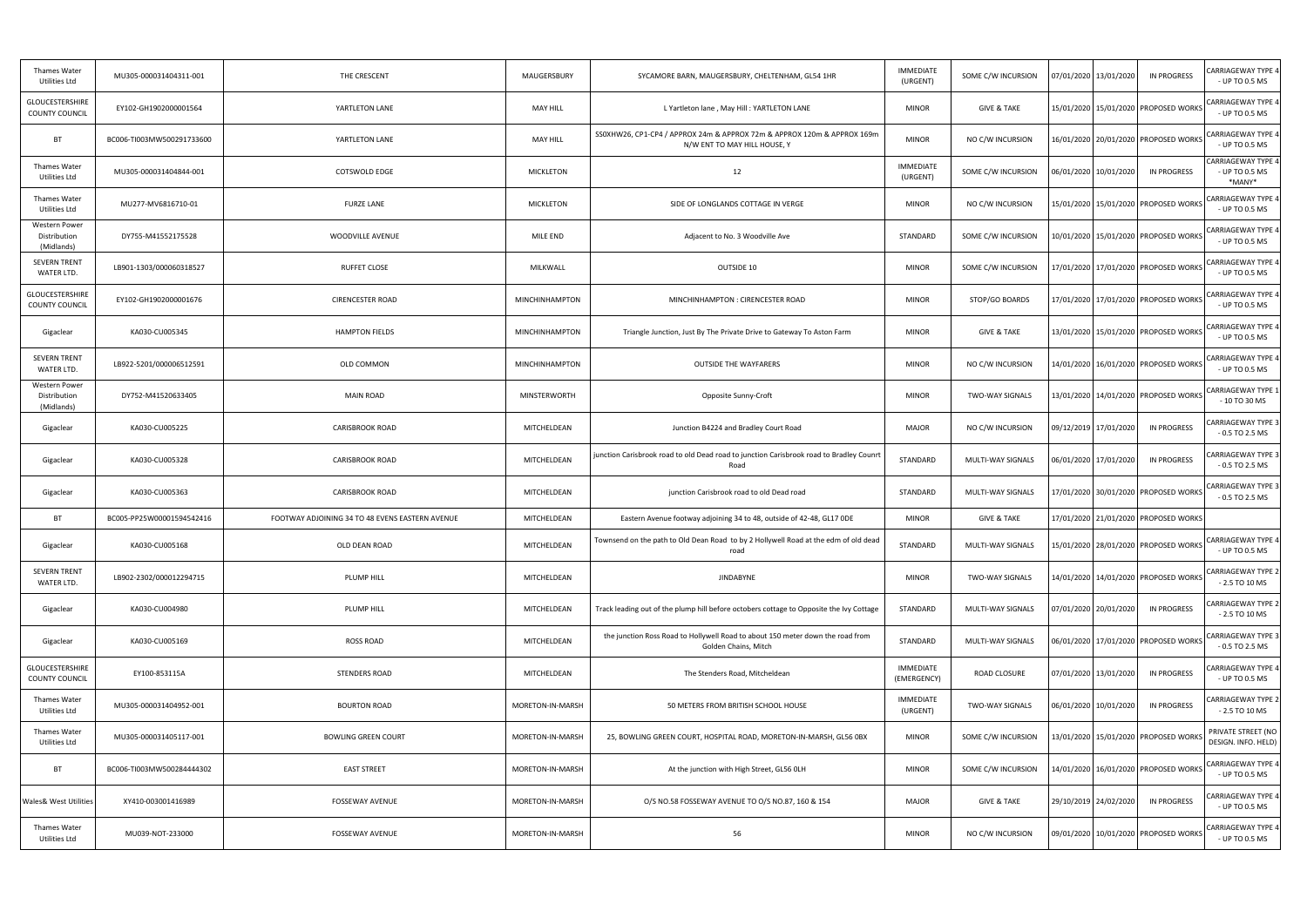| Thames Water Utilities Ltd | MU305-000031404311-001 | THE CRESCENT | MAUGERSBURY | SYCAMORE BARN, MAUGERSBURY, CHELTENHAM, GL54 1HR | IMMEDIATE (URGENT) | SOME C/W INCURSION | 07/01/2020 | 13/01/2020 | IN PROGRESS | CARRIAGEWAY TYPE 4 - UP TO 0.5 MS |
|---|---|---|---|---|---|---|---|---|---|---|
| GLOUCESTERSHIRE COUNTY COUNCIL | EY102-GH1902000001564 | YARTLETON LANE | MAY HILL | L Yartleton lane , May Hill : YARTLETON LANE | MINOR | GIVE & TAKE | 15/01/2020 | 15/01/2020 | PROPOSED WORKS | CARRIAGEWAY TYPE 4 - UP TO 0.5 MS |
| BT | BC006-TI003MW500291733600 | YARTLETON LANE | MAY HILL | SS0XHW26, CP1-CP4 / APPROX 24m & APPROX 72m & APPROX 120m & APPROX 169m N/W ENT TO MAY HILL HOUSE, Y | MINOR | NO C/W INCURSION | 16/01/2020 | 20/01/2020 | PROPOSED WORKS | CARRIAGEWAY TYPE 4 - UP TO 0.5 MS |
| Thames Water Utilities Ltd | MU305-000031404844-001 | COTSWOLD EDGE | MICKLETON | 12 | IMMEDIATE (URGENT) | SOME C/W INCURSION | 06/01/2020 | 10/01/2020 | IN PROGRESS | CARRIAGEWAY TYPE 4 - UP TO 0.5 MS *MANY* |
| Thames Water Utilities Ltd | MU277-MV6816710-01 | FURZE LANE | MICKLETON | SIDE OF LONGLANDS COTTAGE IN VERGE | MINOR | NO C/W INCURSION | 15/01/2020 | 15/01/2020 | PROPOSED WORKS | CARRIAGEWAY TYPE 4 - UP TO 0.5 MS |
| Western Power Distribution (Midlands) | DY755-M41552175528 | WOODVILLE AVENUE | MILE END | Adjacent to No. 3 Woodville Ave | STANDARD | SOME C/W INCURSION | 10/01/2020 | 15/01/2020 | PROPOSED WORKS | CARRIAGEWAY TYPE 4 - UP TO 0.5 MS |
| SEVERN TRENT WATER LTD. | LB901-1303/000060318527 | RUFFET CLOSE | MILKWALL | OUTSIDE 10 | MINOR | SOME C/W INCURSION | 17/01/2020 | 17/01/2020 | PROPOSED WORKS | CARRIAGEWAY TYPE 4 - UP TO 0.5 MS |
| GLOUCESTERSHIRE COUNTY COUNCIL | EY102-GH1902000001676 | CIRENCESTER ROAD | MINCHINHAMPTON | MINCHINHAMPTON : CIRENCESTER ROAD | MINOR | STOP/GO BOARDS | 17/01/2020 | 17/01/2020 | PROPOSED WORKS | CARRIAGEWAY TYPE 4 - UP TO 0.5 MS |
| Gigaclear | KA030-CU005345 | HAMPTON FIELDS | MINCHINHAMPTON | Triangle Junction, Just By The Private Drive to Gateway To Aston Farm | MINOR | GIVE & TAKE | 13/01/2020 | 15/01/2020 | PROPOSED WORKS | CARRIAGEWAY TYPE 4 - UP TO 0.5 MS |
| SEVERN TRENT WATER LTD. | LB922-5201/000006512591 | OLD COMMON | MINCHINHAMPTON | OUTSIDE THE WAYFARERS | MINOR | NO C/W INCURSION | 14/01/2020 | 16/01/2020 | PROPOSED WORKS | CARRIAGEWAY TYPE 4 - UP TO 0.5 MS |
| Western Power Distribution (Midlands) | DY752-M41520633405 | MAIN ROAD | MINSTERWORTH | Opposite Sunny-Croft | MINOR | TWO-WAY SIGNALS | 13/01/2020 | 14/01/2020 | PROPOSED WORKS | CARRIAGEWAY TYPE 1 - 10 TO 30 MS |
| Gigaclear | KA030-CU005225 | CARISBROOK ROAD | MITCHELDEAN | Junction B4224 and Bradley Court Road | MAJOR | NO C/W INCURSION | 09/12/2019 | 17/01/2020 | IN PROGRESS | CARRIAGEWAY TYPE 3 - 0.5 TO 2.5 MS |
| Gigaclear | KA030-CU005328 | CARISBROOK ROAD | MITCHELDEAN | junction Carisbrook road to old Dead road to junction Carisbrook road to Bradley Counrt Road | STANDARD | MULTI-WAY SIGNALS | 06/01/2020 | 17/01/2020 | IN PROGRESS | CARRIAGEWAY TYPE 3 - 0.5 TO 2.5 MS |
| Gigaclear | KA030-CU005363 | CARISBROOK ROAD | MITCHELDEAN | junction Carisbrook road to old Dead road | STANDARD | MULTI-WAY SIGNALS | 17/01/2020 | 30/01/2020 | PROPOSED WORKS | CARRIAGEWAY TYPE 3 - 0.5 TO 2.5 MS |
| BT | BC005-PP25W00001594542416 | FOOTWAY ADJOINING 34 TO 48 EVENS EASTERN AVENUE | MITCHELDEAN | Eastern Avenue footway adjoining 34 to 48, outside of 42-48, GL17 0DE | MINOR | GIVE & TAKE | 17/01/2020 | 21/01/2020 | PROPOSED WORKS | |
| Gigaclear | KA030-CU005168 | OLD DEAN ROAD | MITCHELDEAN | Townsend on the path to Old Dean Road to by 2 Hollywell Road at the edm of old dead road | STANDARD | MULTI-WAY SIGNALS | 15/01/2020 | 28/01/2020 | PROPOSED WORKS | CARRIAGEWAY TYPE 4 - UP TO 0.5 MS |
| SEVERN TRENT WATER LTD. | LB902-2302/000012294715 | PLUMP HILL | MITCHELDEAN | JINDABYNE | MINOR | TWO-WAY SIGNALS | 14/01/2020 | 14/01/2020 | PROPOSED WORKS | CARRIAGEWAY TYPE 2 - 2.5 TO 10 MS |
| Gigaclear | KA030-CU004980 | PLUMP HILL | MITCHELDEAN | Track leading out of the plump hill before octobers cottage to Opposite the Ivy Cottage | STANDARD | MULTI-WAY SIGNALS | 07/01/2020 | 20/01/2020 | IN PROGRESS | CARRIAGEWAY TYPE 2 - 2.5 TO 10 MS |
| Gigaclear | KA030-CU005169 | ROSS ROAD | MITCHELDEAN | the junction Ross Road to Hollywell Road to about 150 meter down the road from Golden Chains, Mitch | STANDARD | MULTI-WAY SIGNALS | 06/01/2020 | 17/01/2020 | PROPOSED WORKS | CARRIAGEWAY TYPE 3 - 0.5 TO 2.5 MS |
| GLOUCESTERSHIRE COUNTY COUNCIL | EY100-853115A | STENDERS ROAD | MITCHELDEAN | The Stenders Road, Mitcheldean | IMMEDIATE (EMERGENCY) | ROAD CLOSURE | 07/01/2020 | 13/01/2020 | IN PROGRESS | CARRIAGEWAY TYPE 4 - UP TO 0.5 MS |
| Thames Water Utilities Ltd | MU305-000031404952-001 | BOURTON ROAD | MORETON-IN-MARSH | 50 METERS FROM BRITISH SCHOOL HOUSE | IMMEDIATE (URGENT) | TWO-WAY SIGNALS | 06/01/2020 | 10/01/2020 | IN PROGRESS | CARRIAGEWAY TYPE 2 - 2.5 TO 10 MS |
| Thames Water Utilities Ltd | MU305-000031405117-001 | BOWLING GREEN COURT | MORETON-IN-MARSH | 25, BOWLING GREEN COURT, HOSPITAL ROAD, MORETON-IN-MARSH, GL56 0BX | MINOR | SOME C/W INCURSION | 13/01/2020 | 15/01/2020 | PROPOSED WORKS | PRIVATE STREET (NO DESIGN. INFO. HELD) |
| BT | BC006-TI003MW500284444302 | EAST STREET | MORETON-IN-MARSH | At the junction with High Street, GL56 0LH | MINOR | SOME C/W INCURSION | 14/01/2020 | 16/01/2020 | PROPOSED WORKS | CARRIAGEWAY TYPE 4 - UP TO 0.5 MS |
| Wales& West Utilities | XY410-003001416989 | FOSSEWAY AVENUE | MORETON-IN-MARSH | O/S NO.58 FOSSEWAY AVENUE TO O/S NO.87, 160 & 154 | MAJOR | GIVE & TAKE | 29/10/2019 | 24/02/2020 | IN PROGRESS | CARRIAGEWAY TYPE 4 - UP TO 0.5 MS |
| Thames Water Utilities Ltd | MU039-NOT-233000 | FOSSEWAY AVENUE | MORETON-IN-MARSH | 56 | MINOR | NO C/W INCURSION | 09/01/2020 | 10/01/2020 | PROPOSED WORKS | CARRIAGEWAY TYPE 4 - UP TO 0.5 MS |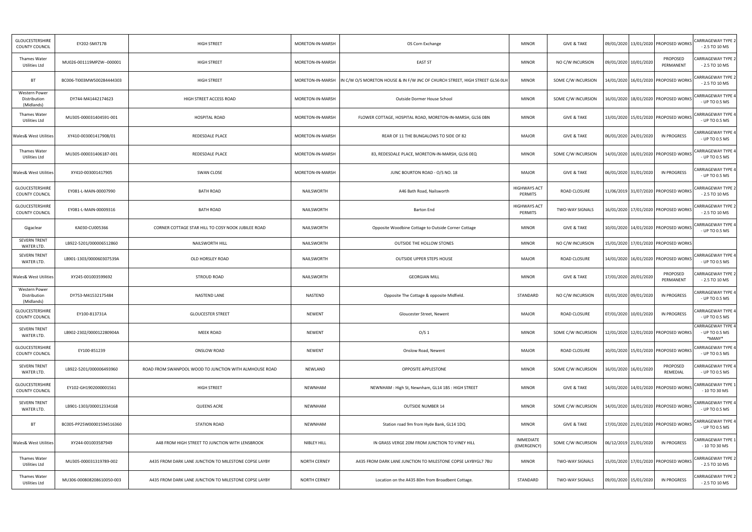| GLOUCESTERSHIRE COUNTY COUNCIL | EY202-SMI717B | HIGH STREET | MORETON-IN-MARSH | OS Corn Exchange | MINOR | GIVE & TAKE | 09/01/2020 | 13/01/2020 | PROPOSED WORKS | CARRIAGEWAY TYPE 2 - 2.5 TO 10 MS |
|---|---|---|---|---|---|---|---|---|---|---|
| Thames Water Utilities Ltd | MU026-001119MPZW--000001 | HIGH STREET | MORETON-IN-MARSH | EAST ST | MINOR | NO C/W INCURSION | 09/01/2020 | 10/01/2020 | PROPOSED PERMANENT | CARRIAGEWAY TYPE 2 - 2.5 TO 10 MS |
| BT | BC006-TI003MW500284444303 | HIGH STREET | MORETON-IN-MARSH | IN C/W O/S MORETON HOUSE & IN F/W JNC OF CHURCH STREET, HIGH STREET GL56 0LH | MINOR | SOME C/W INCURSION | 14/01/2020 | 16/01/2020 | PROPOSED WORKS | CARRIAGEWAY TYPE 2 - 2.5 TO 10 MS |
| Western Power Distribution (Midlands) | DY744-M41442174623 | HIGH STREET ACCESS ROAD | MORETON-IN-MARSH | Outside Dormer House School | MINOR | SOME C/W INCURSION | 16/01/2020 | 18/01/2020 | PROPOSED WORKS | CARRIAGEWAY TYPE 4 - UP TO 0.5 MS |
| Thames Water Utilities Ltd | MU305-000031404591-001 | HOSPITAL ROAD | MORETON-IN-MARSH | FLOWER COTTAGE, HOSPITAL ROAD, MORETON-IN-MARSH, GL56 0BN | MINOR | GIVE & TAKE | 13/01/2020 | 15/01/2020 | PROPOSED WORKS | CARRIAGEWAY TYPE 4 - UP TO 0.5 MS |
| Wales& West Utilities | XY410-003001417908/01 | REDESDALE PLACE | MORETON-IN-MARSH | REAR OF 11 THE BUNGALOWS TO SIDE OF 82 | MAJOR | GIVE & TAKE | 06/01/2020 | 24/01/2020 | IN PROGRESS | CARRIAGEWAY TYPE 4 - UP TO 0.5 MS |
| Thames Water Utilities Ltd | MU305-000031406187-001 | REDESDALE PLACE | MORETON-IN-MARSH | 83, REDESDALE PLACE, MORETON-IN-MARSH, GL56 0EQ | MINOR | SOME C/W INCURSION | 14/01/2020 | 16/01/2020 | PROPOSED WORKS | CARRIAGEWAY TYPE 4 - UP TO 0.5 MS |
| Wales& West Utilities | XY410-003001417905 | SWAN CLOSE | MORETON-IN-MARSH | JUNC BOURTON ROAD - O/S NO. 18 | MAJOR | GIVE & TAKE | 06/01/2020 | 31/01/2020 | IN PROGRESS | CARRIAGEWAY TYPE 4 - UP TO 0.5 MS |
| GLOUCESTERSHIRE COUNTY COUNCIL | EY081-L-MAIN-00007990 | BATH ROAD | NAILSWORTH | A46 Bath Road, Nailsworth | HIGHWAYS ACT PERMITS | ROAD CLOSURE | 11/06/2019 | 31/07/2020 | PROPOSED WORKS | CARRIAGEWAY TYPE 2 - 2.5 TO 10 MS |
| GLOUCESTERSHIRE COUNTY COUNCIL | EY081-L-MAIN-00009316 | BATH ROAD | NAILSWORTH | Barton End | HIGHWAYS ACT PERMITS | TWO-WAY SIGNALS | 16/01/2020 | 17/01/2020 | PROPOSED WORKS | CARRIAGEWAY TYPE 2 - 2.5 TO 10 MS |
| Gigaclear | KA030-CU005366 | CORNER COTTAGE STAR HILL TO COSY NOOK JUBILEE ROAD | NAILSWORTH | Opposite Woodbine Cottage to Outside Corner Cottage | MINOR | GIVE & TAKE | 10/01/2020 | 14/01/2020 | PROPOSED WORKS | CARRIAGEWAY TYPE 4 - UP TO 0.5 MS |
| SEVERN TRENT WATER LTD. | LB922-5201/000006512860 | NAILSWORTH HILL | NAILSWORTH | OUTSIDE THE HOLLOW STONES | MINOR | NO C/W INCURSION | 15/01/2020 | 17/01/2020 | PROPOSED WORKS | |
| SEVERN TRENT WATER LTD. | LB901-1303/000060307539A | OLD HORSLEY ROAD | NAILSWORTH | OUTSIDE UPPER STEPS HOUSE | MAJOR | ROAD CLOSURE | 14/01/2020 | 16/01/2020 | PROPOSED WORKS | CARRIAGEWAY TYPE 4 - UP TO 0.5 MS |
| Wales& West Utilities | XY245-001003599692 | STROUD ROAD | NAILSWORTH | GEORGIAN MILL | MINOR | GIVE & TAKE | 17/01/2020 | 20/01/2020 | PROPOSED PERMANENT | CARRIAGEWAY TYPE 2 - 2.5 TO 10 MS |
| Western Power Distribution (Midlands) | DY753-M41532175484 | NASTEND LANE | NASTEND | Opposite The Cottage & opposite Midfield. | STANDARD | NO C/W INCURSION | 03/01/2020 | 09/01/2020 | IN PROGRESS | CARRIAGEWAY TYPE 4 - UP TO 0.5 MS |
| GLOUCESTERSHIRE COUNTY COUNCIL | EY100-813731A | GLOUCESTER STREET | NEWENT | Gloucester Street, Newent | MAJOR | ROAD CLOSURE | 07/01/2020 | 10/01/2020 | IN PROGRESS | CARRIAGEWAY TYPE 4 - UP TO 0.5 MS |
| SEVERN TRENT WATER LTD. | LB902-2302/000012280904A | MEEK ROAD | NEWENT | O/S 1 | MINOR | SOME C/W INCURSION | 12/01/2020 | 12/01/2020 | PROPOSED WORKS | CARRIAGEWAY TYPE 4 - UP TO 0.5 MS *MANY* |
| GLOUCESTERSHIRE COUNTY COUNCIL | EY100-851239 | ONSLOW ROAD | NEWENT | Onslow Road, Newent | MAJOR | ROAD CLOSURE | 10/01/2020 | 15/01/2020 | PROPOSED WORKS | CARRIAGEWAY TYPE 4 - UP TO 0.5 MS |
| SEVERN TRENT WATER LTD. | LB922-5201/000006493960 | ROAD FROM SWANPOOL WOOD TO JUNCTION WITH ALMHOUSE ROAD | NEWLAND | OPPOSITE APPLESTONE | MINOR | SOME C/W INCURSION | 16/01/2020 | 16/01/2020 | PROPOSED REMEDIAL | CARRIAGEWAY TYPE 4 - UP TO 0.5 MS |
| GLOUCESTERSHIRE COUNTY COUNCIL | EY102-GH1902000001561 | HIGH STREET | NEWNHAM | NEWNHAM : High St, Newnham, GL14 1BS : HIGH STREET | MINOR | GIVE & TAKE | 14/01/2020 | 14/01/2020 | PROPOSED WORKS | CARRIAGEWAY TYPE 1 - 10 TO 30 MS |
| SEVERN TRENT WATER LTD. | LB901-1303/000012334168 | QUEENS ACRE | NEWNHAM | OUTSIDE NUMBER 14 | MINOR | SOME C/W INCURSION | 14/01/2020 | 16/01/2020 | PROPOSED WORKS | CARRIAGEWAY TYPE 4 - UP TO 0.5 MS |
| BT | BC005-PP25W00001594516360 | STATION ROAD | NEWNHAM | Station road 9m from Hyde Bank, GL14 1DQ | MINOR | GIVE & TAKE | 17/01/2020 | 21/01/2020 | PROPOSED WORKS | CARRIAGEWAY TYPE 4 - UP TO 0.5 MS |
| Wales& West Utilities | XY244-001003587949 | A48 FROM HIGH STREET TO JUNCTION WITH LENSBROOK | NIBLEY HILL | IN GRASS VERGE 20M FROM JUNCTION TO VINEY HILL | IMMEDIATE (EMERGENCY) | SOME C/W INCURSION | 06/12/2019 | 21/01/2020 | IN PROGRESS | CARRIAGEWAY TYPE 1 - 10 TO 30 MS |
| Thames Water Utilities Ltd | MU305-000031319789-002 | A435 FROM DARK LANE JUNCTION TO MILESTONE COPSE LAYBY | NORTH CERNEY | A435 FROM DARK LANE JUNCTION TO MILESTONE COPSE LAYBYGL7 7BU | MINOR | TWO-WAY SIGNALS | 15/01/2020 | 17/01/2020 | PROPOSED WORKS | CARRIAGEWAY TYPE 2 - 2.5 TO 10 MS |
| Thames Water Utilities Ltd | MU306-000808208610050-003 | A435 FROM DARK LANE JUNCTION TO MILESTONE COPSE LAYBY | NORTH CERNEY | Location on the A435 80m from Broadbent Cottage. | STANDARD | TWO-WAY SIGNALS | 09/01/2020 | 15/01/2020 | IN PROGRESS | CARRIAGEWAY TYPE 2 - 2.5 TO 10 MS |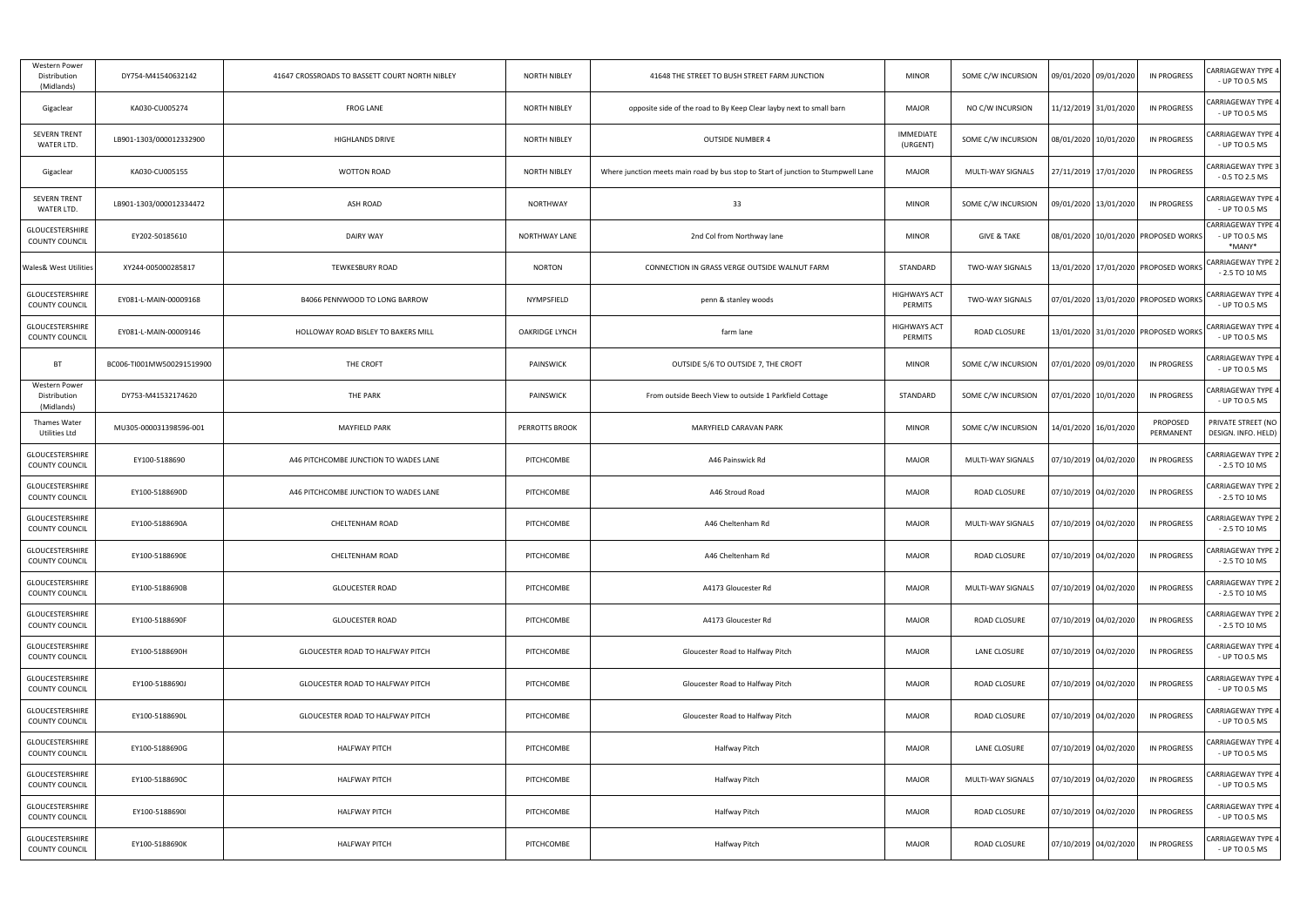| Western Power Distribution (Midlands) | DY754-M41540632142 | 41647 CROSSROADS TO BASSETT COURT NORTH NIBLEY | NORTH NIBLEY | 41648 THE STREET TO BUSH STREET FARM JUNCTION | MINOR | SOME C/W INCURSION | 09/01/2020 | 09/01/2020 | IN PROGRESS | CARRIAGEWAY TYPE 4 - UP TO 0.5 MS |
|---|---|---|---|---|---|---|---|---|---|---|
| Gigaclear | KA030-CU005274 | FROG LANE | NORTH NIBLEY | opposite side of the road to By Keep Clear layby next to small barn | MAJOR | NO C/W INCURSION | 11/12/2019 | 31/01/2020 | IN PROGRESS | CARRIAGEWAY TYPE 4 - UP TO 0.5 MS |
| SEVERN TRENT WATER LTD. | LB901-1303/000012332900 | HIGHLANDS DRIVE | NORTH NIBLEY | OUTSIDE NUMBER 4 | IMMEDIATE (URGENT) | SOME C/W INCURSION | 08/01/2020 | 10/01/2020 | IN PROGRESS | CARRIAGEWAY TYPE 4 - UP TO 0.5 MS |
| Gigaclear | KA030-CU005155 | WOTTON ROAD | NORTH NIBLEY | Where junction meets main road by bus stop to Start of junction to Stumpwell Lane | MAJOR | MULTI-WAY SIGNALS | 27/11/2019 | 17/01/2020 | IN PROGRESS | CARRIAGEWAY TYPE 3 - 0.5 TO 2.5 MS |
| SEVERN TRENT WATER LTD. | LB901-1303/000012334472 | ASH ROAD | NORTHWAY | 33 | MINOR | SOME C/W INCURSION | 09/01/2020 | 13/01/2020 | IN PROGRESS | CARRIAGEWAY TYPE 4 - UP TO 0.5 MS |
| GLOUCESTERSHIRE COUNTY COUNCIL | EY202-50185610 | DAIRY WAY | NORTHWAY LANE | 2nd Col from Northway lane | MINOR | GIVE & TAKE | 08/01/2020 | 10/01/2020 | PROPOSED WORKS | CARRIAGEWAY TYPE 4 - UP TO 0.5 MS *MANY* |
| Wales& West Utilities | XY244-005000285817 | TEWKESBURY ROAD | NORTON | CONNECTION IN GRASS VERGE OUTSIDE WALNUT FARM | STANDARD | TWO-WAY SIGNALS | 13/01/2020 | 17/01/2020 | PROPOSED WORKS | CARRIAGEWAY TYPE 2 - 2.5 TO 10 MS |
| GLOUCESTERSHIRE COUNTY COUNCIL | EY081-L-MAIN-00009168 | B4066 PENNWOOD TO LONG BARROW | NYMPSFIELD | penn & stanley woods | HIGHWAYS ACT PERMITS | TWO-WAY SIGNALS | 07/01/2020 | 13/01/2020 | PROPOSED WORKS | CARRIAGEWAY TYPE 4 - UP TO 0.5 MS |
| GLOUCESTERSHIRE COUNTY COUNCIL | EY081-L-MAIN-00009146 | HOLLOWAY ROAD BISLEY TO BAKERS MILL | OAKRIDGE LYNCH | farm lane | HIGHWAYS ACT PERMITS | ROAD CLOSURE | 13/01/2020 | 31/01/2020 | PROPOSED WORKS | CARRIAGEWAY TYPE 4 - UP TO 0.5 MS |
| BT | BC006-TI001MW500291519900 | THE CROFT | PAINSWICK | OUTSIDE 5/6 TO OUTSIDE 7, THE CROFT | MINOR | SOME C/W INCURSION | 07/01/2020 | 09/01/2020 | IN PROGRESS | CARRIAGEWAY TYPE 4 - UP TO 0.5 MS |
| Western Power Distribution (Midlands) | DY753-M41532174620 | THE PARK | PAINSWICK | From outside Beech View to outside 1 Parkfield Cottage | STANDARD | SOME C/W INCURSION | 07/01/2020 | 10/01/2020 | IN PROGRESS | CARRIAGEWAY TYPE 4 - UP TO 0.5 MS |
| Thames Water Utilities Ltd | MU305-000031398596-001 | MAYFIELD PARK | PERROTTS BROOK | MARYFIELD CARAVAN PARK | MINOR | SOME C/W INCURSION | 14/01/2020 | 16/01/2020 | PROPOSED PERMANENT | PRIVATE STREET (NO DESIGN. INFO. HELD) |
| GLOUCESTERSHIRE COUNTY COUNCIL | EY100-5188690 | A46 PITCHCOMBE JUNCTION TO WADES LANE | PITCHCOMBE | A46 Painswick Rd | MAJOR | MULTI-WAY SIGNALS | 07/10/2019 | 04/02/2020 | IN PROGRESS | CARRIAGEWAY TYPE 2 - 2.5 TO 10 MS |
| GLOUCESTERSHIRE COUNTY COUNCIL | EY100-5188690D | A46 PITCHCOMBE JUNCTION TO WADES LANE | PITCHCOMBE | A46 Stroud Road | MAJOR | ROAD CLOSURE | 07/10/2019 | 04/02/2020 | IN PROGRESS | CARRIAGEWAY TYPE 2 - 2.5 TO 10 MS |
| GLOUCESTERSHIRE COUNTY COUNCIL | EY100-5188690A | CHELTENHAM ROAD | PITCHCOMBE | A46 Cheltenham Rd | MAJOR | MULTI-WAY SIGNALS | 07/10/2019 | 04/02/2020 | IN PROGRESS | CARRIAGEWAY TYPE 2 - 2.5 TO 10 MS |
| GLOUCESTERSHIRE COUNTY COUNCIL | EY100-5188690E | CHELTENHAM ROAD | PITCHCOMBE | A46 Cheltenham Rd | MAJOR | ROAD CLOSURE | 07/10/2019 | 04/02/2020 | IN PROGRESS | CARRIAGEWAY TYPE 2 - 2.5 TO 10 MS |
| GLOUCESTERSHIRE COUNTY COUNCIL | EY100-5188690B | GLOUCESTER ROAD | PITCHCOMBE | A4173 Gloucester Rd | MAJOR | MULTI-WAY SIGNALS | 07/10/2019 | 04/02/2020 | IN PROGRESS | CARRIAGEWAY TYPE 2 - 2.5 TO 10 MS |
| GLOUCESTERSHIRE COUNTY COUNCIL | EY100-5188690F | GLOUCESTER ROAD | PITCHCOMBE | A4173 Gloucester Rd | MAJOR | ROAD CLOSURE | 07/10/2019 | 04/02/2020 | IN PROGRESS | CARRIAGEWAY TYPE 2 - 2.5 TO 10 MS |
| GLOUCESTERSHIRE COUNTY COUNCIL | EY100-5188690H | GLOUCESTER ROAD TO HALFWAY PITCH | PITCHCOMBE | Gloucester Road to Halfway Pitch | MAJOR | LANE CLOSURE | 07/10/2019 | 04/02/2020 | IN PROGRESS | CARRIAGEWAY TYPE 4 - UP TO 0.5 MS |
| GLOUCESTERSHIRE COUNTY COUNCIL | EY100-5188690J | GLOUCESTER ROAD TO HALFWAY PITCH | PITCHCOMBE | Gloucester Road to Halfway Pitch | MAJOR | ROAD CLOSURE | 07/10/2019 | 04/02/2020 | IN PROGRESS | CARRIAGEWAY TYPE 4 - UP TO 0.5 MS |
| GLOUCESTERSHIRE COUNTY COUNCIL | EY100-5188690L | GLOUCESTER ROAD TO HALFWAY PITCH | PITCHCOMBE | Gloucester Road to Halfway Pitch | MAJOR | ROAD CLOSURE | 07/10/2019 | 04/02/2020 | IN PROGRESS | CARRIAGEWAY TYPE 4 - UP TO 0.5 MS |
| GLOUCESTERSHIRE COUNTY COUNCIL | EY100-5188690G | HALFWAY PITCH | PITCHCOMBE | Halfway Pitch | MAJOR | LANE CLOSURE | 07/10/2019 | 04/02/2020 | IN PROGRESS | CARRIAGEWAY TYPE 4 - UP TO 0.5 MS |
| GLOUCESTERSHIRE COUNTY COUNCIL | EY100-5188690C | HALFWAY PITCH | PITCHCOMBE | Halfway Pitch | MAJOR | MULTI-WAY SIGNALS | 07/10/2019 | 04/02/2020 | IN PROGRESS | CARRIAGEWAY TYPE 4 - UP TO 0.5 MS |
| GLOUCESTERSHIRE COUNTY COUNCIL | EY100-5188690I | HALFWAY PITCH | PITCHCOMBE | Halfway Pitch | MAJOR | ROAD CLOSURE | 07/10/2019 | 04/02/2020 | IN PROGRESS | CARRIAGEWAY TYPE 4 - UP TO 0.5 MS |
| GLOUCESTERSHIRE COUNTY COUNCIL | EY100-5188690K | HALFWAY PITCH | PITCHCOMBE | Halfway Pitch | MAJOR | ROAD CLOSURE | 07/10/2019 | 04/02/2020 | IN PROGRESS | CARRIAGEWAY TYPE 4 - UP TO 0.5 MS |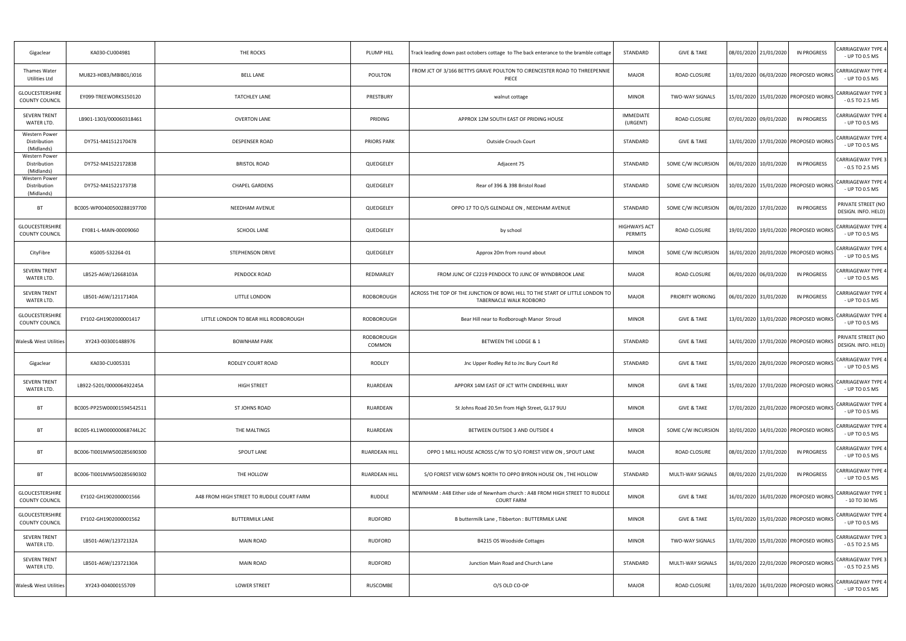| Gigaclear | KA030-CU004981 | THE ROCKS | PLUMP HILL | Track leading down past octobers cottage to The back enterance to the bramble cottage | STANDARD | GIVE & TAKE | 08/01/2020 | 21/01/2020 | IN PROGRESS | CARRIAGEWAY TYPE 4 - UP TO 0.5 MS |
|---|---|---|---|---|---|---|---|---|---|---|
| Thames Water Utilities Ltd | MU823-H083/MBIB01/J016 | BELL LANE | POULTON | FROM JCT OF 3/166 BETTYS GRAVE POULTON TO CIRENCESTER ROAD TO THREEPENNIE PIECE | MAJOR | ROAD CLOSURE | 13/01/2020 | 06/03/2020 | PROPOSED WORKS | CARRIAGEWAY TYPE 4 - UP TO 0.5 MS |
| GLOUCESTERSHIRE COUNTY COUNCIL | EY099-TREEWORKS150120 | TATCHLEY LANE | PRESTBURY | walnut cottage | MINOR | TWO-WAY SIGNALS | 15/01/2020 | 15/01/2020 | PROPOSED WORKS | CARRIAGEWAY TYPE 3 - 0.5 TO 2.5 MS |
| SEVERN TRENT WATER LTD. | LB901-1303/000060318461 | OVERTON LANE | PRIDING | APPROX 12M SOUTH EAST OF PRIDING HOUSE | IMMEDIATE (URGENT) | ROAD CLOSURE | 07/01/2020 | 09/01/2020 | IN PROGRESS | CARRIAGEWAY TYPE 4 - UP TO 0.5 MS |
| Western Power Distribution (Midlands) | DY751-M41512170478 | DESPENSER ROAD | PRIORS PARK | Outside Crouch Court | STANDARD | GIVE & TAKE | 13/01/2020 | 17/01/2020 | PROPOSED WORKS | CARRIAGEWAY TYPE 4 - UP TO 0.5 MS |
| Western Power Distribution (Midlands) | DY752-M41522172838 | BRISTOL ROAD | QUEDGELEY | Adjacent 75 | STANDARD | SOME C/W INCURSION | 06/01/2020 | 10/01/2020 | IN PROGRESS | CARRIAGEWAY TYPE 3 - 0.5 TO 2.5 MS |
| Western Power Distribution (Midlands) | DY752-M41522173738 | CHAPEL GARDENS | QUEDGELEY | Rear of 396 & 398 Bristol Road | STANDARD | SOME C/W INCURSION | 10/01/2020 | 15/01/2020 | PROPOSED WORKS | CARRIAGEWAY TYPE 4 - UP TO 0.5 MS |
| BT | BC005-WP00400500288197700 | NEEDHAM AVENUE | QUEDGELEY | OPPO 17 TO O/S GLENDALE ON , NEEDHAM AVENUE | STANDARD | SOME C/W INCURSION | 06/01/2020 | 17/01/2020 | IN PROGRESS | PRIVATE STREET (NO DESIGN. INFO. HELD) |
| GLOUCESTERSHIRE COUNTY COUNCIL | EY081-L-MAIN-00009060 | SCHOOL LANE | QUEDGELEY | by school | HIGHWAYS ACT PERMITS | ROAD CLOSURE | 19/01/2020 | 19/01/2020 | PROPOSED WORKS | CARRIAGEWAY TYPE 4 - UP TO 0.5 MS |
| CityFibre | KG005-S32264-01 | STEPHENSON DRIVE | QUEDGELEY | Approx 20m from round about | MINOR | SOME C/W INCURSION | 16/01/2020 | 20/01/2020 | PROPOSED WORKS | CARRIAGEWAY TYPE 4 - UP TO 0.5 MS |
| SEVERN TRENT WATER LTD. | LB525-A6W/12668103A | PENDOCK ROAD | REDMARLEY | FROM JUNC OF C2219 PENDOCK TO JUNC OF WYNDBROOK LANE | MAJOR | ROAD CLOSURE | 06/01/2020 | 06/03/2020 | IN PROGRESS | CARRIAGEWAY TYPE 4 - UP TO 0.5 MS |
| SEVERN TRENT WATER LTD. | LB501-A6W/12117140A | LITTLE LONDON | RODBOROUGH | ACROSS THE TOP OF THE JUNCTION OF BOWL HILL TO THE START OF LITTLE LONDON TO TABERNACLE WALK RODBORO | MAJOR | PRIORITY WORKING | 06/01/2020 | 31/01/2020 | IN PROGRESS | CARRIAGEWAY TYPE 4 - UP TO 0.5 MS |
| GLOUCESTERSHIRE COUNTY COUNCIL | EY102-GH1902000001417 | LITTLE LONDON TO BEAR HILL RODBOROUGH | RODBOROUGH | Bear Hill near to Rodborough Manor Stroud | MINOR | GIVE & TAKE | 13/01/2020 | 13/01/2020 | PROPOSED WORKS | CARRIAGEWAY TYPE 4 - UP TO 0.5 MS |
| Wales& West Utilities | XY243-003001488976 | BOWNHAM PARK | RODBOROUGH COMMON | BETWEEN THE LODGE & 1 | STANDARD | GIVE & TAKE | 14/01/2020 | 17/01/2020 | PROPOSED WORKS | PRIVATE STREET (NO DESIGN. INFO. HELD) |
| Gigaclear | KA030-CU005331 | RODLEY COURT ROAD | RODLEY | Jnc Upper Rodley Rd to Jnc Bury Court Rd | STANDARD | GIVE & TAKE | 15/01/2020 | 28/01/2020 | PROPOSED WORKS | CARRIAGEWAY TYPE 4 - UP TO 0.5 MS |
| SEVERN TRENT WATER LTD. | LB922-5201/000006492245A | HIGH STREET | RUARDEAN | APPORX 14M EAST OF JCT WITH CINDERHILL WAY | MINOR | GIVE & TAKE | 15/01/2020 | 17/01/2020 | PROPOSED WORKS | CARRIAGEWAY TYPE 4 - UP TO 0.5 MS |
| BT | BC005-PP25W00001594542511 | ST JOHNS ROAD | RUARDEAN | St Johns Road 20.5m from High Street, GL17 9UU | MINOR | GIVE & TAKE | 17/01/2020 | 21/01/2020 | PROPOSED WORKS | CARRIAGEWAY TYPE 4 - UP TO 0.5 MS |
| BT | BC005-KL1W000000068744L2C | THE MALTINGS | RUARDEAN | BETWEEN OUTSIDE 3 AND OUTSIDE 4 | MINOR | SOME C/W INCURSION | 10/01/2020 | 14/01/2020 | PROPOSED WORKS | CARRIAGEWAY TYPE 4 - UP TO 0.5 MS |
| BT | BC006-TI001MW500285690300 | SPOUT LANE | RUARDEAN HILL | OPPO 1 MILL HOUSE ACROSS C/W TO S/O FOREST VIEW ON , SPOUT LANE | MAJOR | ROAD CLOSURE | 08/01/2020 | 17/01/2020 | IN PROGRESS | CARRIAGEWAY TYPE 4 - UP TO 0.5 MS |
| BT | BC006-TI001MW500285690302 | THE HOLLOW | RUARDEAN HILL | S/O FOREST VIEW 60M'S NORTH TO OPPO BYRON HOUSE ON , THE HOLLOW | STANDARD | MULTI-WAY SIGNALS | 08/01/2020 | 21/01/2020 | IN PROGRESS | CARRIAGEWAY TYPE 4 - UP TO 0.5 MS |
| GLOUCESTERSHIRE COUNTY COUNCIL | EY102-GH1902000001566 | A48 FROM HIGH STREET TO RUDDLE COURT FARM | RUDDLE | NEWNHAM : A48 Either side of Newnham church : A48 FROM HIGH STREET TO RUDDLE COURT FARM | MINOR | GIVE & TAKE | 16/01/2020 | 16/01/2020 | PROPOSED WORKS | CARRIAGEWAY TYPE 1 - 10 TO 30 MS |
| GLOUCESTERSHIRE COUNTY COUNCIL | EY102-GH1902000001562 | BUTTERMILK LANE | RUDFORD | B buttermilk Lane , Tibberton : BUTTERMILK LANE | MINOR | GIVE & TAKE | 15/01/2020 | 15/01/2020 | PROPOSED WORKS | CARRIAGEWAY TYPE 4 - UP TO 0.5 MS |
| SEVERN TRENT WATER LTD. | LB501-A6W/12372132A | MAIN ROAD | RUDFORD | B4215 OS Woodside Cottages | MINOR | TWO-WAY SIGNALS | 13/01/2020 | 15/01/2020 | PROPOSED WORKS | CARRIAGEWAY TYPE 3 - 0.5 TO 2.5 MS |
| SEVERN TRENT WATER LTD. | LB501-A6W/12372130A | MAIN ROAD | RUDFORD | Junction Main Road and Church Lane | STANDARD | MULTI-WAY SIGNALS | 16/01/2020 | 22/01/2020 | PROPOSED WORKS | CARRIAGEWAY TYPE 3 - 0.5 TO 2.5 MS |
| Wales& West Utilities | XY243-004000155709 | LOWER STREET | RUSCOMBE | O/S OLD CO-OP | MAJOR | ROAD CLOSURE | 13/01/2020 | 16/01/2020 | PROPOSED WORKS | CARRIAGEWAY TYPE 4 - UP TO 0.5 MS |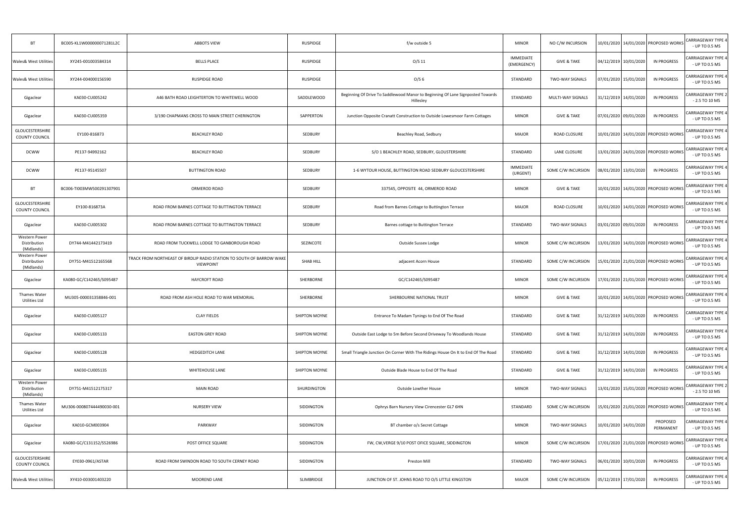| BT | BC005-KL1W000000071281L2C | ABBOTS VIEW | RUSPIDGE | f/w outside 5 | MINOR | NO C/W INCURSION | 10/01/2020 | 14/01/2020 | PROPOSED WORKS | CARRIAGEWAY TYPE 4 - UP TO 0.5 MS |
|---|---|---|---|---|---|---|---|---|---|---|
| Wales& West Utilities | XY245-001003584314 | BELLS PLACE | RUSPIDGE | O/S 11 | IMMEDIATE (EMERGENCY) | GIVE & TAKE | 04/12/2019 | 10/01/2020 | IN PROGRESS | CARRIAGEWAY TYPE 4 - UP TO 0.5 MS |
| Wales& West Utilities | XY244-004000156590 | RUSPIDGE ROAD | RUSPIDGE | O/S 6 | STANDARD | TWO-WAY SIGNALS | 07/01/2020 | 15/01/2020 | IN PROGRESS | CARRIAGEWAY TYPE 4 - UP TO 0.5 MS |
| Gigaclear | KA030-CU005242 | A46 BATH ROAD LEIGHTERTON TO WHITEWELL WOOD | SADDLEWOOD | Beginning Of Drive To Saddlewood Manor to Beginning Of Lane Signposted Towards Hillesley | STANDARD | MULTI-WAY SIGNALS | 31/12/2019 | 14/01/2020 | IN PROGRESS | CARRIAGEWAY TYPE 2 - 2.5 TO 10 MS |
| Gigaclear | KA030-CU005359 | 3/190 CHAPMANS CROSS TO MAIN STREET CHERINGTON | SAPPERTON | Junction Opposite Cranatt Construction to Outside Lowesmoor Farm Cottages | MINOR | GIVE & TAKE | 07/01/2020 | 09/01/2020 | IN PROGRESS | CARRIAGEWAY TYPE 4 - UP TO 0.5 MS |
| GLOUCESTERSHIRE COUNTY COUNCIL | EY100-816873 | BEACHLEY ROAD | SEDBURY | Beachley Road, Sedbury | MAJOR | ROAD CLOSURE | 10/01/2020 | 14/01/2020 | PROPOSED WORKS | CARRIAGEWAY TYPE 4 - UP TO 0.5 MS |
| DCWW | PE137-94992162 | BEACHLEY ROAD | SEDBURY | S/O 1 BEACHLEY ROAD, SEDBURY, GLOUSTERSHIRE | STANDARD | LANE CLOSURE | 13/01/2020 | 24/01/2020 | PROPOSED WORKS | CARRIAGEWAY TYPE 4 - UP TO 0.5 MS |
| DCWW | PE137-95145507 | BUTTINGTON ROAD | SEDBURY | 1-6 WYTOUR HOUSE, BUTTINGTON ROAD SEDBURY GLOUCESTERSHIRE | IMMEDIATE (URGENT) | SOME C/W INCURSION | 08/01/2020 | 13/01/2020 | IN PROGRESS | CARRIAGEWAY TYPE 4 - UP TO 0.5 MS |
| BT | BC006-TI003MW500291307901 | ORMEROD ROAD | SEDBURY | 337545, OPPOSITE 44, ORMEROD ROAD | MINOR | GIVE & TAKE | 10/01/2020 | 14/01/2020 | PROPOSED WORKS | CARRIAGEWAY TYPE 4 - UP TO 0.5 MS |
| GLOUCESTERSHIRE COUNTY COUNCIL | EY100-816873A | ROAD FROM BARNES COTTAGE TO BUTTINGTON TERRACE | SEDBURY | Road from Barnes Cottage to Buttington Terrace | MAJOR | ROAD CLOSURE | 10/01/2020 | 14/01/2020 | PROPOSED WORKS | CARRIAGEWAY TYPE 4 - UP TO 0.5 MS |
| Gigaclear | KA030-CU005302 | ROAD FROM BARNES COTTAGE TO BUTTINGTON TERRACE | SEDBURY | Barnes cottage to Buttington Terrace | STANDARD | TWO-WAY SIGNALS | 03/01/2020 | 09/01/2020 | IN PROGRESS | CARRIAGEWAY TYPE 4 - UP TO 0.5 MS |
| Western Power Distribution (Midlands) | DY744-M41442173419 | ROAD FROM TUCKWELL LODGE TO GANBOROUGH ROAD | SEZINCOTE | Outside Sussex Lodge | MINOR | SOME C/W INCURSION | 13/01/2020 | 14/01/2020 | PROPOSED WORKS | CARRIAGEWAY TYPE 4 - UP TO 0.5 MS |
| Western Power Distribution (Midlands) | DY751-M41512165568 | TRACK FROM NORTHEAST OF BIRDLIP RADIO STATION TO SOUTH OF BARROW WAKE VIEWPOINT | SHAB HILL | adjacent Acorn House | STANDARD | SOME C/W INCURSION | 15/01/2020 | 21/01/2020 | PROPOSED WORKS | CARRIAGEWAY TYPE 4 - UP TO 0.5 MS |
| Gigaclear | KA080-GC/C142465/S095487 | HAYCROFT ROAD | SHERBORNE | GC/C142465/S095487 | MINOR | SOME C/W INCURSION | 17/01/2020 | 21/01/2020 | PROPOSED WORKS | CARRIAGEWAY TYPE 4 - UP TO 0.5 MS |
| Thames Water Utilities Ltd | MU305-000031358846-001 | ROAD FROM ASH HOLE ROAD TO WAR MEMORIAL | SHERBORNE | SHERBOURNE NATIONAL TRUST | MINOR | GIVE & TAKE | 10/01/2020 | 14/01/2020 | PROPOSED WORKS | CARRIAGEWAY TYPE 4 - UP TO 0.5 MS |
| Gigaclear | KA030-CU005127 | CLAY FIELDS | SHIPTON MOYNE | Entrance To Madam Tynings to End Of The Road | STANDARD | GIVE & TAKE | 31/12/2019 | 14/01/2020 | IN PROGRESS | CARRIAGEWAY TYPE 4 - UP TO 0.5 MS |
| Gigaclear | KA030-CU005133 | EASTON GREY ROAD | SHIPTON MOYNE | Outside East Lodge to 5m Before Second Driveway To Woodlands House | STANDARD | GIVE & TAKE | 31/12/2019 | 14/01/2020 | IN PROGRESS | CARRIAGEWAY TYPE 4 - UP TO 0.5 MS |
| Gigaclear | KA030-CU005128 | HEDGEDITCH LANE | SHIPTON MOYNE | Small Triangle Junction On Corner With The Ridings House On It to End Of The Road | STANDARD | GIVE & TAKE | 31/12/2019 | 14/01/2020 | IN PROGRESS | CARRIAGEWAY TYPE 4 - UP TO 0.5 MS |
| Gigaclear | KA030-CU005135 | WHITEHOUSE LANE | SHIPTON MOYNE | Outside Blade House to End Of The Road | STANDARD | GIVE & TAKE | 31/12/2019 | 14/01/2020 | IN PROGRESS | CARRIAGEWAY TYPE 4 - UP TO 0.5 MS |
| Western Power Distribution (Midlands) | DY751-M41512175317 | MAIN ROAD | SHURDINGTON | Outside Lowther House | MINOR | TWO-WAY SIGNALS | 13/01/2020 | 15/01/2020 | PROPOSED WORKS | CARRIAGEWAY TYPE 2 - 2.5 TO 10 MS |
| Thames Water Utilities Ltd | MU306-000807444490030-001 | NURSERY VIEW | SIDDINGTON | Ophrys Barn Nursery View Cirencester GL7 6HN | STANDARD | SOME C/W INCURSION | 15/01/2020 | 21/01/2020 | PROPOSED WORKS | CARRIAGEWAY TYPE 4 - UP TO 0.5 MS |
| Gigaclear | KA010-GCM003904 | PARKWAY | SIDDINGTON | BT chamber o/s Secret Cottage | MINOR | TWO-WAY SIGNALS | 10/01/2020 | 14/01/2020 | PROPOSED PERMANENT | CARRIAGEWAY TYPE 4 - UP TO 0.5 MS |
| Gigaclear | KA080-GC/C131152/S526986 | POST OFFICE SQUARE | SIDDINGTON | FW, CW,VERGE 9/10 POST OFICE SQUARE, SIDDINGTON | MINOR | SOME C/W INCURSION | 17/01/2020 | 21/01/2020 | PROPOSED WORKS | CARRIAGEWAY TYPE 4 - UP TO 0.5 MS |
| GLOUCESTERSHIRE COUNTY COUNCIL | EY030-0961/ASTAR | ROAD FROM SWINDON ROAD TO SOUTH CERNEY ROAD | SIDDINGTON | Preston Mill | STANDARD | TWO-WAY SIGNALS | 06/01/2020 | 10/01/2020 | IN PROGRESS | CARRIAGEWAY TYPE 4 - UP TO 0.5 MS |
| Wales& West Utilities | XY410-003001403220 | MOOREND LANE | SLIMBRIDGE | JUNCTION OF ST. JOHNS ROAD TO O/S LITTLE KINGSTON | MAJOR | SOME C/W INCURSION | 05/12/2019 | 17/01/2020 | IN PROGRESS | CARRIAGEWAY TYPE 4 - UP TO 0.5 MS |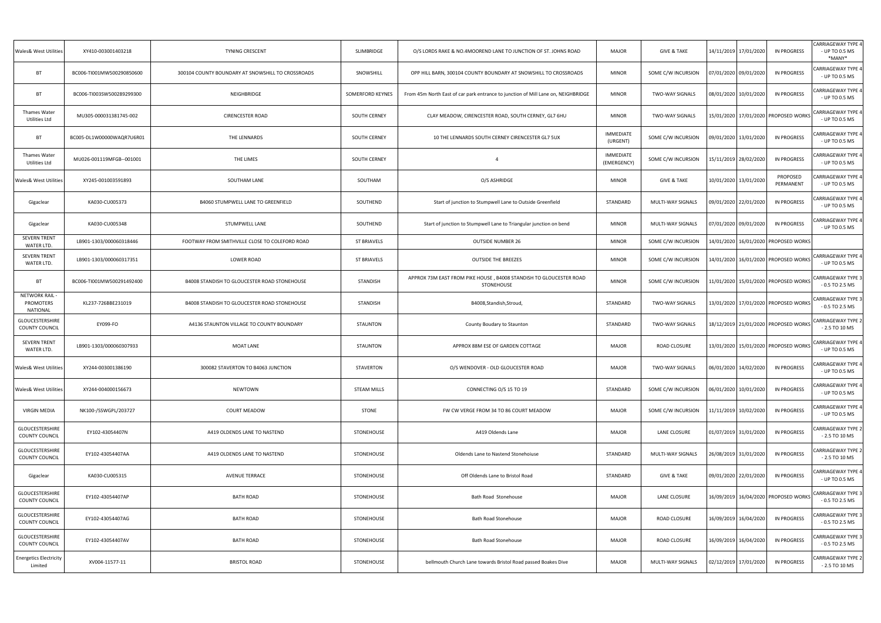| Wales& West Utilities | XY410-003001403218 | TYNING CRESCENT | SLIMBRIDGE | O/S LORDS RAKE & NO.4MOOREND LANE TO JUNCTION OF ST. JOHNS ROAD | MAJOR | GIVE & TAKE | 14/11/2019 | 17/01/2020 | IN PROGRESS | CARRIAGEWAY TYPE 4 - UP TO 0.5 MS *MANY* |
|---|---|---|---|---|---|---|---|---|---|---|
| BT | BC006-TI001MW500290850600 | 300104 COUNTY BOUNDARY AT SNOWSHILL TO CROSSROADS | SNOWSHILL | OPP HILL BARN, 300104 COUNTY BOUNDARY AT SNOWSHILL TO CROSSROADS | MINOR | SOME C/W INCURSION | 07/01/2020 | 09/01/2020 | IN PROGRESS | CARRIAGEWAY TYPE 4 - UP TO 0.5 MS |
| BT | BC006-TI003SW500289299300 | NEIGHBRIDGE | SOMERFORD KEYNES | From 45m North East of car park entrance to junction of Mill Lane on, NEIGHBRIDGE | MINOR | TWO-WAY SIGNALS | 08/01/2020 | 10/01/2020 | IN PROGRESS | CARRIAGEWAY TYPE 4 - UP TO 0.5 MS |
| Thames Water Utilities Ltd | MU305-000031381745-002 | CIRENCESTER ROAD | SOUTH CERNEY | CLAY MEADOW, CIRENCESTER ROAD, SOUTH CERNEY, GL7 6HU | MINOR | TWO-WAY SIGNALS | 15/01/2020 | 17/01/2020 | PROPOSED WORKS | CARRIAGEWAY TYPE 4 - UP TO 0.5 MS |
| BT | BC005-DL1W00000WAQR7U6R01 | THE LENNARDS | SOUTH CERNEY | 10 THE LENNARDS SOUTH CERNEY CIRENCESTER GL7 5UX | IMMEDIATE (URGENT) | SOME C/W INCURSION | 09/01/2020 | 13/01/2020 | IN PROGRESS | CARRIAGEWAY TYPE 4 - UP TO 0.5 MS |
| Thames Water Utilities Ltd | MU026-001119MFGB--001001 | THE LIMES | SOUTH CERNEY | 4 | IMMEDIATE (EMERGENCY) | SOME C/W INCURSION | 15/11/2019 | 28/02/2020 | IN PROGRESS | CARRIAGEWAY TYPE 4 - UP TO 0.5 MS |
| Wales& West Utilities | XY245-001003591893 | SOUTHAM LANE | SOUTHAM | O/S ASHRIDGE | MINOR | GIVE & TAKE | 10/01/2020 | 13/01/2020 | PROPOSED PERMANENT | CARRIAGEWAY TYPE 4 - UP TO 0.5 MS |
| Gigaclear | KA030-CU005373 | B4060 STUMPWELL LANE TO GREENFIELD | SOUTHEND | Start of junction to Stumpwell Lane to Outside Greenfield | STANDARD | MULTI-WAY SIGNALS | 09/01/2020 | 22/01/2020 | IN PROGRESS | CARRIAGEWAY TYPE 4 - UP TO 0.5 MS |
| Gigaclear | KA030-CU005348 | STUMPWELL LANE | SOUTHEND | Start of junction to Stumpwell Lane to Triangular junction on bend | MINOR | MULTI-WAY SIGNALS | 07/01/2020 | 09/01/2020 | IN PROGRESS | CARRIAGEWAY TYPE 4 - UP TO 0.5 MS |
| SEVERN TRENT WATER LTD. | LB901-1303/000060318446 | FOOTWAY FROM SMITHVILLE CLOSE TO COLEFORD ROAD | ST BRIAVELS | OUTSIDE NUMBER 26 | MINOR | SOME C/W INCURSION | 14/01/2020 | 16/01/2020 | PROPOSED WORKS | |
| SEVERN TRENT WATER LTD. | LB901-1303/000060317351 | LOWER ROAD | ST BRIAVELS | OUTSIDE THE BREEZES | MINOR | SOME C/W INCURSION | 14/01/2020 | 16/01/2020 | PROPOSED WORKS | CARRIAGEWAY TYPE 4 - UP TO 0.5 MS |
| BT | BC006-TI001MW500291492400 | B4008 STANDISH TO GLOUCESTER ROAD STONEHOUSE | STANDISH | APPROX 73M EAST FROM PIKE HOUSE , B4008 STANDISH TO GLOUCESTER ROAD STONEHOUSE | MINOR | SOME C/W INCURSION | 11/01/2020 | 15/01/2020 | PROPOSED WORKS | CARRIAGEWAY TYPE 3 - 0.5 TO 2.5 MS |
| NETWORK RAIL - PROMOTERS NATIONAL | KL237-726BBE231019 | B4008 STANDISH TO GLOUCESTER ROAD STONEHOUSE | STANDISH | B4008,Standish,Stroud, | STANDARD | TWO-WAY SIGNALS | 13/01/2020 | 17/01/2020 | PROPOSED WORKS | CARRIAGEWAY TYPE 3 - 0.5 TO 2.5 MS |
| GLOUCESTERSHIRE COUNTY COUNCIL | EY099-FO | A4136 STAUNTON VILLAGE TO COUNTY BOUNDARY | STAUNTON | County Boudary to Staunton | STANDARD | TWO-WAY SIGNALS | 18/12/2019 | 21/01/2020 | PROPOSED WORKS | CARRIAGEWAY TYPE 2 - 2.5 TO 10 MS |
| SEVERN TRENT WATER LTD. | LB901-1303/000060307933 | MOAT LANE | STAUNTON | APPROX 88M ESE OF GARDEN COTTAGE | MAJOR | ROAD CLOSURE | 13/01/2020 | 15/01/2020 | PROPOSED WORKS | CARRIAGEWAY TYPE 4 - UP TO 0.5 MS |
| Wales& West Utilities | XY244-003001386190 | 300082 STAVERTON TO B4063 JUNCTION | STAVERTON | O/S WENDOVER - OLD GLOUCESTER ROAD | MAJOR | TWO-WAY SIGNALS | 06/01/2020 | 14/02/2020 | IN PROGRESS | CARRIAGEWAY TYPE 4 - UP TO 0.5 MS |
| Wales& West Utilities | XY244-004000156673 | NEWTOWN | STEAM MILLS | CONNECTING O/S 15 TO 19 | STANDARD | SOME C/W INCURSION | 06/01/2020 | 10/01/2020 | IN PROGRESS | CARRIAGEWAY TYPE 4 - UP TO 0.5 MS |
| VIRGIN MEDIA | NK100-/SSWGPL/203727 | COURT MEADOW | STONE | FW CW VERGE FROM 34 TO 86 COURT MEADOW | MAJOR | SOME C/W INCURSION | 11/11/2019 | 10/02/2020 | IN PROGRESS | CARRIAGEWAY TYPE 4 - UP TO 0.5 MS |
| GLOUCESTERSHIRE COUNTY COUNCIL | EY102-43054407N | A419 OLDENDS LANE TO NASTEND | STONEHOUSE | A419 Oldends Lane | MAJOR | LANE CLOSURE | 01/07/2019 | 31/01/2020 | IN PROGRESS | CARRIAGEWAY TYPE 2 - 2.5 TO 10 MS |
| GLOUCESTERSHIRE COUNTY COUNCIL | EY102-43054407AA | A419 OLDENDS LANE TO NASTEND | STONEHOUSE | Oldends Lane to Nastend Stonehoiuse | STANDARD | MULTI-WAY SIGNALS | 26/08/2019 | 31/01/2020 | IN PROGRESS | CARRIAGEWAY TYPE 2 - 2.5 TO 10 MS |
| Gigaclear | KA030-CU005315 | AVENUE TERRACE | STONEHOUSE | Off Oldends Lane to Bristol Road | STANDARD | GIVE & TAKE | 09/01/2020 | 22/01/2020 | IN PROGRESS | CARRIAGEWAY TYPE 4 - UP TO 0.5 MS |
| GLOUCESTERSHIRE COUNTY COUNCIL | EY102-43054407AP | BATH ROAD | STONEHOUSE | Bath Road Stonehouse | MAJOR | LANE CLOSURE | 16/09/2019 | 16/04/2020 | PROPOSED WORKS | CARRIAGEWAY TYPE 3 - 0.5 TO 2.5 MS |
| GLOUCESTERSHIRE COUNTY COUNCIL | EY102-43054407AG | BATH ROAD | STONEHOUSE | Bath Road Stonehouse | MAJOR | ROAD CLOSURE | 16/09/2019 | 16/04/2020 | IN PROGRESS | CARRIAGEWAY TYPE 3 - 0.5 TO 2.5 MS |
| GLOUCESTERSHIRE COUNTY COUNCIL | EY102-43054407AV | BATH ROAD | STONEHOUSE | Bath Road Stonehouse | MAJOR | ROAD CLOSURE | 16/09/2019 | 16/04/2020 | IN PROGRESS | CARRIAGEWAY TYPE 3 - 0.5 TO 2.5 MS |
| Energetics Electricity Limited | XV004-11577-11 | BRISTOL ROAD | STONEHOUSE | bellmouth Church Lane towards Bristol Road passed Boakes Dive | MAJOR | MULTI-WAY SIGNALS | 02/12/2019 | 17/01/2020 | IN PROGRESS | CARRIAGEWAY TYPE 2 - 2.5 TO 10 MS |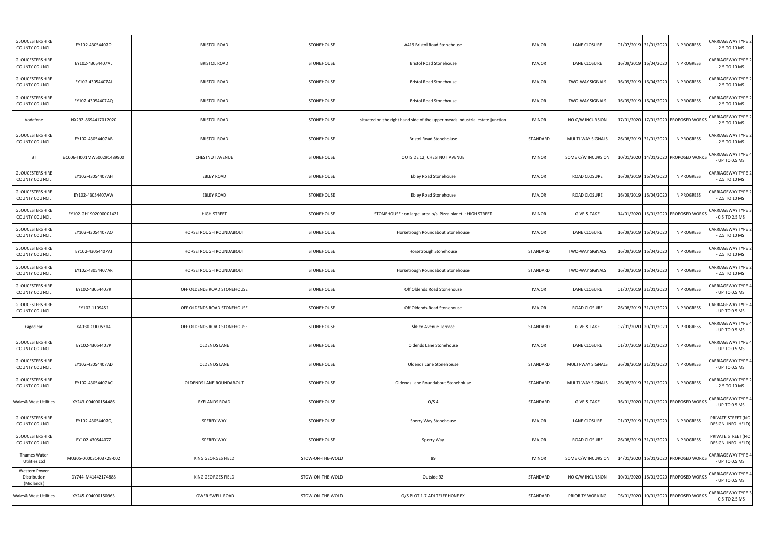| | | | | | | | | | | |
|---|---|---|---|---|---|---|---|---|---|---|
| GLOUCESTERSHIRE COUNTY COUNCIL | EY102-43054407O | BRISTOL ROAD | STONEHOUSE | A419 Bristol Road Stonehouse | MAJOR | LANE CLOSURE | 01/07/2019 | 31/01/2020 | IN PROGRESS | CARRIAGEWAY TYPE 2 - 2.5 TO 10 MS |
| GLOUCESTERSHIRE COUNTY COUNCIL | EY102-43054407AL | BRISTOL ROAD | STONEHOUSE | Bristol Road Stonehouse | MAJOR | LANE CLOSURE | 16/09/2019 | 16/04/2020 | IN PROGRESS | CARRIAGEWAY TYPE 2 - 2.5 TO 10 MS |
| GLOUCESTERSHIRE COUNTY COUNCIL | EY102-43054407AI | BRISTOL ROAD | STONEHOUSE | Bristol Road Stonehouse | MAJOR | TWO-WAY SIGNALS | 16/09/2019 | 16/04/2020 | IN PROGRESS | CARRIAGEWAY TYPE 2 - 2.5 TO 10 MS |
| GLOUCESTERSHIRE COUNTY COUNCIL | EY102-43054407AQ | BRISTOL ROAD | STONEHOUSE | Bristol Road Stonehouse | MAJOR | TWO-WAY SIGNALS | 16/09/2019 | 16/04/2020 | IN PROGRESS | CARRIAGEWAY TYPE 2 - 2.5 TO 10 MS |
| Vodafone | NX292-8694417012020 | BRISTOL ROAD | STONEHOUSE | situated on the right hand side of the upper meads industrial estate junction | MINOR | NO C/W INCURSION | 17/01/2020 | 17/01/2020 | PROPOSED WORKS | CARRIAGEWAY TYPE 2 - 2.5 TO 10 MS |
| GLOUCESTERSHIRE COUNTY COUNCIL | EY102-43054407AB | BRISTOL ROAD | STONEHOUSE | Bristol Road Stonehoiuse | STANDARD | MULTI-WAY SIGNALS | 26/08/2019 | 31/01/2020 | IN PROGRESS | CARRIAGEWAY TYPE 2 - 2.5 TO 10 MS |
| BT | BC006-TI001MW500291489900 | CHESTNUT AVENUE | STONEHOUSE | OUTSIDE 12, CHESTNUT AVENUE | MINOR | SOME C/W INCURSION | 10/01/2020 | 14/01/2020 | PROPOSED WORKS | CARRIAGEWAY TYPE 4 - UP TO 0.5 MS |
| GLOUCESTERSHIRE COUNTY COUNCIL | EY102-43054407AH | EBLEY ROAD | STONEHOUSE | Ebley Road Stonehouse | MAJOR | ROAD CLOSURE | 16/09/2019 | 16/04/2020 | IN PROGRESS | CARRIAGEWAY TYPE 2 - 2.5 TO 10 MS |
| GLOUCESTERSHIRE COUNTY COUNCIL | EY102-43054407AW | EBLEY ROAD | STONEHOUSE | Ebley Road Stonehouse | MAJOR | ROAD CLOSURE | 16/09/2019 | 16/04/2020 | IN PROGRESS | CARRIAGEWAY TYPE 2 - 2.5 TO 10 MS |
| GLOUCESTERSHIRE COUNTY COUNCIL | EY102-GH1902000001421 | HIGH STREET | STONEHOUSE | STONEHOUSE : on large area o/s Pizza planet : HIGH STREET | MINOR | GIVE & TAKE | 14/01/2020 | 15/01/2020 | PROPOSED WORKS | CARRIAGEWAY TYPE 3 - 0.5 TO 2.5 MS |
| GLOUCESTERSHIRE COUNTY COUNCIL | EY102-43054407AO | HORSETROUGH ROUNDABOUT | STONEHOUSE | Horsetrough Roundabout Stonehouse | MAJOR | LANE CLOSURE | 16/09/2019 | 16/04/2020 | IN PROGRESS | CARRIAGEWAY TYPE 2 - 2.5 TO 10 MS |
| GLOUCESTERSHIRE COUNTY COUNCIL | EY102-43054407AJ | HORSETROUGH ROUNDABOUT | STONEHOUSE | Horsetrough Stonehouse | STANDARD | TWO-WAY SIGNALS | 16/09/2019 | 16/04/2020 | IN PROGRESS | CARRIAGEWAY TYPE 2 - 2.5 TO 10 MS |
| GLOUCESTERSHIRE COUNTY COUNCIL | EY102-43054407AR | HORSETROUGH ROUNDABOUT | STONEHOUSE | Horsetrough Roundabout Stonehouse | STANDARD | TWO-WAY SIGNALS | 16/09/2019 | 16/04/2020 | IN PROGRESS | CARRIAGEWAY TYPE 2 - 2.5 TO 10 MS |
| GLOUCESTERSHIRE COUNTY COUNCIL | EY102-43054407R | OFF OLDENDS ROAD STONEHOUSE | STONEHOUSE | Off Oldends Road Stonehouse | MAJOR | LANE CLOSURE | 01/07/2019 | 31/01/2020 | IN PROGRESS | CARRIAGEWAY TYPE 4 - UP TO 0.5 MS |
| GLOUCESTERSHIRE COUNTY COUNCIL | EY102-1109451 | OFF OLDENDS ROAD STONEHOUSE | STONEHOUSE | Off Oldends Road Stonehouse | MAJOR | ROAD CLOSURE | 26/08/2019 | 31/01/2020 | IN PROGRESS | CARRIAGEWAY TYPE 4 - UP TO 0.5 MS |
| Gigaclear | KA030-CU005314 | OFF OLDENDS ROAD STONEHOUSE | STONEHOUSE | SkF to Avenue Terrace | STANDARD | GIVE & TAKE | 07/01/2020 | 20/01/2020 | IN PROGRESS | CARRIAGEWAY TYPE 4 - UP TO 0.5 MS |
| GLOUCESTERSHIRE COUNTY COUNCIL | EY102-43054407P | OLDENDS LANE | STONEHOUSE | Oldends Lane Stonehouse | MAJOR | LANE CLOSURE | 01/07/2019 | 31/01/2020 | IN PROGRESS | CARRIAGEWAY TYPE 4 - UP TO 0.5 MS |
| GLOUCESTERSHIRE COUNTY COUNCIL | EY102-43054407AD | OLDENDS LANE | STONEHOUSE | Oldends Lane Stonehoiuse | STANDARD | MULTI-WAY SIGNALS | 26/08/2019 | 31/01/2020 | IN PROGRESS | CARRIAGEWAY TYPE 4 - UP TO 0.5 MS |
| GLOUCESTERSHIRE COUNTY COUNCIL | EY102-43054407AC | OLDENDS LANE ROUNDABOUT | STONEHOUSE | Oldends Lane Roundabout Stonehoiuse | STANDARD | MULTI-WAY SIGNALS | 26/08/2019 | 31/01/2020 | IN PROGRESS | CARRIAGEWAY TYPE 2 - 2.5 TO 10 MS |
| Wales& West Utilities | XY243-004000154486 | RYELANDS ROAD | STONEHOUSE | O/S 4 | STANDARD | GIVE & TAKE | 16/01/2020 | 21/01/2020 | PROPOSED WORKS | CARRIAGEWAY TYPE 4 - UP TO 0.5 MS |
| GLOUCESTERSHIRE COUNTY COUNCIL | EY102-43054407Q | SPERRY WAY | STONEHOUSE | Sperry Way Stonehouse | MAJOR | LANE CLOSURE | 01/07/2019 | 31/01/2020 | IN PROGRESS | PRIVATE STREET (NO DESIGN. INFO. HELD) |
| GLOUCESTERSHIRE COUNTY COUNCIL | EY102-43054407Z | SPERRY WAY | STONEHOUSE | Sperry Way | MAJOR | ROAD CLOSURE | 26/08/2019 | 31/01/2020 | IN PROGRESS | PRIVATE STREET (NO DESIGN. INFO. HELD) |
| Thames Water Utilities Ltd | MU305-000031403728-002 | KING GEORGES FIELD | STOW-ON-THE-WOLD | 89 | MINOR | SOME C/W INCURSION | 14/01/2020 | 16/01/2020 | PROPOSED WORKS | CARRIAGEWAY TYPE 4 - UP TO 0.5 MS |
| Western Power Distribution (Midlands) | DY744-M41442174888 | KING GEORGES FIELD | STOW-ON-THE-WOLD | Outside 92 | STANDARD | NO C/W INCURSION | 10/01/2020 | 16/01/2020 | PROPOSED WORKS | CARRIAGEWAY TYPE 4 - UP TO 0.5 MS |
| Wales& West Utilities | XY245-004000150963 | LOWER SWELL ROAD | STOW-ON-THE-WOLD | O/S PLOT 1-7 ADJ TELEPHONE EX | STANDARD | PRIORITY WORKING | 06/01/2020 | 10/01/2020 | PROPOSED WORKS | CARRIAGEWAY TYPE 3 - 0.5 TO 2.5 MS |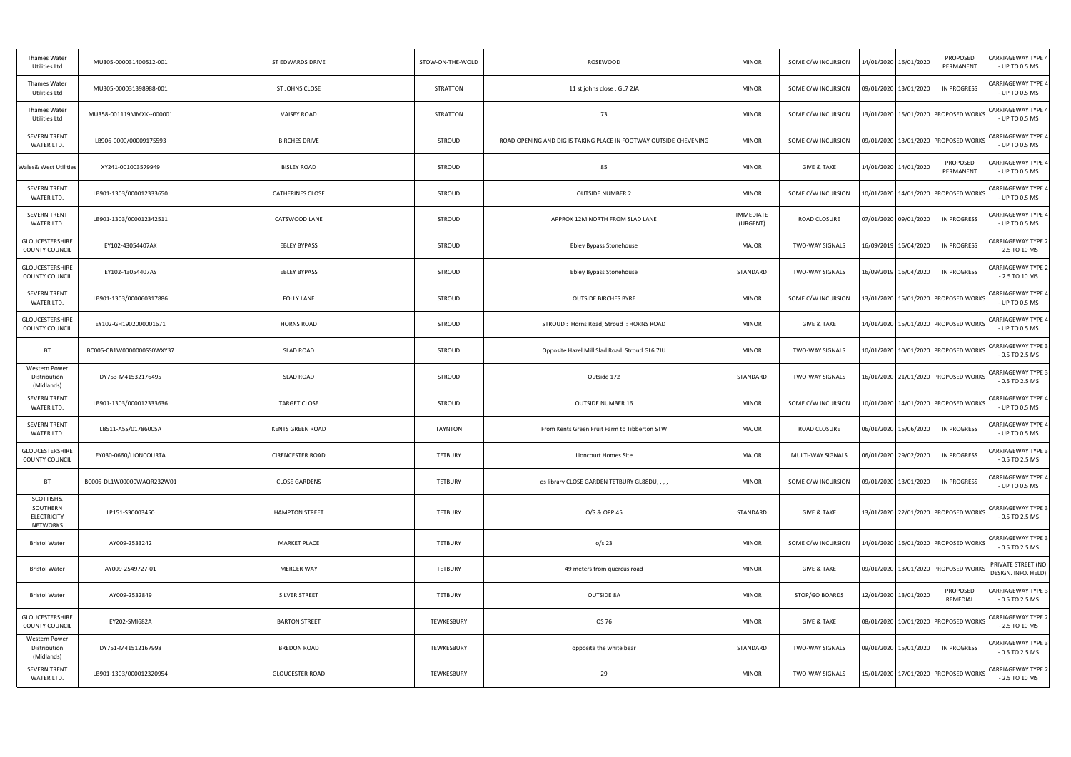| Thames Water Utilities Ltd | MU305-000031400512-001 | ST EDWARDS DRIVE | STOW-ON-THE-WOLD | ROSEWOOD | MINOR | SOME C/W INCURSION | 14/01/2020 | 16/01/2020 | PROPOSED PERMANENT | CARRIAGEWAY TYPE 4 - UP TO 0.5 MS |
|---|---|---|---|---|---|---|---|---|---|---|
| Thames Water Utilities Ltd | MU305-000031398988-001 | ST JOHNS CLOSE | STRATTON | 11 st johns close , GL7 2JA | MINOR | SOME C/W INCURSION | 09/01/2020 | 13/01/2020 | IN PROGRESS | CARRIAGEWAY TYPE 4 - UP TO 0.5 MS |
| Thames Water Utilities Ltd | MU358-001119MMXK--000001 | VAISEY ROAD | STRATTON | 73 | MINOR | SOME C/W INCURSION | 13/01/2020 | 15/01/2020 | PROPOSED WORKS | CARRIAGEWAY TYPE 4 - UP TO 0.5 MS |
| SEVERN TRENT WATER LTD. | LB906-0000/00009175593 | BIRCHES DRIVE | STROUD | ROAD OPENING AND DIG IS TAKING PLACE IN FOOTWAY OUTSIDE CHEVENING | MINOR | SOME C/W INCURSION | 09/01/2020 | 13/01/2020 | PROPOSED WORKS | CARRIAGEWAY TYPE 4 - UP TO 0.5 MS |
| Wales& West Utilities | XY241-001003579949 | BISLEY ROAD | STROUD | 85 | MINOR | GIVE & TAKE | 14/01/2020 | 14/01/2020 | PROPOSED PERMANENT | CARRIAGEWAY TYPE 4 - UP TO 0.5 MS |
| SEVERN TRENT WATER LTD. | LB901-1303/000012333650 | CATHERINES CLOSE | STROUD | OUTSIDE NUMBER 2 | MINOR | SOME C/W INCURSION | 10/01/2020 | 14/01/2020 | PROPOSED WORKS | CARRIAGEWAY TYPE 4 - UP TO 0.5 MS |
| SEVERN TRENT WATER LTD. | LB901-1303/000012342511 | CATSWOOD LANE | STROUD | APPROX 12M NORTH FROM SLAD LANE | IMMEDIATE (URGENT) | ROAD CLOSURE | 07/01/2020 | 09/01/2020 | IN PROGRESS | CARRIAGEWAY TYPE 4 - UP TO 0.5 MS |
| GLOUCESTERSHIRE COUNTY COUNCIL | EY102-43054407AK | EBLEY BYPASS | STROUD | Ebley Bypass Stonehouse | MAJOR | TWO-WAY SIGNALS | 16/09/2019 | 16/04/2020 | IN PROGRESS | CARRIAGEWAY TYPE 2 - 2.5 TO 10 MS |
| GLOUCESTERSHIRE COUNTY COUNCIL | EY102-43054407AS | EBLEY BYPASS | STROUD | Ebley Bypass Stonehouse | STANDARD | TWO-WAY SIGNALS | 16/09/2019 | 16/04/2020 | IN PROGRESS | CARRIAGEWAY TYPE 2 - 2.5 TO 10 MS |
| SEVERN TRENT WATER LTD. | LB901-1303/000060317886 | FOLLY LANE | STROUD | OUTSIDE BIRCHES BYRE | MINOR | SOME C/W INCURSION | 13/01/2020 | 15/01/2020 | PROPOSED WORKS | CARRIAGEWAY TYPE 4 - UP TO 0.5 MS |
| GLOUCESTERSHIRE COUNTY COUNCIL | EY102-GH1902000001671 | HORNS ROAD | STROUD | STROUD : Horns Road, Stroud : HORNS ROAD | MINOR | GIVE & TAKE | 14/01/2020 | 15/01/2020 | PROPOSED WORKS | CARRIAGEWAY TYPE 4 - UP TO 0.5 MS |
| BT | BC005-CB1W0000000SS0WXY37 | SLAD ROAD | STROUD | Opposite Hazel Mill Slad Road Stroud GL6 7JU | MINOR | TWO-WAY SIGNALS | 10/01/2020 | 10/01/2020 | PROPOSED WORKS | CARRIAGEWAY TYPE 3 - 0.5 TO 2.5 MS |
| Western Power Distribution (Midlands) | DY753-M41532176495 | SLAD ROAD | STROUD | Outside 172 | STANDARD | TWO-WAY SIGNALS | 16/01/2020 | 21/01/2020 | PROPOSED WORKS | CARRIAGEWAY TYPE 3 - 0.5 TO 2.5 MS |
| SEVERN TRENT WATER LTD. | LB901-1303/000012333636 | TARGET CLOSE | STROUD | OUTSIDE NUMBER 16 | MINOR | SOME C/W INCURSION | 10/01/2020 | 14/01/2020 | PROPOSED WORKS | CARRIAGEWAY TYPE 4 - UP TO 0.5 MS |
| SEVERN TRENT WATER LTD. | LB511-A5S/01786005A | KENTS GREEN ROAD | TAYNTON | From Kents Green Fruit Farm to Tibberton STW | MAJOR | ROAD CLOSURE | 06/01/2020 | 15/06/2020 | IN PROGRESS | CARRIAGEWAY TYPE 4 - UP TO 0.5 MS |
| GLOUCESTERSHIRE COUNTY COUNCIL | EY030-0660/LIONCOURTA | CIRENCESTER ROAD | TETBURY | Lioncourt Homes Site | MAJOR | MULTI-WAY SIGNALS | 06/01/2020 | 29/02/2020 | IN PROGRESS | CARRIAGEWAY TYPE 3 - 0.5 TO 2.5 MS |
| BT | BC005-DL1W00000WAQR232W01 | CLOSE GARDENS | TETBURY | os library CLOSE GARDEN TETBURY GL88DU, , , , | MINOR | SOME C/W INCURSION | 09/01/2020 | 13/01/2020 | IN PROGRESS | CARRIAGEWAY TYPE 4 - UP TO 0.5 MS |
| SCOTTISH& SOUTHERN ELECTRICITY NETWORKS | LP151-S30003450 | HAMPTON STREET | TETBURY | O/S & OPP 45 | STANDARD | GIVE & TAKE | 13/01/2020 | 22/01/2020 | PROPOSED WORKS | CARRIAGEWAY TYPE 3 - 0.5 TO 2.5 MS |
| Bristol Water | AY009-2533242 | MARKET PLACE | TETBURY | o/s 23 | MINOR | SOME C/W INCURSION | 14/01/2020 | 16/01/2020 | PROPOSED WORKS | CARRIAGEWAY TYPE 3 - 0.5 TO 2.5 MS |
| Bristol Water | AY009-2549727-01 | MERCER WAY | TETBURY | 49 meters from quercus road | MINOR | GIVE & TAKE | 09/01/2020 | 13/01/2020 | PROPOSED WORKS | PRIVATE STREET (NO DESIGN. INFO. HELD) |
| Bristol Water | AY009-2532849 | SILVER STREET | TETBURY | OUTSIDE 8A | MINOR | STOP/GO BOARDS | 12/01/2020 | 13/01/2020 | PROPOSED REMEDIAL | CARRIAGEWAY TYPE 3 - 0.5 TO 2.5 MS |
| GLOUCESTERSHIRE COUNTY COUNCIL | EY202-SMI682A | BARTON STREET | TEWKESBURY | OS 76 | MINOR | GIVE & TAKE | 08/01/2020 | 10/01/2020 | PROPOSED WORKS | CARRIAGEWAY TYPE 2 - 2.5 TO 10 MS |
| Western Power Distribution (Midlands) | DY751-M41512167998 | BREDON ROAD | TEWKESBURY | opposite the white bear | STANDARD | TWO-WAY SIGNALS | 09/01/2020 | 15/01/2020 | IN PROGRESS | CARRIAGEWAY TYPE 3 - 0.5 TO 2.5 MS |
| SEVERN TRENT WATER LTD. | LB901-1303/000012320954 | GLOUCESTER ROAD | TEWKESBURY | 29 | MINOR | TWO-WAY SIGNALS | 15/01/2020 | 17/01/2020 | PROPOSED WORKS | CARRIAGEWAY TYPE 2 - 2.5 TO 10 MS |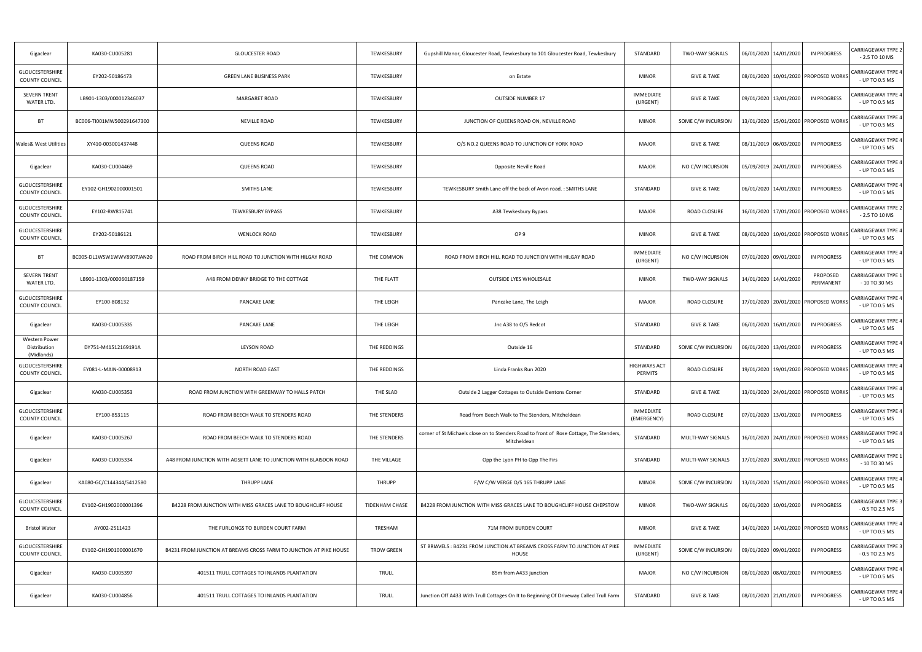| | | | | | | | | | | |
|---|---|---|---|---|---|---|---|---|---|---|
| Gigaclear | KA030-CU005281 | GLOUCESTER ROAD | TEWKESBURY | Gupshill Manor, Gloucester Road, Tewkesbury to 101 Gloucester Road, Tewkesbury | STANDARD | TWO-WAY SIGNALS | 06/01/2020 | 14/01/2020 | IN PROGRESS | CARRIAGEWAY TYPE 2 - 2.5 TO 10 MS |
| GLOUCESTERSHIRE COUNTY COUNCIL | EY202-50186473 | GREEN LANE BUSINESS PARK | TEWKESBURY | on Estate | MINOR | GIVE & TAKE | 08/01/2020 | 10/01/2020 | PROPOSED WORKS | CARRIAGEWAY TYPE 4 - UP TO 0.5 MS |
| SEVERN TRENT WATER LTD. | LB901-1303/000012346037 | MARGARET ROAD | TEWKESBURY | OUTSIDE NUMBER 17 | IMMEDIATE (URGENT) | GIVE & TAKE | 09/01/2020 | 13/01/2020 | IN PROGRESS | CARRIAGEWAY TYPE 4 - UP TO 0.5 MS |
| BT | BC006-TI001MW500291647300 | NEVILLE ROAD | TEWKESBURY | JUNCTION OF QUEENS ROAD ON, NEVILLE ROAD | MINOR | SOME C/W INCURSION | 13/01/2020 | 15/01/2020 | PROPOSED WORKS | CARRIAGEWAY TYPE 4 - UP TO 0.5 MS |
| Wales& West Utilities | XY410-003001437448 | QUEENS ROAD | TEWKESBURY | O/S NO.2 QUEENS ROAD TO JUNCTION OF YORK ROAD | MAJOR | GIVE & TAKE | 08/11/2019 | 06/03/2020 | IN PROGRESS | CARRIAGEWAY TYPE 4 - UP TO 0.5 MS |
| Gigaclear | KA030-CU004469 | QUEENS ROAD | TEWKESBURY | Opposite Neville Road | MAJOR | NO C/W INCURSION | 05/09/2019 | 24/01/2020 | IN PROGRESS | CARRIAGEWAY TYPE 4 - UP TO 0.5 MS |
| GLOUCESTERSHIRE COUNTY COUNCIL | EY102-GH1902000001501 | SMITHS LANE | TEWKESBURY | TEWKESBURY Smith Lane off the back of Avon road. : SMITHS LANE | STANDARD | GIVE & TAKE | 06/01/2020 | 14/01/2020 | IN PROGRESS | CARRIAGEWAY TYPE 4 - UP TO 0.5 MS |
| GLOUCESTERSHIRE COUNTY COUNCIL | EY102-RW815741 | TEWKESBURY BYPASS | TEWKESBURY | A38 Tewkesbury Bypass | MAJOR | ROAD CLOSURE | 16/01/2020 | 17/01/2020 | PROPOSED WORKS | CARRIAGEWAY TYPE 2 - 2.5 TO 10 MS |
| GLOUCESTERSHIRE COUNTY COUNCIL | EY202-50186121 | WENLOCK ROAD | TEWKESBURY | OP 9 | MINOR | GIVE & TAKE | 08/01/2020 | 10/01/2020 | PROPOSED WORKS | CARRIAGEWAY TYPE 4 - UP TO 0.5 MS |
| BT | BC005-DL1WSW1WWV8907JAN20 | ROAD FROM BIRCH HILL ROAD TO JUNCTION WITH HILGAY ROAD | THE COMMON | ROAD FROM BIRCH HILL ROAD TO JUNCTION WITH HILGAY ROAD | IMMEDIATE (URGENT) | NO C/W INCURSION | 07/01/2020 | 09/01/2020 | IN PROGRESS | CARRIAGEWAY TYPE 4 - UP TO 0.5 MS |
| SEVERN TRENT WATER LTD. | LB901-1303/000060187159 | A48 FROM DENNY BRIDGE TO THE COTTAGE | THE FLATT | OUTSIDE LYES WHOLESALE | MINOR | TWO-WAY SIGNALS | 14/01/2020 | 14/01/2020 | PROPOSED PERMANENT | CARRIAGEWAY TYPE 1 - 10 TO 30 MS |
| GLOUCESTERSHIRE COUNTY COUNCIL | EY100-808132 | PANCAKE LANE | THE LEIGH | Pancake Lane, The Leigh | MAJOR | ROAD CLOSURE | 17/01/2020 | 20/01/2020 | PROPOSED WORKS | CARRIAGEWAY TYPE 4 - UP TO 0.5 MS |
| Gigaclear | KA030-CU005335 | PANCAKE LANE | THE LEIGH | Jnc A38 to O/S Redcot | STANDARD | GIVE & TAKE | 06/01/2020 | 16/01/2020 | IN PROGRESS | CARRIAGEWAY TYPE 4 - UP TO 0.5 MS |
| Western Power Distribution (Midlands) | DY751-M41512169191A | LEYSON ROAD | THE REDDINGS | Outside 16 | STANDARD | SOME C/W INCURSION | 06/01/2020 | 13/01/2020 | IN PROGRESS | CARRIAGEWAY TYPE 4 - UP TO 0.5 MS |
| GLOUCESTERSHIRE COUNTY COUNCIL | EY081-L-MAIN-00008913 | NORTH ROAD EAST | THE REDDINGS | Linda Franks Run 2020 | HIGHWAYS ACT PERMITS | ROAD CLOSURE | 19/01/2020 | 19/01/2020 | PROPOSED WORKS | CARRIAGEWAY TYPE 4 - UP TO 0.5 MS |
| Gigaclear | KA030-CU005353 | ROAD FROM JUNCTION WITH GREENWAY TO HALLS PATCH | THE SLAD | Outside 2 Lagger Cottages to Outside Dentons Corner | STANDARD | GIVE & TAKE | 13/01/2020 | 24/01/2020 | PROPOSED WORKS | CARRIAGEWAY TYPE 4 - UP TO 0.5 MS |
| GLOUCESTERSHIRE COUNTY COUNCIL | EY100-853115 | ROAD FROM BEECH WALK TO STENDERS ROAD | THE STENDERS | Road from Beech Walk to The Stenders, Mitcheldean | IMMEDIATE (EMERGENCY) | ROAD CLOSURE | 07/01/2020 | 13/01/2020 | IN PROGRESS | CARRIAGEWAY TYPE 4 - UP TO 0.5 MS |
| Gigaclear | KA030-CU005267 | ROAD FROM BEECH WALK TO STENDERS ROAD | THE STENDERS | corner of St Michaels close on to Stenders Road to front of Rose Cottage, The Stenders, Mitcheldean | STANDARD | MULTI-WAY SIGNALS | 16/01/2020 | 24/01/2020 | PROPOSED WORKS | CARRIAGEWAY TYPE 4 - UP TO 0.5 MS |
| Gigaclear | KA030-CU005334 | A48 FROM JUNCTION WITH ADSETT LANE TO JUNCTION WITH BLAISDON ROAD | THE VILLAGE | Opp the Lyon PH to Opp The Firs | STANDARD | MULTI-WAY SIGNALS | 17/01/2020 | 30/01/2020 | PROPOSED WORKS | CARRIAGEWAY TYPE 1 - 10 TO 30 MS |
| Gigaclear | KA080-GC/C144344/S412580 | THRUPP LANE | THRUPP | F/W C/W VERGE O/S 165 THRUPP LANE | MINOR | SOME C/W INCURSION | 13/01/2020 | 15/01/2020 | PROPOSED WORKS | CARRIAGEWAY TYPE 4 - UP TO 0.5 MS |
| GLOUCESTERSHIRE COUNTY COUNCIL | EY102-GH1902000001396 | B4228 FROM JUNCTION WITH MISS GRACES LANE TO BOUGHCLIFF HOUSE | TIDENHAM CHASE | B4228 FROM JUNCTION WITH MISS GRACES LANE TO BOUGHCLIFF HOUSE CHEPSTOW | MINOR | TWO-WAY SIGNALS | 06/01/2020 | 10/01/2020 | IN PROGRESS | CARRIAGEWAY TYPE 3 - 0.5 TO 2.5 MS |
| Bristol Water | AY002-2511423 | THE FURLONGS TO BURDEN COURT FARM | TRESHAM | 71M FROM BURDEN COURT | MINOR | GIVE & TAKE | 14/01/2020 | 14/01/2020 | PROPOSED WORKS | CARRIAGEWAY TYPE 4 - UP TO 0.5 MS |
| GLOUCESTERSHIRE COUNTY COUNCIL | EY102-GH1901000001670 | B4231 FROM JUNCTION AT BREAMS CROSS FARM TO JUNCTION AT PIKE HOUSE | TROW GREEN | ST BRIAVELS : B4231 FROM JUNCTION AT BREAMS CROSS FARM TO JUNCTION AT PIKE HOUSE | IMMEDIATE (URGENT) | SOME C/W INCURSION | 09/01/2020 | 09/01/2020 | IN PROGRESS | CARRIAGEWAY TYPE 3 - 0.5 TO 2.5 MS |
| Gigaclear | KA030-CU005397 | 401511 TRULL COTTAGES TO INLANDS PLANTATION | TRULL | 85m from A433 junction | MAJOR | NO C/W INCURSION | 08/01/2020 | 08/02/2020 | IN PROGRESS | CARRIAGEWAY TYPE 4 - UP TO 0.5 MS |
| Gigaclear | KA030-CU004856 | 401511 TRULL COTTAGES TO INLANDS PLANTATION | TRULL | Junction Off A433 With Trull Cottages On It to Beginning Of Driveway Called Trull Farm | STANDARD | GIVE & TAKE | 08/01/2020 | 21/01/2020 | IN PROGRESS | CARRIAGEWAY TYPE 4 - UP TO 0.5 MS |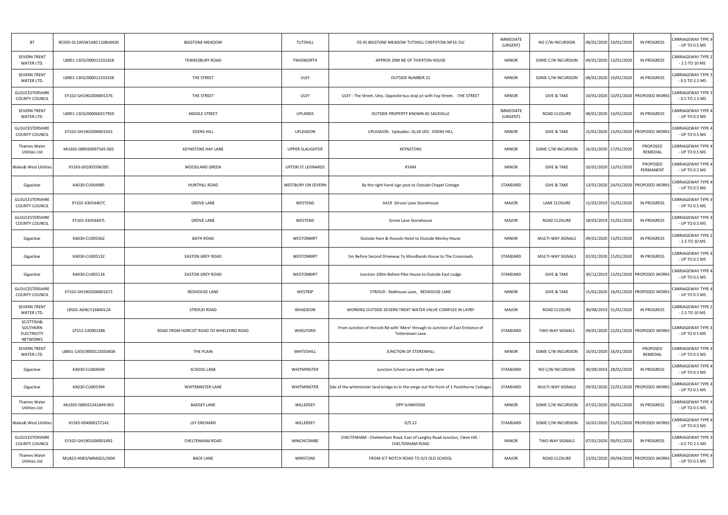| BT | BC005-DL1WSW1ABC1108JAN20 | BIGSTONE MEADOW | TUTSHILL | OS 45 BIGSTONE MEADOW TUTSHILL CHEPSTOW NP16 7JU | IMMEDIATE (URGENT) | NO C/W INCURSION | 08/01/2020 | 10/01/2020 | IN PROGRESS | CARRIAGEWAY TYPE 4 - UP TO 0.5 MS |
|---|---|---|---|---|---|---|---|---|---|---|
| SEVERN TRENT WATER LTD. | LB901-1303/000012331658 | TEWKESBURY ROAD | TWIGWORTH | APPROX 20M NE OF TIVERTON HOUSE | MINOR | SOME C/W INCURSION | 09/01/2020 | 13/01/2020 | IN PROGRESS | CARRIAGEWAY TYPE 2 - 2.5 TO 10 MS |
| SEVERN TRENT WATER LTD. | LB901-1303/000012333338 | THE STREET | ULEY | OUTSIDE NUMBER 21 | MINOR | SOME C/W INCURSION | 08/01/2020 | 10/01/2020 | IN PROGRESS | CARRIAGEWAY TYPE 3 - 0.5 TO 2.5 MS |
| GLOUCESTERSHIRE COUNTY COUNCIL | EY102-GH1902000001376 | THE STREET | ULEY | ULEY : The Street, Uley. Opposite bus stop jct with Fop Street. : THE STREET | MINOR | GIVE & TAKE | 10/01/2020 | 10/01/2020 | PROPOSED WORKS | CARRIAGEWAY TYPE 3 - 0.5 TO 2.5 MS |
| SEVERN TRENT WATER LTD. | LB901-1303/000060317959 | MIDDLE STREET | UPLANDS | OUTSIDE PROPERTY KNOWN AS SACKVILLE | IMMEDIATE (URGENT) | ROAD CLOSURE | 08/01/2020 | 10/01/2020 | IN PROGRESS | CARRIAGEWAY TYPE 4 - UP TO 0.5 MS |
| GLOUCESTERSHIRE COUNTY COUNCIL | EY102-GH1902000001563 | EDENS HILL | UPLEADON | UPLEADON : Upleadon. GL18 1ED : EDENS HILL | MINOR | GIVE & TAKE | 15/01/2020 | 15/01/2020 | PROPOSED WORKS | CARRIAGEWAY TYPE 4 - UP TO 0.5 MS |
| Thames Water Utilities Ltd | MU305-000030997545-002 | KEYNSTONS HAY LANE | UPPER SLAUGHTER | KEYNSTONS | MINOR | SOME C/W INCURSION | 16/01/2020 | 17/01/2020 | PROPOSED REMEDIAL | CARRIAGEWAY TYPE 4 - UP TO 0.5 MS |
| Wales& West Utilities | XY243-001003596285 | WOODLAND GREEN | UPTON ST LEONARDS | KYAM | MINOR | GIVE & TAKE | 10/01/2020 | 13/01/2020 | PROPOSED PERMANENT | CARRIAGEWAY TYPE 4 - UP TO 0.5 MS |
| Gigaclear | KA030-CU004985 | HUNTHILL ROAD | WESTBURY ON SEVERN | By the right hand sign post to Outside Chapel Cottage | STANDARD | GIVE & TAKE | 13/01/2020 | 24/01/2020 | PROPOSED WORKS | CARRIAGEWAY TYPE 4 - UP TO 0.5 MS |
| GLOUCESTERSHIRE COUNTY COUNCIL | EY102-43054407C | GROVE LANE | WESTEND | A419 Gtrove Lane Stonehouse | MAJOR | LANE CLOSURE | 11/03/2019 | 31/01/2020 | IN PROGRESS | CARRIAGEWAY TYPE 4 - UP TO 0.5 MS |
| GLOUCESTERSHIRE COUNTY COUNCIL | EY102-43054407L | GROVE LANE | WESTEND | Grove Lane Stonehouse | MAJOR | ROAD CLOSURE | 18/03/2019 | 31/01/2020 | IN PROGRESS | CARRIAGEWAY TYPE 4 - UP TO 0.5 MS |
| Gigaclear | KA030-CU005362 | BATH ROAD | WESTONBIRT | Outside Hare & Hounds Hotel to Outside Morley House | MINOR | MULTI-WAY SIGNALS | 09/01/2020 | 13/01/2020 | IN PROGRESS | CARRIAGEWAY TYPE 2 - 2.5 TO 10 MS |
| Gigaclear | KA030-CU005132 | EASTON GREY ROAD | WESTONBIRT | 5m Before Second Driveway To Woodlands House to The Crossroads | STANDARD | MULTI-WAY SIGNALS | 02/01/2020 | 15/01/2020 | IN PROGRESS | CARRIAGEWAY TYPE 4 - UP TO 0.5 MS |
| Gigaclear | KA030-CU005134 | EASTON GREY ROAD | WESTONBIRT | Junction 100m Before Pike House to Outside East Lodge | STANDARD | GIVE & TAKE | 30/12/2019 | 13/01/2020 | PROPOSED WORKS | CARRIAGEWAY TYPE 4 - UP TO 0.5 MS |
| GLOUCESTERSHIRE COUNTY COUNCIL | EY102-GH1902000001672 | REDHOUSE LANE | WESTRIP | STROUD : Redhouse Lane, REDHOUSE LANE | MINOR | GIVE & TAKE | 15/01/2020 | 16/01/2020 | PROPOSED WORKS | CARRIAGEWAY TYPE 4 - UP TO 0.5 MS |
| SEVERN TRENT WATER LTD. | LB501-A6W/11684012A | STROUD ROAD | WHADDON | WORKING OUTSIDE SEVERN TRENT WATER VALVE COMPLEX IN LAYBY | MAJOR | ROAD CLOSURE | 30/08/2019 | 31/01/2020 | IN PROGRESS | CARRIAGEWAY TYPE 2 - 2.5 TO 10 MS |
| SCOTTISH& SOUTHERN ELECTRICITY NETWORKS | LP151-S30003386 | ROAD FROM HORCOT ROAD TO WHELFORD ROAD | WHELFORD | From Junction of Horcott Rd with 'Mere' through to Junction of East Entrance of Totterdown Lane | STANDARD | TWO-WAY SIGNALS | 09/01/2020 | 22/01/2020 | PROPOSED WORKS | CARRIAGEWAY TYPE 4 - UP TO 0.5 MS |
| SEVERN TRENT WATER LTD. | LB901-1303/000012303360A | THE PLAIN | WHITESHILL | JUNCTION OF STOKENHILL | MINOR | SOME C/W INCURSION | 16/01/2020 | 16/01/2020 | PROPOSED REMEDIAL | CARRIAGEWAY TYPE 4 - UP TO 0.5 MS |
| Gigaclear | KA030-CU004694 | SCHOOL LANE | WHITMINSTER | Junction School Lane with Hyde Lane | STANDARD | NO C/W INCURSION | 30/09/2019 | 28/02/2020 | IN PROGRESS | CARRIAGEWAY TYPE 4 - UP TO 0.5 MS |
| Gigaclear | KA030-CU005394 | WHITMINSTER LANE | WHITMINSTER | Sde of the whitminster land bridge to In the verge out the front of 1 Packthorne Cottages | STANDARD | MULTI-WAY SIGNALS | 09/01/2020 | 22/01/2020 | PROPOSED WORKS | CARRIAGEWAY TYPE 4 - UP TO 0.5 MS |
| Thames Water Utilities Ltd | MU305-000031341849-003 | BADSEY LANE | WILLERSEY | OPP SUNNYSIDE | MINOR | SOME C/W INCURSION | 07/01/2020 | 09/01/2020 | IN PROGRESS | CARRIAGEWAY TYPE 4 - UP TO 0.5 MS |
| Wales& West Utilities | XY245-004000157143 | LEY ORCHARD | WILLERSEY | O/S 22 | STANDARD | SOME C/W INCURSION | 16/01/2020 | 21/01/2020 | PROPOSED WORKS | CARRIAGEWAY TYPE 4 - UP TO 0.5 MS |
| GLOUCESTERSHIRE COUNTY COUNCIL | EY102-GH1901000001492 | CHELTENHAM ROAD | WINCHCOMBE | CHELTENHAM : Cheltenham Road, East of Langley Road Junction, Cleve Hill. : CHELTENHAM ROAD | MINOR | TWO-WAY SIGNALS | 07/01/2020 | 09/01/2020 | IN PROGRESS | CARRIAGEWAY TYPE 3 - 0.5 TO 2.5 MS |
| Thames Water Utilities Ltd | MU823-H083/MRAG01/J004 | BACK LANE | WINSTONE | FROM JCT NOTCH ROAD TO O/S OLD SCHOOL | MAJOR | ROAD CLOSURE | 13/01/2020 | 09/04/2020 | PROPOSED WORKS | CARRIAGEWAY TYPE 4 - UP TO 0.5 MS |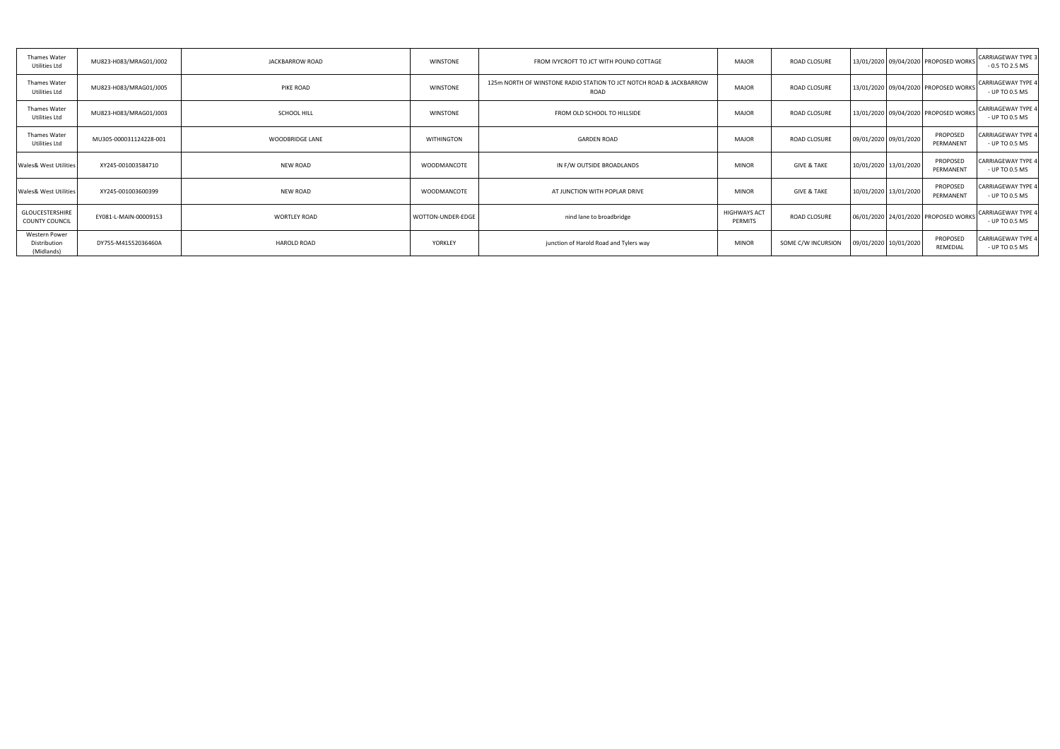| | | | | | | | | | | |
|---|---|---|---|---|---|---|---|---|---|---|
| Thames Water Utilities Ltd | MU823-H083/MRAG01/J002 | JACKBARROW ROAD | WINSTONE | FROM IVYCROFT TO JCT WITH POUND COTTAGE | MAJOR | ROAD CLOSURE | 13/01/2020 | 09/04/2020 | PROPOSED WORKS | CARRIAGEWAY TYPE 3 - 0.5 TO 2.5 MS |
| Thames Water Utilities Ltd | MU823-H083/MRAG01/J005 | PIKE ROAD | WINSTONE | 125m NORTH OF WINSTONE RADIO STATION TO JCT NOTCH ROAD & JACKBARROW ROAD | MAJOR | ROAD CLOSURE | 13/01/2020 | 09/04/2020 | PROPOSED WORKS | CARRIAGEWAY TYPE 4 - UP TO 0.5 MS |
| Thames Water Utilities Ltd | MU823-H083/MRAG01/J003 | SCHOOL HILL | WINSTONE | FROM OLD SCHOOL TO HILLSIDE | MAJOR | ROAD CLOSURE | 13/01/2020 | 09/04/2020 | PROPOSED WORKS | CARRIAGEWAY TYPE 4 - UP TO 0.5 MS |
| Thames Water Utilities Ltd | MU305-000031124228-001 | WOODBRIDGE LANE | WITHINGTON | GARDEN ROAD | MAJOR | ROAD CLOSURE | 09/01/2020 | 09/01/2020 | PROPOSED PERMANENT | CARRIAGEWAY TYPE 4 - UP TO 0.5 MS |
| Wales& West Utilities | XY245-001003584710 | NEW ROAD | WOODMANCOTE | IN F/W OUTSIDE BROADLANDS | MINOR | GIVE & TAKE | 10/01/2020 | 13/01/2020 | PROPOSED PERMANENT | CARRIAGEWAY TYPE 4 - UP TO 0.5 MS |
| Wales& West Utilities | XY245-001003600399 | NEW ROAD | WOODMANCOTE | AT JUNCTION WITH POPLAR DRIVE | MINOR | GIVE & TAKE | 10/01/2020 | 13/01/2020 | PROPOSED PERMANENT | CARRIAGEWAY TYPE 4 - UP TO 0.5 MS |
| GLOUCESTERSHIRE COUNTY COUNCIL | EY081-L-MAIN-00009153 | WORTLEY ROAD | WOTTON-UNDER-EDGE | nind lane to broadbridge | HIGHWAYS ACT PERMITS | ROAD CLOSURE | 06/01/2020 | 24/01/2020 | PROPOSED WORKS | CARRIAGEWAY TYPE 4 - UP TO 0.5 MS |
| Western Power Distribution (Midlands) | DY755-M41552036460A | HAROLD ROAD | YORKLEY | junction of Harold Road and Tylers way | MINOR | SOME C/W INCURSION | 09/01/2020 | 10/01/2020 | PROPOSED REMEDIAL | CARRIAGEWAY TYPE 4 - UP TO 0.5 MS |